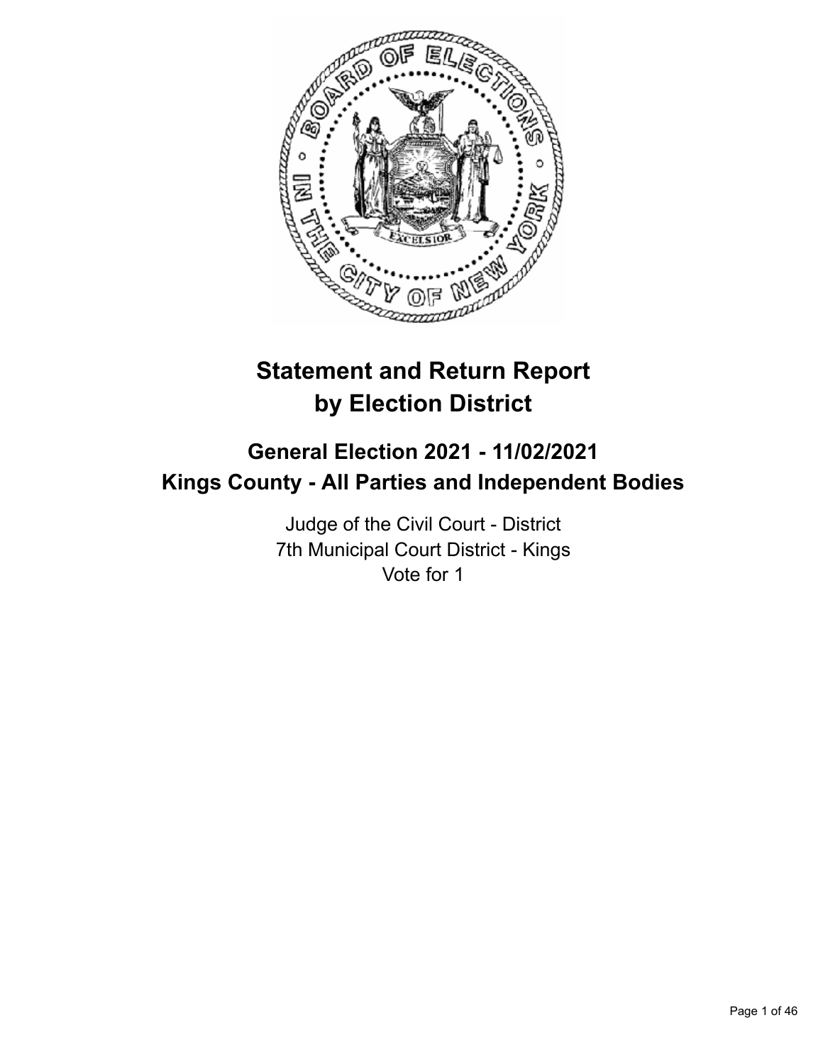# Statement and Return Report by Election District

## General Election 2021 - 11/02/2021
## Kings County - All Parties and Independent Bodies

Judge of the Civil Court - District
7th Municipal Court District - Kings
Vote for 1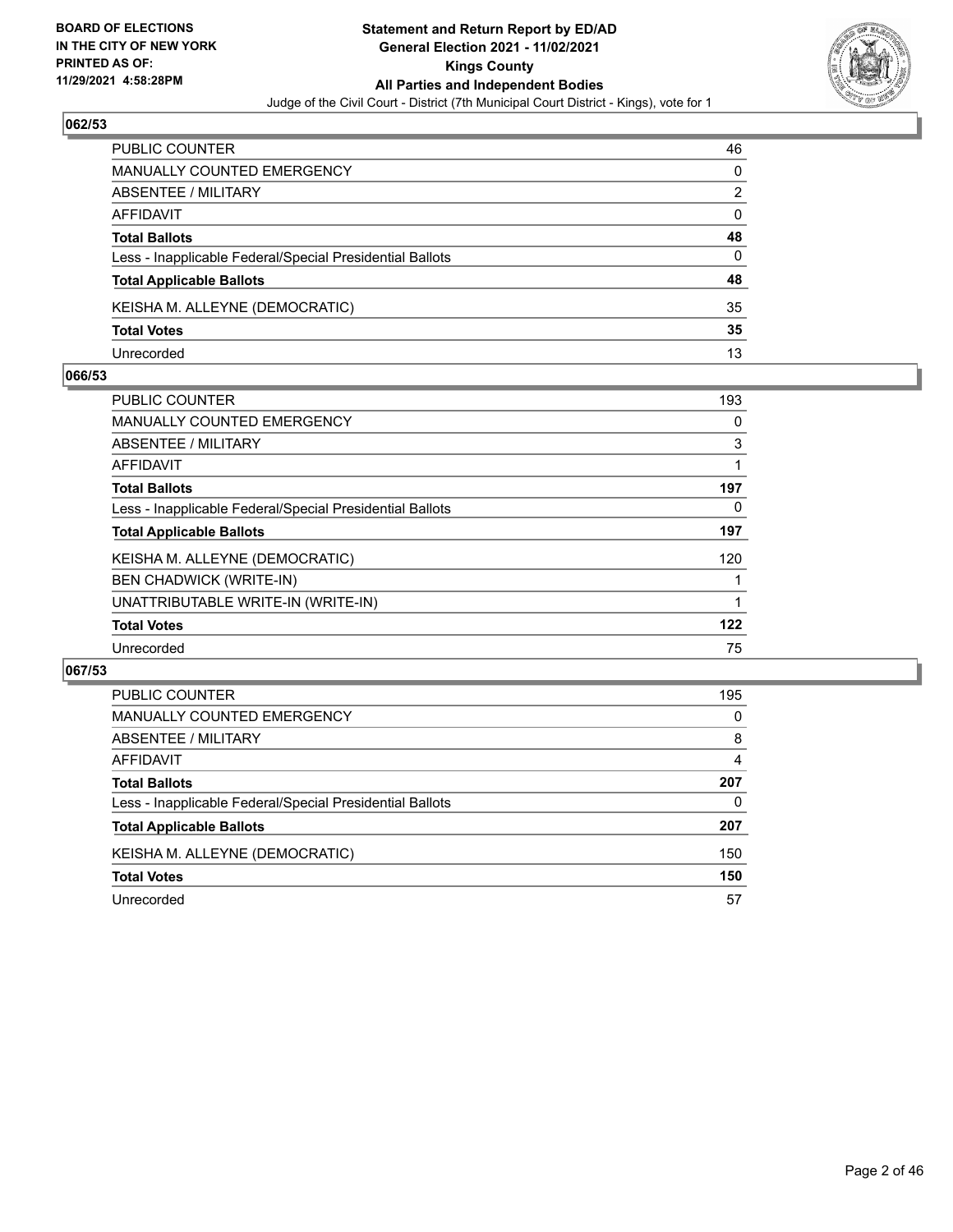## 062/53

| | |
|---|---|
| PUBLIC COUNTER | 46 |
| MANUALLY COUNTED EMERGENCY | 0 |
| ABSENTEE / MILITARY | 2 |
| AFFIDAVIT | 0 |
| **Total Ballots** | **48** |
| Less - Inapplicable Federal/Special Presidential Ballots | 0 |
| **Total Applicable Ballots** | **48** |
| KEISHA M. ALLEYNE (DEMOCRATIC) | 35 |
| **Total Votes** | **35** |
| Unrecorded | 13 |

## 066/53

| | |
|---|---|
| PUBLIC COUNTER | 193 |
| MANUALLY COUNTED EMERGENCY | 0 |
| ABSENTEE / MILITARY | 3 |
| AFFIDAVIT | 1 |
| **Total Ballots** | **197** |
| Less - Inapplicable Federal/Special Presidential Ballots | 0 |
| **Total Applicable Ballots** | **197** |
| KEISHA M. ALLEYNE (DEMOCRATIC) | 120 |
| BEN CHADWICK (WRITE-IN) | 1 |
| UNATTRIBUTABLE WRITE-IN (WRITE-IN) | 1 |
| **Total Votes** | **122** |
| Unrecorded | 75 |

## 067/53

| | |
|---|---|
| PUBLIC COUNTER | 195 |
| MANUALLY COUNTED EMERGENCY | 0 |
| ABSENTEE / MILITARY | 8 |
| AFFIDAVIT | 4 |
| **Total Ballots** | **207** |
| Less - Inapplicable Federal/Special Presidential Ballots | 0 |
| **Total Applicable Ballots** | **207** |
| KEISHA M. ALLEYNE (DEMOCRATIC) | 150 |
| **Total Votes** | **150** |
| Unrecorded | 57 |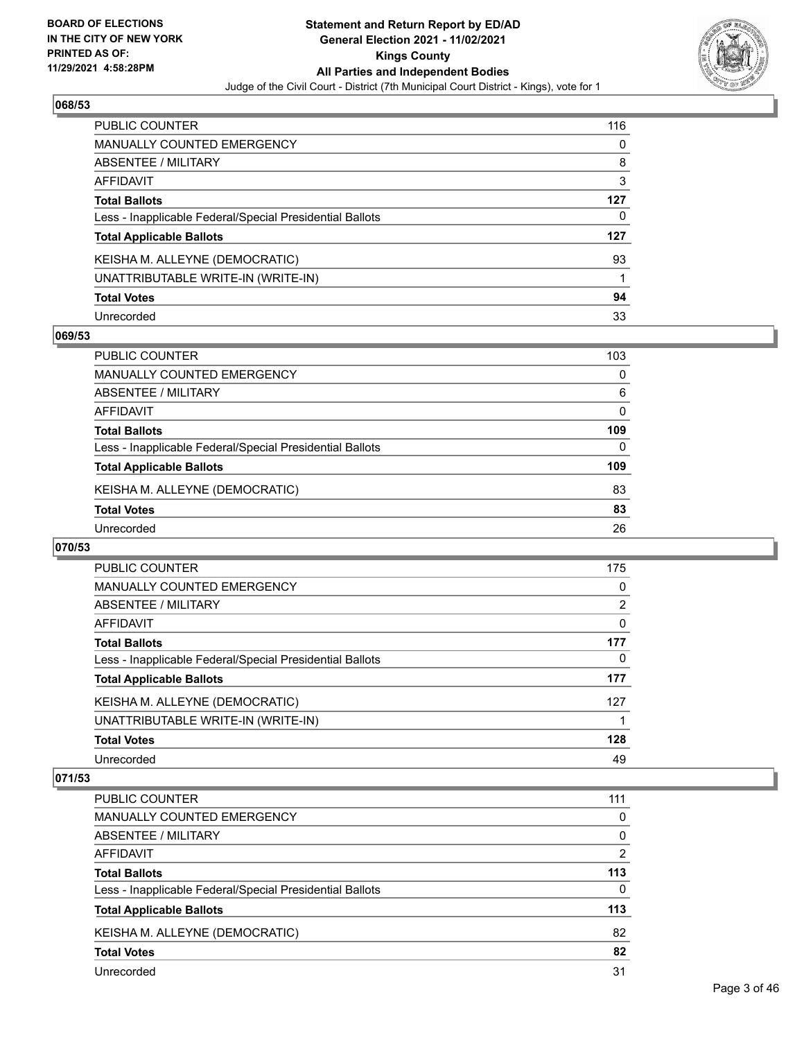## 068/53

| | |
|---|---|
| PUBLIC COUNTER | 116 |
| MANUALLY COUNTED EMERGENCY | 0 |
| ABSENTEE / MILITARY | 8 |
| AFFIDAVIT | 3 |
| **Total Ballots** | **127** |
| Less - Inapplicable Federal/Special Presidential Ballots | 0 |
| **Total Applicable Ballots** | **127** |
| KEISHA M. ALLEYNE (DEMOCRATIC) | 93 |
| UNATTRIBUTABLE WRITE-IN (WRITE-IN) | 1 |
| **Total Votes** | **94** |
| Unrecorded | 33 |

## 069/53

| | |
|---|---|
| PUBLIC COUNTER | 103 |
| MANUALLY COUNTED EMERGENCY | 0 |
| ABSENTEE / MILITARY | 6 |
| AFFIDAVIT | 0 |
| **Total Ballots** | **109** |
| Less - Inapplicable Federal/Special Presidential Ballots | 0 |
| **Total Applicable Ballots** | **109** |
| KEISHA M. ALLEYNE (DEMOCRATIC) | 83 |
| **Total Votes** | **83** |
| Unrecorded | 26 |

## 070/53

| | |
|---|---|
| PUBLIC COUNTER | 175 |
| MANUALLY COUNTED EMERGENCY | 0 |
| ABSENTEE / MILITARY | 2 |
| AFFIDAVIT | 0 |
| **Total Ballots** | **177** |
| Less - Inapplicable Federal/Special Presidential Ballots | 0 |
| **Total Applicable Ballots** | **177** |
| KEISHA M. ALLEYNE (DEMOCRATIC) | 127 |
| UNATTRIBUTABLE WRITE-IN (WRITE-IN) | 1 |
| **Total Votes** | **128** |
| Unrecorded | 49 |

## 071/53

| | |
|---|---|
| PUBLIC COUNTER | 111 |
| MANUALLY COUNTED EMERGENCY | 0 |
| ABSENTEE / MILITARY | 0 |
| AFFIDAVIT | 2 |
| **Total Ballots** | **113** |
| Less - Inapplicable Federal/Special Presidential Ballots | 0 |
| **Total Applicable Ballots** | **113** |
| KEISHA M. ALLEYNE (DEMOCRATIC) | 82 |
| **Total Votes** | **82** |
| Unrecorded | 31 |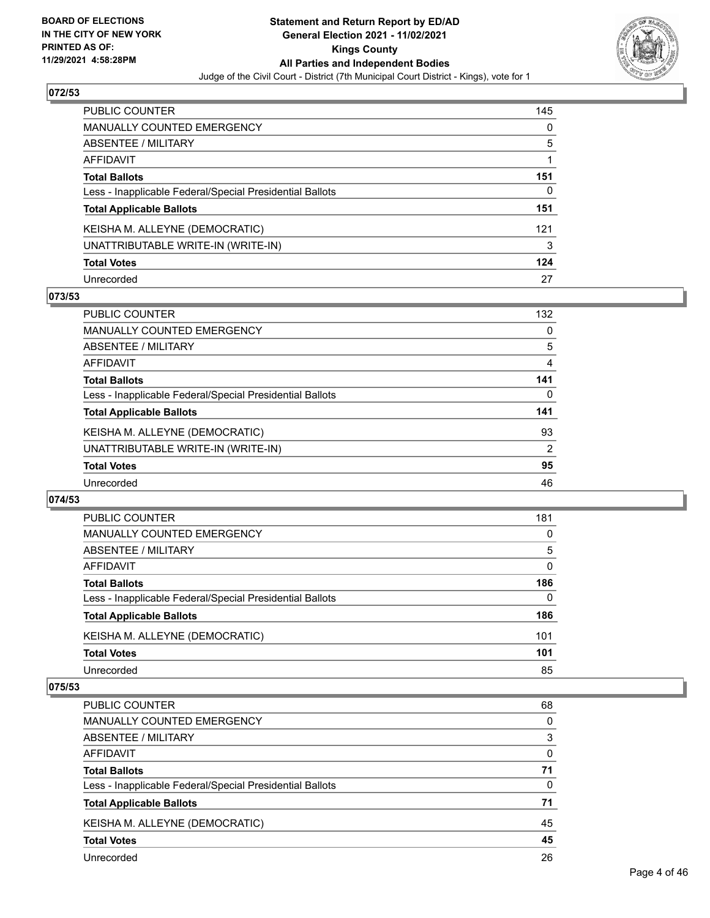## 072/53

| | |
|---|---|
| PUBLIC COUNTER | 145 |
| MANUALLY COUNTED EMERGENCY | 0 |
| ABSENTEE / MILITARY | 5 |
| AFFIDAVIT | 1 |
| **Total Ballots** | **151** |
| Less - Inapplicable Federal/Special Presidential Ballots | 0 |
| **Total Applicable Ballots** | **151** |
| KEISHA M. ALLEYNE (DEMOCRATIC) | 121 |
| UNATTRIBUTABLE WRITE-IN (WRITE-IN) | 3 |
| **Total Votes** | **124** |
| Unrecorded | 27 |

## 073/53

| | |
|---|---|
| PUBLIC COUNTER | 132 |
| MANUALLY COUNTED EMERGENCY | 0 |
| ABSENTEE / MILITARY | 5 |
| AFFIDAVIT | 4 |
| **Total Ballots** | **141** |
| Less - Inapplicable Federal/Special Presidential Ballots | 0 |
| **Total Applicable Ballots** | **141** |
| KEISHA M. ALLEYNE (DEMOCRATIC) | 93 |
| UNATTRIBUTABLE WRITE-IN (WRITE-IN) | 2 |
| **Total Votes** | **95** |
| Unrecorded | 46 |

## 074/53

| | |
|---|---|
| PUBLIC COUNTER | 181 |
| MANUALLY COUNTED EMERGENCY | 0 |
| ABSENTEE / MILITARY | 5 |
| AFFIDAVIT | 0 |
| **Total Ballots** | **186** |
| Less - Inapplicable Federal/Special Presidential Ballots | 0 |
| **Total Applicable Ballots** | **186** |
| KEISHA M. ALLEYNE (DEMOCRATIC) | 101 |
| **Total Votes** | **101** |
| Unrecorded | 85 |

## 075/53

| | |
|---|---|
| PUBLIC COUNTER | 68 |
| MANUALLY COUNTED EMERGENCY | 0 |
| ABSENTEE / MILITARY | 3 |
| AFFIDAVIT | 0 |
| **Total Ballots** | **71** |
| Less - Inapplicable Federal/Special Presidential Ballots | 0 |
| **Total Applicable Ballots** | **71** |
| KEISHA M. ALLEYNE (DEMOCRATIC) | 45 |
| **Total Votes** | **45** |
| Unrecorded | 26 |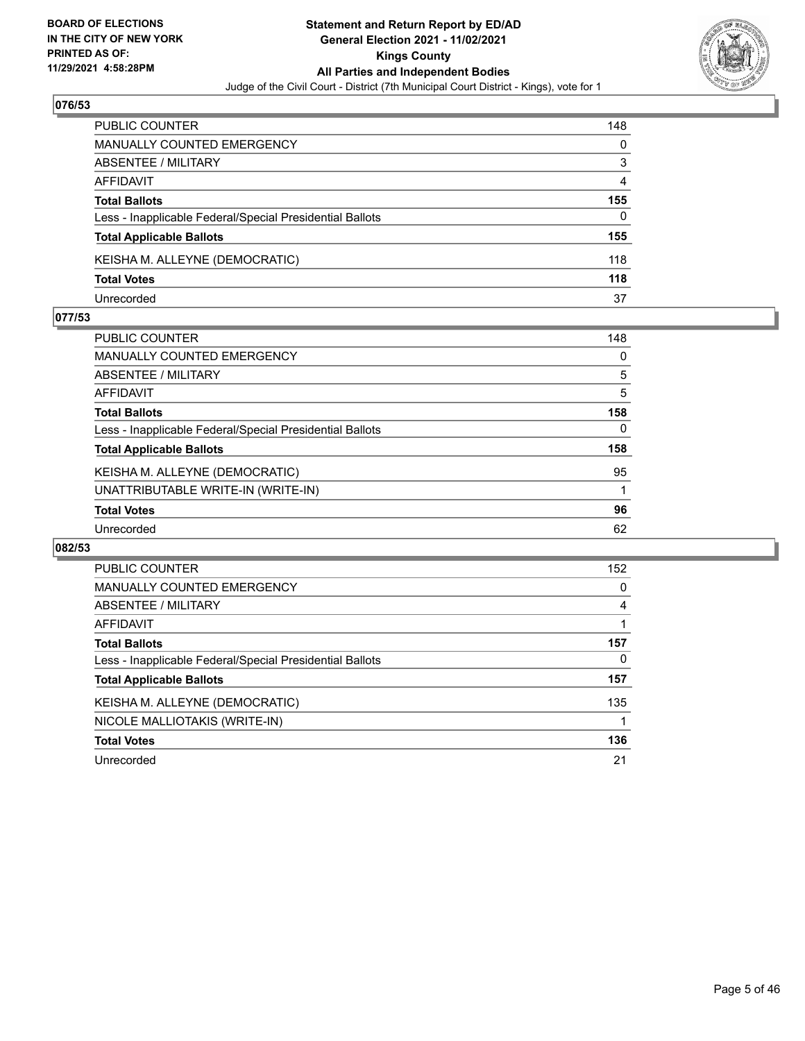**BOARD OF ELECTIONS IN THE CITY OF NEW YORK PRINTED AS OF: 11/29/2021 4:58:28PM**

**Statement and Return Report by ED/AD General Election 2021 - 11/02/2021 Kings County All Parties and Independent Bodies**

Judge of the Civil Court - District (7th Municipal Court District - Kings), vote for 1

## 076/53

| | |
|---|---|
| PUBLIC COUNTER | 148 |
| MANUALLY COUNTED EMERGENCY | 0 |
| ABSENTEE / MILITARY | 3 |
| AFFIDAVIT | 4 |
| **Total Ballots** | **155** |
| Less - Inapplicable Federal/Special Presidential Ballots | 0 |
| **Total Applicable Ballots** | **155** |
| KEISHA M. ALLEYNE (DEMOCRATIC) | 118 |
| **Total Votes** | **118** |
| Unrecorded | 37 |

## 077/53

| | |
|---|---|
| PUBLIC COUNTER | 148 |
| MANUALLY COUNTED EMERGENCY | 0 |
| ABSENTEE / MILITARY | 5 |
| AFFIDAVIT | 5 |
| **Total Ballots** | **158** |
| Less - Inapplicable Federal/Special Presidential Ballots | 0 |
| **Total Applicable Ballots** | **158** |
| KEISHA M. ALLEYNE (DEMOCRATIC) | 95 |
| UNATTRIBUTABLE WRITE-IN (WRITE-IN) | 1 |
| **Total Votes** | **96** |
| Unrecorded | 62 |

## 082/53

| | |
|---|---|
| PUBLIC COUNTER | 152 |
| MANUALLY COUNTED EMERGENCY | 0 |
| ABSENTEE / MILITARY | 4 |
| AFFIDAVIT | 1 |
| **Total Ballots** | **157** |
| Less - Inapplicable Federal/Special Presidential Ballots | 0 |
| **Total Applicable Ballots** | **157** |
| KEISHA M. ALLEYNE (DEMOCRATIC) | 135 |
| NICOLE MALLIOTAKIS (WRITE-IN) | 1 |
| **Total Votes** | **136** |
| Unrecorded | 21 |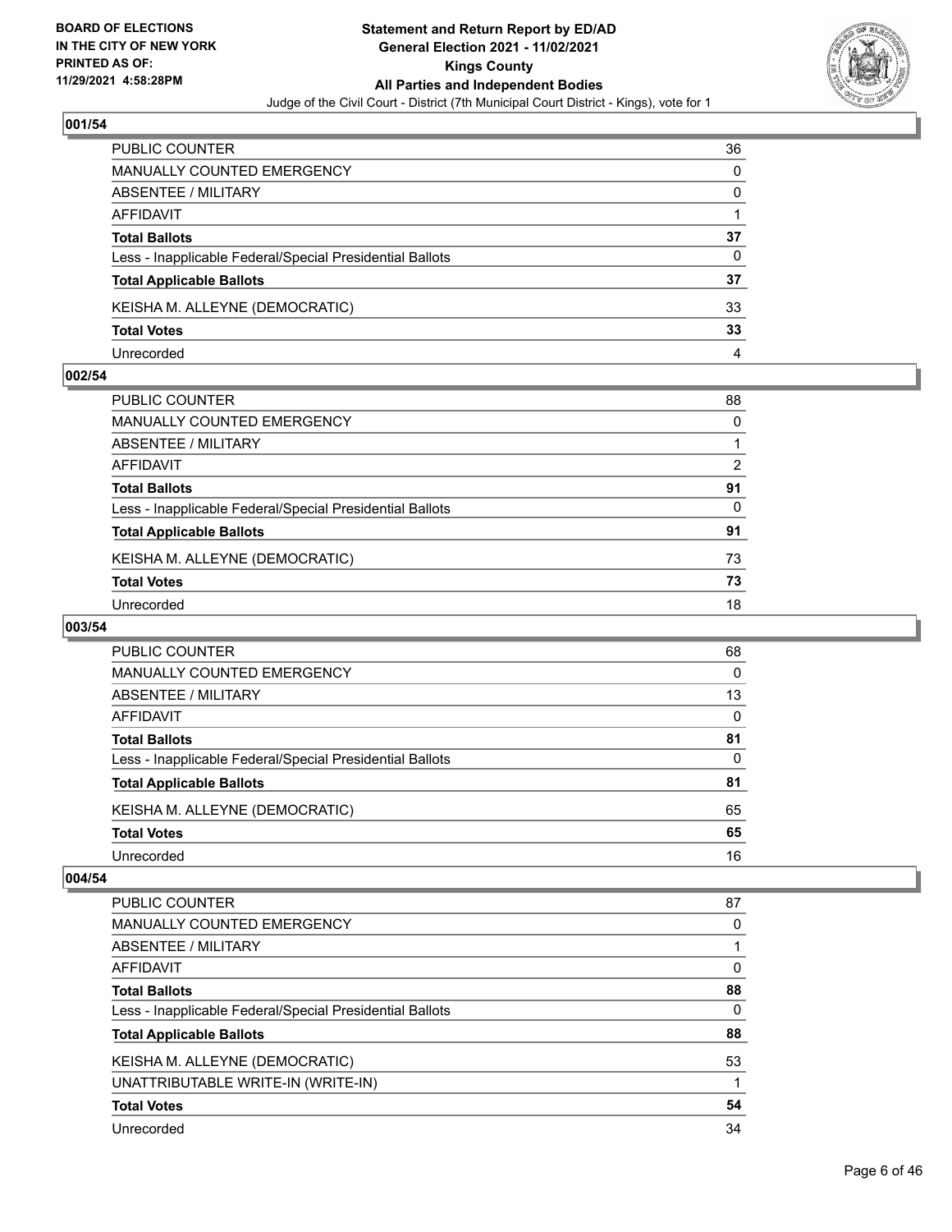**BOARD OF ELECTIONS IN THE CITY OF NEW YORK PRINTED AS OF: 11/29/2021 4:58:28PM**

**Statement and Return Report by ED/AD General Election 2021 - 11/02/2021 Kings County All Parties and Independent Bodies**

Judge of the Civil Court - District (7th Municipal Court District - Kings), vote for 1

### 001/54

| | |
|---|---|
| PUBLIC COUNTER | 36 |
| MANUALLY COUNTED EMERGENCY | 0 |
| ABSENTEE / MILITARY | 0 |
| AFFIDAVIT | 1 |
| **Total Ballots** | **37** |
| Less - Inapplicable Federal/Special Presidential Ballots | 0 |
| **Total Applicable Ballots** | **37** |
| KEISHA M. ALLEYNE (DEMOCRATIC) | 33 |
| **Total Votes** | **33** |
| Unrecorded | 4 |

### 002/54

| | |
|---|---|
| PUBLIC COUNTER | 88 |
| MANUALLY COUNTED EMERGENCY | 0 |
| ABSENTEE / MILITARY | 1 |
| AFFIDAVIT | 2 |
| **Total Ballots** | **91** |
| Less - Inapplicable Federal/Special Presidential Ballots | 0 |
| **Total Applicable Ballots** | **91** |
| KEISHA M. ALLEYNE (DEMOCRATIC) | 73 |
| **Total Votes** | **73** |
| Unrecorded | 18 |

### 003/54

| | |
|---|---|
| PUBLIC COUNTER | 68 |
| MANUALLY COUNTED EMERGENCY | 0 |
| ABSENTEE / MILITARY | 13 |
| AFFIDAVIT | 0 |
| **Total Ballots** | **81** |
| Less - Inapplicable Federal/Special Presidential Ballots | 0 |
| **Total Applicable Ballots** | **81** |
| KEISHA M. ALLEYNE (DEMOCRATIC) | 65 |
| **Total Votes** | **65** |
| Unrecorded | 16 |

### 004/54

| | |
|---|---|
| PUBLIC COUNTER | 87 |
| MANUALLY COUNTED EMERGENCY | 0 |
| ABSENTEE / MILITARY | 1 |
| AFFIDAVIT | 0 |
| **Total Ballots** | **88** |
| Less - Inapplicable Federal/Special Presidential Ballots | 0 |
| **Total Applicable Ballots** | **88** |
| KEISHA M. ALLEYNE (DEMOCRATIC) | 53 |
| UNATTRIBUTABLE WRITE-IN (WRITE-IN) | 1 |
| **Total Votes** | **54** |
| Unrecorded | 34 |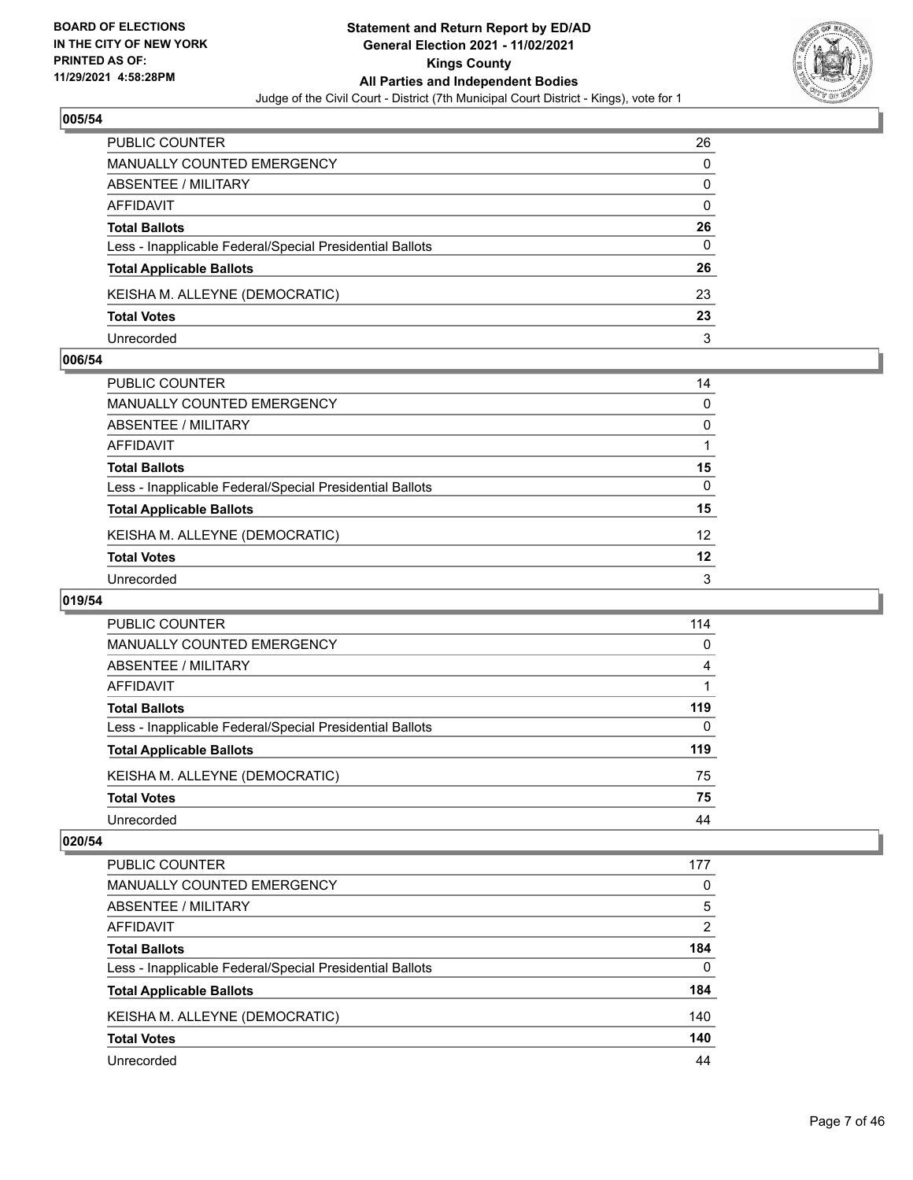## 005/54

| | |
|---|---|
| PUBLIC COUNTER | 26 |
| MANUALLY COUNTED EMERGENCY | 0 |
| ABSENTEE / MILITARY | 0 |
| AFFIDAVIT | 0 |
| **Total Ballots** | **26** |
| Less - Inapplicable Federal/Special Presidential Ballots | 0 |
| **Total Applicable Ballots** | **26** |
| KEISHA M. ALLEYNE (DEMOCRATIC) | 23 |
| **Total Votes** | **23** |
| Unrecorded | 3 |

## 006/54

| | |
|---|---|
| PUBLIC COUNTER | 14 |
| MANUALLY COUNTED EMERGENCY | 0 |
| ABSENTEE / MILITARY | 0 |
| AFFIDAVIT | 1 |
| **Total Ballots** | **15** |
| Less - Inapplicable Federal/Special Presidential Ballots | 0 |
| **Total Applicable Ballots** | **15** |
| KEISHA M. ALLEYNE (DEMOCRATIC) | 12 |
| **Total Votes** | **12** |
| Unrecorded | 3 |

## 019/54

| | |
|---|---|
| PUBLIC COUNTER | 114 |
| MANUALLY COUNTED EMERGENCY | 0 |
| ABSENTEE / MILITARY | 4 |
| AFFIDAVIT | 1 |
| **Total Ballots** | **119** |
| Less - Inapplicable Federal/Special Presidential Ballots | 0 |
| **Total Applicable Ballots** | **119** |
| KEISHA M. ALLEYNE (DEMOCRATIC) | 75 |
| **Total Votes** | **75** |
| Unrecorded | 44 |

## 020/54

| | |
|---|---|
| PUBLIC COUNTER | 177 |
| MANUALLY COUNTED EMERGENCY | 0 |
| ABSENTEE / MILITARY | 5 |
| AFFIDAVIT | 2 |
| **Total Ballots** | **184** |
| Less - Inapplicable Federal/Special Presidential Ballots | 0 |
| **Total Applicable Ballots** | **184** |
| KEISHA M. ALLEYNE (DEMOCRATIC) | 140 |
| **Total Votes** | **140** |
| Unrecorded | 44 |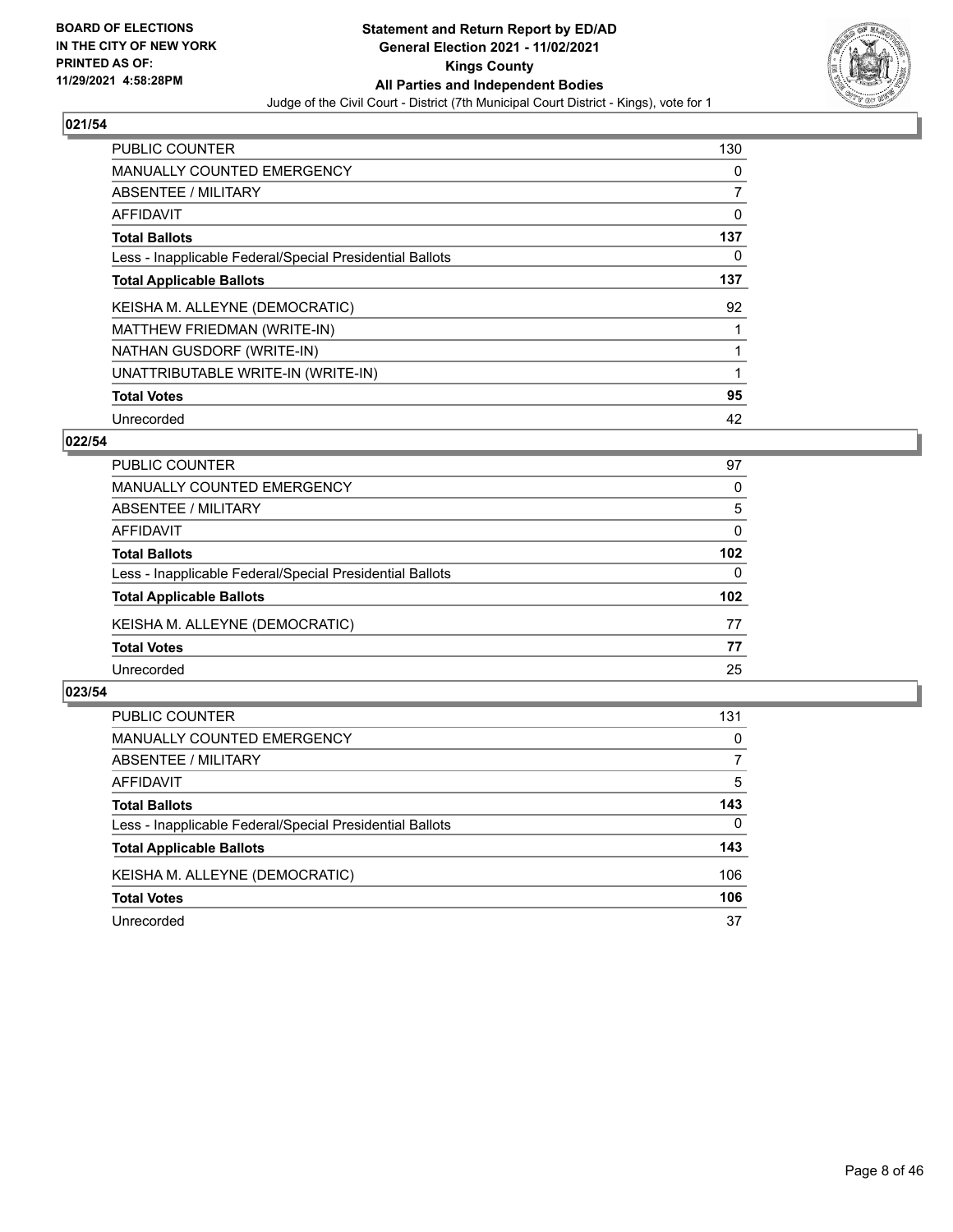## 021/54

| | |
|---|---|
| PUBLIC COUNTER | 130 |
| MANUALLY COUNTED EMERGENCY | 0 |
| ABSENTEE / MILITARY | 7 |
| AFFIDAVIT | 0 |
| **Total Ballots** | **137** |
| Less - Inapplicable Federal/Special Presidential Ballots | 0 |
| **Total Applicable Ballots** | **137** |
| KEISHA M. ALLEYNE (DEMOCRATIC) | 92 |
| MATTHEW FRIEDMAN (WRITE-IN) | 1 |
| NATHAN GUSDORF (WRITE-IN) | 1 |
| UNATTRIBUTABLE WRITE-IN (WRITE-IN) | 1 |
| **Total Votes** | **95** |
| Unrecorded | 42 |

## 022/54

| | |
|---|---|
| PUBLIC COUNTER | 97 |
| MANUALLY COUNTED EMERGENCY | 0 |
| ABSENTEE / MILITARY | 5 |
| AFFIDAVIT | 0 |
| **Total Ballots** | **102** |
| Less - Inapplicable Federal/Special Presidential Ballots | 0 |
| **Total Applicable Ballots** | **102** |
| KEISHA M. ALLEYNE (DEMOCRATIC) | 77 |
| **Total Votes** | **77** |
| Unrecorded | 25 |

## 023/54

| | |
|---|---|
| PUBLIC COUNTER | 131 |
| MANUALLY COUNTED EMERGENCY | 0 |
| ABSENTEE / MILITARY | 7 |
| AFFIDAVIT | 5 |
| **Total Ballots** | **143** |
| Less - Inapplicable Federal/Special Presidential Ballots | 0 |
| **Total Applicable Ballots** | **143** |
| KEISHA M. ALLEYNE (DEMOCRATIC) | 106 |
| **Total Votes** | **106** |
| Unrecorded | 37 |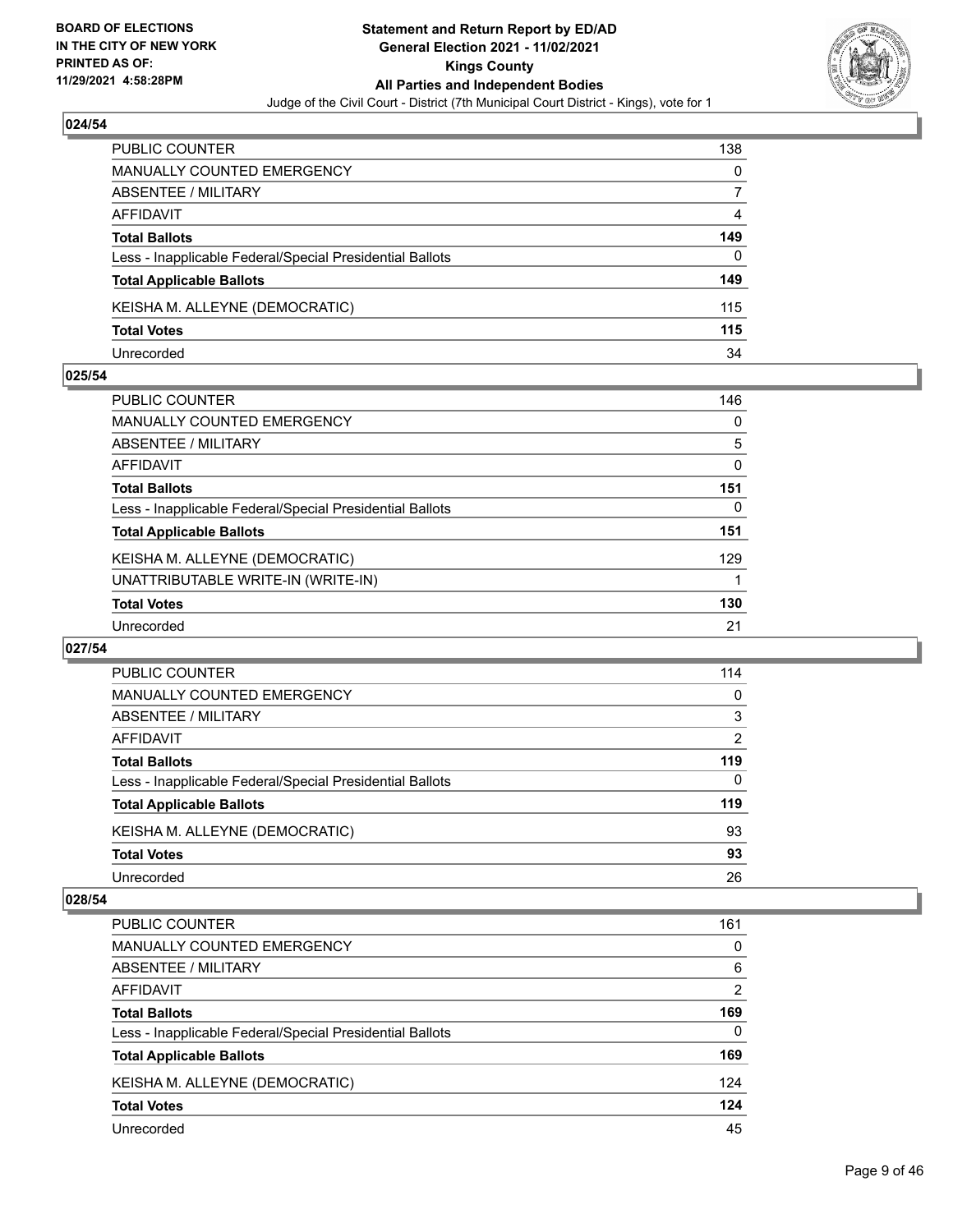## 024/54

| | |
|---|---|
| PUBLIC COUNTER | 138 |
| MANUALLY COUNTED EMERGENCY | 0 |
| ABSENTEE / MILITARY | 7 |
| AFFIDAVIT | 4 |
| **Total Ballots** | **149** |
| Less - Inapplicable Federal/Special Presidential Ballots | 0 |
| **Total Applicable Ballots** | **149** |
| KEISHA M. ALLEYNE (DEMOCRATIC) | 115 |
| **Total Votes** | **115** |
| Unrecorded | 34 |

## 025/54

| | |
|---|---|
| PUBLIC COUNTER | 146 |
| MANUALLY COUNTED EMERGENCY | 0 |
| ABSENTEE / MILITARY | 5 |
| AFFIDAVIT | 0 |
| **Total Ballots** | **151** |
| Less - Inapplicable Federal/Special Presidential Ballots | 0 |
| **Total Applicable Ballots** | **151** |
| KEISHA M. ALLEYNE (DEMOCRATIC) | 129 |
| UNATTRIBUTABLE WRITE-IN (WRITE-IN) | 1 |
| **Total Votes** | **130** |
| Unrecorded | 21 |

## 027/54

| | |
|---|---|
| PUBLIC COUNTER | 114 |
| MANUALLY COUNTED EMERGENCY | 0 |
| ABSENTEE / MILITARY | 3 |
| AFFIDAVIT | 2 |
| **Total Ballots** | **119** |
| Less - Inapplicable Federal/Special Presidential Ballots | 0 |
| **Total Applicable Ballots** | **119** |
| KEISHA M. ALLEYNE (DEMOCRATIC) | 93 |
| **Total Votes** | **93** |
| Unrecorded | 26 |

## 028/54

| | |
|---|---|
| PUBLIC COUNTER | 161 |
| MANUALLY COUNTED EMERGENCY | 0 |
| ABSENTEE / MILITARY | 6 |
| AFFIDAVIT | 2 |
| **Total Ballots** | **169** |
| Less - Inapplicable Federal/Special Presidential Ballots | 0 |
| **Total Applicable Ballots** | **169** |
| KEISHA M. ALLEYNE (DEMOCRATIC) | 124 |
| **Total Votes** | **124** |
| Unrecorded | 45 |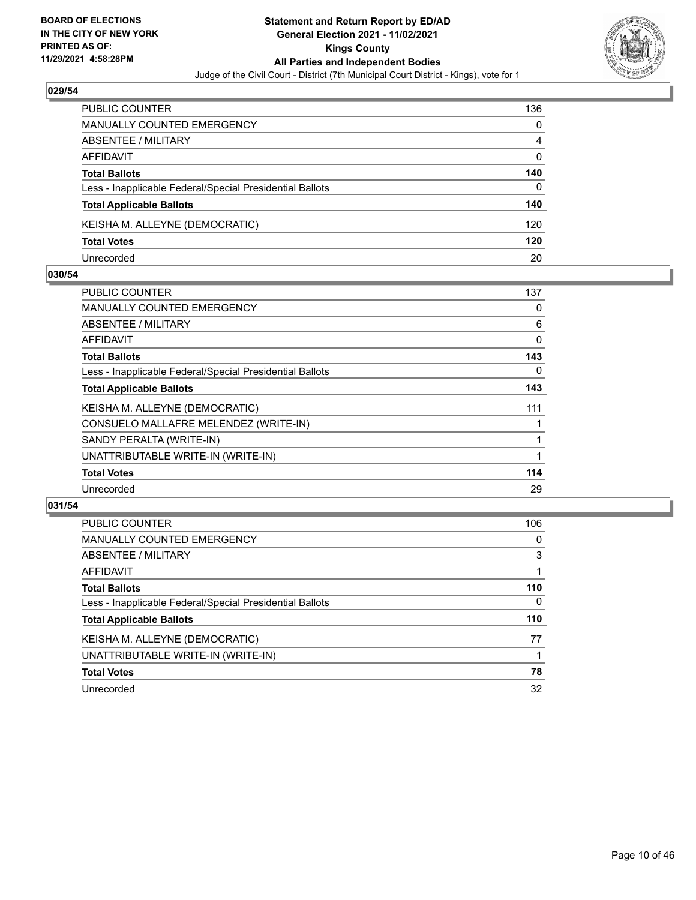## 029/54

| | |
|---|---|
| PUBLIC COUNTER | 136 |
| MANUALLY COUNTED EMERGENCY | 0 |
| ABSENTEE / MILITARY | 4 |
| AFFIDAVIT | 0 |
| **Total Ballots** | **140** |
| Less - Inapplicable Federal/Special Presidential Ballots | 0 |
| **Total Applicable Ballots** | **140** |
| KEISHA M. ALLEYNE (DEMOCRATIC) | 120 |
| **Total Votes** | **120** |
| Unrecorded | 20 |

## 030/54

| | |
|---|---|
| PUBLIC COUNTER | 137 |
| MANUALLY COUNTED EMERGENCY | 0 |
| ABSENTEE / MILITARY | 6 |
| AFFIDAVIT | 0 |
| **Total Ballots** | **143** |
| Less - Inapplicable Federal/Special Presidential Ballots | 0 |
| **Total Applicable Ballots** | **143** |
| KEISHA M. ALLEYNE (DEMOCRATIC) | 111 |
| CONSUELO MALLAFRE MELENDEZ (WRITE-IN) | 1 |
| SANDY PERALTA (WRITE-IN) | 1 |
| UNATTRIBUTABLE WRITE-IN (WRITE-IN) | 1 |
| **Total Votes** | **114** |
| Unrecorded | 29 |

## 031/54

| | |
|---|---|
| PUBLIC COUNTER | 106 |
| MANUALLY COUNTED EMERGENCY | 0 |
| ABSENTEE / MILITARY | 3 |
| AFFIDAVIT | 1 |
| **Total Ballots** | **110** |
| Less - Inapplicable Federal/Special Presidential Ballots | 0 |
| **Total Applicable Ballots** | **110** |
| KEISHA M. ALLEYNE (DEMOCRATIC) | 77 |
| UNATTRIBUTABLE WRITE-IN (WRITE-IN) | 1 |
| **Total Votes** | **78** |
| Unrecorded | 32 |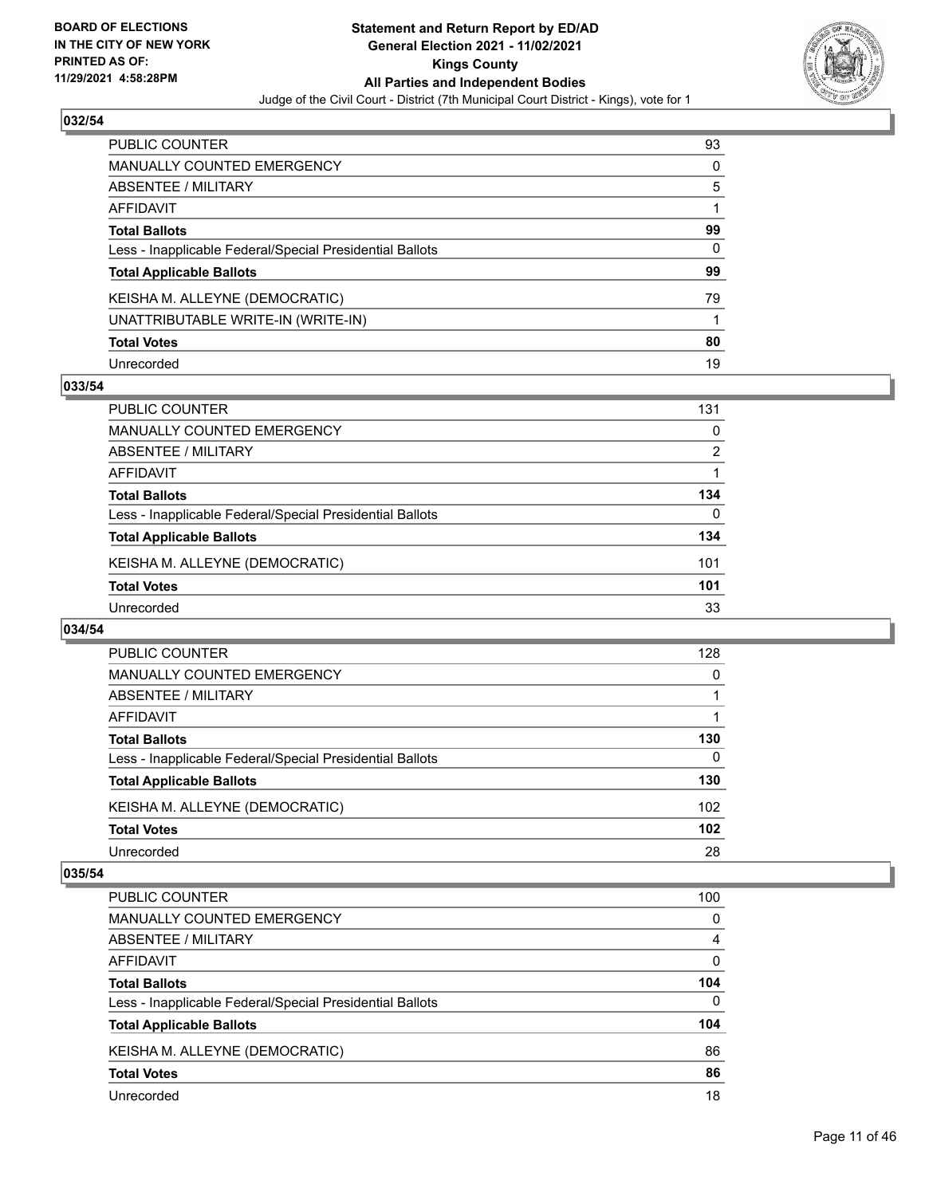### 032/54

| | |
|---|---|
| PUBLIC COUNTER | 93 |
| MANUALLY COUNTED EMERGENCY | 0 |
| ABSENTEE / MILITARY | 5 |
| AFFIDAVIT | 1 |
| **Total Ballots** | **99** |
| Less - Inapplicable Federal/Special Presidential Ballots | 0 |
| **Total Applicable Ballots** | **99** |
| KEISHA M. ALLEYNE (DEMOCRATIC) | 79 |
| UNATTRIBUTABLE WRITE-IN (WRITE-IN) | 1 |
| **Total Votes** | **80** |
| Unrecorded | 19 |

### 033/54

| | |
|---|---|
| PUBLIC COUNTER | 131 |
| MANUALLY COUNTED EMERGENCY | 0 |
| ABSENTEE / MILITARY | 2 |
| AFFIDAVIT | 1 |
| **Total Ballots** | **134** |
| Less - Inapplicable Federal/Special Presidential Ballots | 0 |
| **Total Applicable Ballots** | **134** |
| KEISHA M. ALLEYNE (DEMOCRATIC) | 101 |
| **Total Votes** | **101** |
| Unrecorded | 33 |

### 034/54

| | |
|---|---|
| PUBLIC COUNTER | 128 |
| MANUALLY COUNTED EMERGENCY | 0 |
| ABSENTEE / MILITARY | 1 |
| AFFIDAVIT | 1 |
| **Total Ballots** | **130** |
| Less - Inapplicable Federal/Special Presidential Ballots | 0 |
| **Total Applicable Ballots** | **130** |
| KEISHA M. ALLEYNE (DEMOCRATIC) | 102 |
| **Total Votes** | **102** |
| Unrecorded | 28 |

### 035/54

| | |
|---|---|
| PUBLIC COUNTER | 100 |
| MANUALLY COUNTED EMERGENCY | 0 |
| ABSENTEE / MILITARY | 4 |
| AFFIDAVIT | 0 |
| **Total Ballots** | **104** |
| Less - Inapplicable Federal/Special Presidential Ballots | 0 |
| **Total Applicable Ballots** | **104** |
| KEISHA M. ALLEYNE (DEMOCRATIC) | 86 |
| **Total Votes** | **86** |
| Unrecorded | 18 |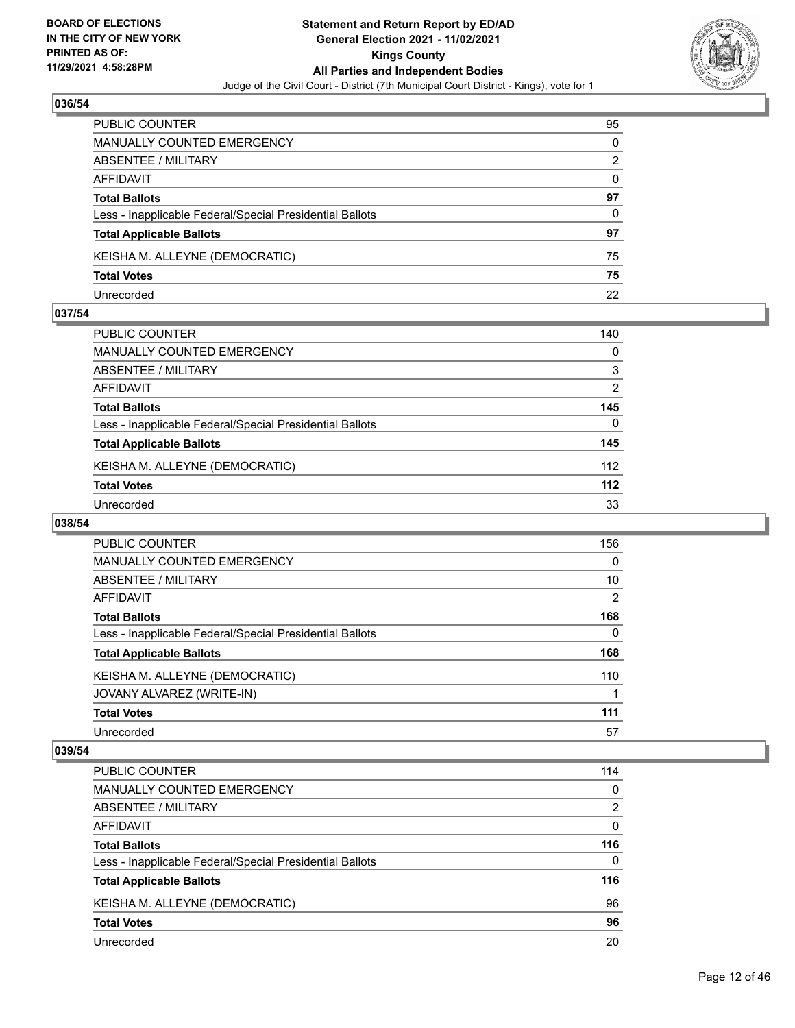**BOARD OF ELECTIONS IN THE CITY OF NEW YORK PRINTED AS OF: 11/29/2021 4:58:28PM**

**Statement and Return Report by ED/AD General Election 2021 - 11/02/2021 Kings County All Parties and Independent Bodies**

Judge of the Civil Court - District (7th Municipal Court District - Kings), vote for 1

### 036/54

| | |
|---|---|
| PUBLIC COUNTER | 95 |
| MANUALLY COUNTED EMERGENCY | 0 |
| ABSENTEE / MILITARY | 2 |
| AFFIDAVIT | 0 |
| **Total Ballots** | **97** |
| Less - Inapplicable Federal/Special Presidential Ballots | 0 |
| **Total Applicable Ballots** | **97** |
| KEISHA M. ALLEYNE (DEMOCRATIC) | 75 |
| **Total Votes** | **75** |
| Unrecorded | 22 |

### 037/54

| | |
|---|---|
| PUBLIC COUNTER | 140 |
| MANUALLY COUNTED EMERGENCY | 0 |
| ABSENTEE / MILITARY | 3 |
| AFFIDAVIT | 2 |
| **Total Ballots** | **145** |
| Less - Inapplicable Federal/Special Presidential Ballots | 0 |
| **Total Applicable Ballots** | **145** |
| KEISHA M. ALLEYNE (DEMOCRATIC) | 112 |
| **Total Votes** | **112** |
| Unrecorded | 33 |

### 038/54

| | |
|---|---|
| PUBLIC COUNTER | 156 |
| MANUALLY COUNTED EMERGENCY | 0 |
| ABSENTEE / MILITARY | 10 |
| AFFIDAVIT | 2 |
| **Total Ballots** | **168** |
| Less - Inapplicable Federal/Special Presidential Ballots | 0 |
| **Total Applicable Ballots** | **168** |
| KEISHA M. ALLEYNE (DEMOCRATIC) | 110 |
| JOVANY ALVAREZ (WRITE-IN) | 1 |
| **Total Votes** | **111** |
| Unrecorded | 57 |

### 039/54

| | |
|---|---|
| PUBLIC COUNTER | 114 |
| MANUALLY COUNTED EMERGENCY | 0 |
| ABSENTEE / MILITARY | 2 |
| AFFIDAVIT | 0 |
| **Total Ballots** | **116** |
| Less - Inapplicable Federal/Special Presidential Ballots | 0 |
| **Total Applicable Ballots** | **116** |
| KEISHA M. ALLEYNE (DEMOCRATIC) | 96 |
| **Total Votes** | **96** |
| Unrecorded | 20 |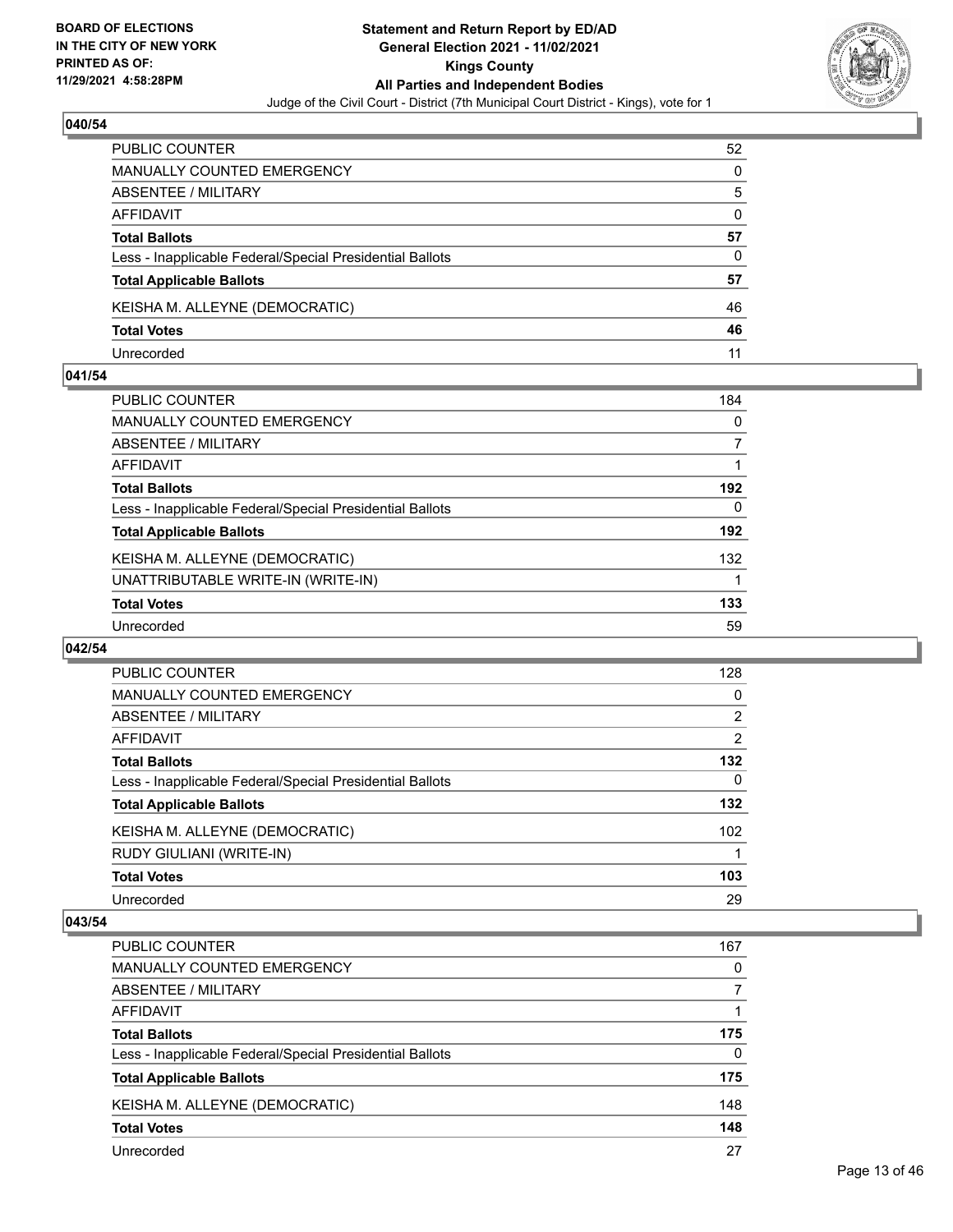## 040/54

| | |
|---|---|
| PUBLIC COUNTER | 52 |
| MANUALLY COUNTED EMERGENCY | 0 |
| ABSENTEE / MILITARY | 5 |
| AFFIDAVIT | 0 |
| **Total Ballots** | **57** |
| Less - Inapplicable Federal/Special Presidential Ballots | 0 |
| **Total Applicable Ballots** | **57** |
| KEISHA M. ALLEYNE (DEMOCRATIC) | 46 |
| **Total Votes** | **46** |
| Unrecorded | 11 |

## 041/54

| | |
|---|---|
| PUBLIC COUNTER | 184 |
| MANUALLY COUNTED EMERGENCY | 0 |
| ABSENTEE / MILITARY | 7 |
| AFFIDAVIT | 1 |
| **Total Ballots** | **192** |
| Less - Inapplicable Federal/Special Presidential Ballots | 0 |
| **Total Applicable Ballots** | **192** |
| KEISHA M. ALLEYNE (DEMOCRATIC) | 132 |
| UNATTRIBUTABLE WRITE-IN (WRITE-IN) | 1 |
| **Total Votes** | **133** |
| Unrecorded | 59 |

## 042/54

| | |
|---|---|
| PUBLIC COUNTER | 128 |
| MANUALLY COUNTED EMERGENCY | 0 |
| ABSENTEE / MILITARY | 2 |
| AFFIDAVIT | 2 |
| **Total Ballots** | **132** |
| Less - Inapplicable Federal/Special Presidential Ballots | 0 |
| **Total Applicable Ballots** | **132** |
| KEISHA M. ALLEYNE (DEMOCRATIC) | 102 |
| RUDY GIULIANI (WRITE-IN) | 1 |
| **Total Votes** | **103** |
| Unrecorded | 29 |

## 043/54

| | |
|---|---|
| PUBLIC COUNTER | 167 |
| MANUALLY COUNTED EMERGENCY | 0 |
| ABSENTEE / MILITARY | 7 |
| AFFIDAVIT | 1 |
| **Total Ballots** | **175** |
| Less - Inapplicable Federal/Special Presidential Ballots | 0 |
| **Total Applicable Ballots** | **175** |
| KEISHA M. ALLEYNE (DEMOCRATIC) | 148 |
| **Total Votes** | **148** |
| Unrecorded | 27 |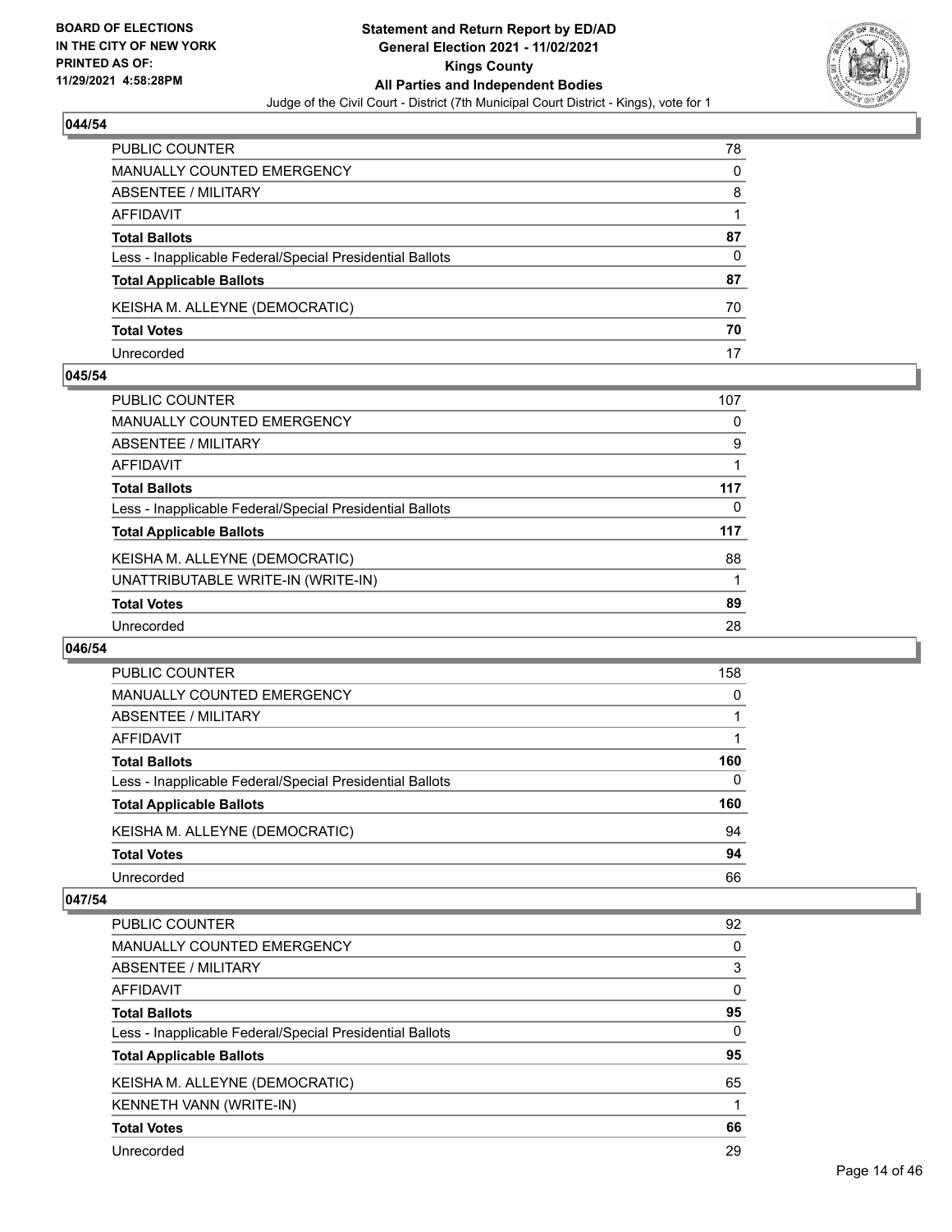### 044/54

| | |
|---|---|
| PUBLIC COUNTER | 78 |
| MANUALLY COUNTED EMERGENCY | 0 |
| ABSENTEE / MILITARY | 8 |
| AFFIDAVIT | 1 |
| **Total Ballots** | **87** |
| Less - Inapplicable Federal/Special Presidential Ballots | 0 |
| **Total Applicable Ballots** | **87** |
| KEISHA M. ALLEYNE (DEMOCRATIC) | 70 |
| **Total Votes** | **70** |
| Unrecorded | 17 |

### 045/54

| | |
|---|---|
| PUBLIC COUNTER | 107 |
| MANUALLY COUNTED EMERGENCY | 0 |
| ABSENTEE / MILITARY | 9 |
| AFFIDAVIT | 1 |
| **Total Ballots** | **117** |
| Less - Inapplicable Federal/Special Presidential Ballots | 0 |
| **Total Applicable Ballots** | **117** |
| KEISHA M. ALLEYNE (DEMOCRATIC) | 88 |
| UNATTRIBUTABLE WRITE-IN (WRITE-IN) | 1 |
| **Total Votes** | **89** |
| Unrecorded | 28 |

### 046/54

| | |
|---|---|
| PUBLIC COUNTER | 158 |
| MANUALLY COUNTED EMERGENCY | 0 |
| ABSENTEE / MILITARY | 1 |
| AFFIDAVIT | 1 |
| **Total Ballots** | **160** |
| Less - Inapplicable Federal/Special Presidential Ballots | 0 |
| **Total Applicable Ballots** | **160** |
| KEISHA M. ALLEYNE (DEMOCRATIC) | 94 |
| **Total Votes** | **94** |
| Unrecorded | 66 |

### 047/54

| | |
|---|---|
| PUBLIC COUNTER | 92 |
| MANUALLY COUNTED EMERGENCY | 0 |
| ABSENTEE / MILITARY | 3 |
| AFFIDAVIT | 0 |
| **Total Ballots** | **95** |
| Less - Inapplicable Federal/Special Presidential Ballots | 0 |
| **Total Applicable Ballots** | **95** |
| KEISHA M. ALLEYNE (DEMOCRATIC) | 65 |
| KENNETH VANN (WRITE-IN) | 1 |
| **Total Votes** | **66** |
| Unrecorded | 29 |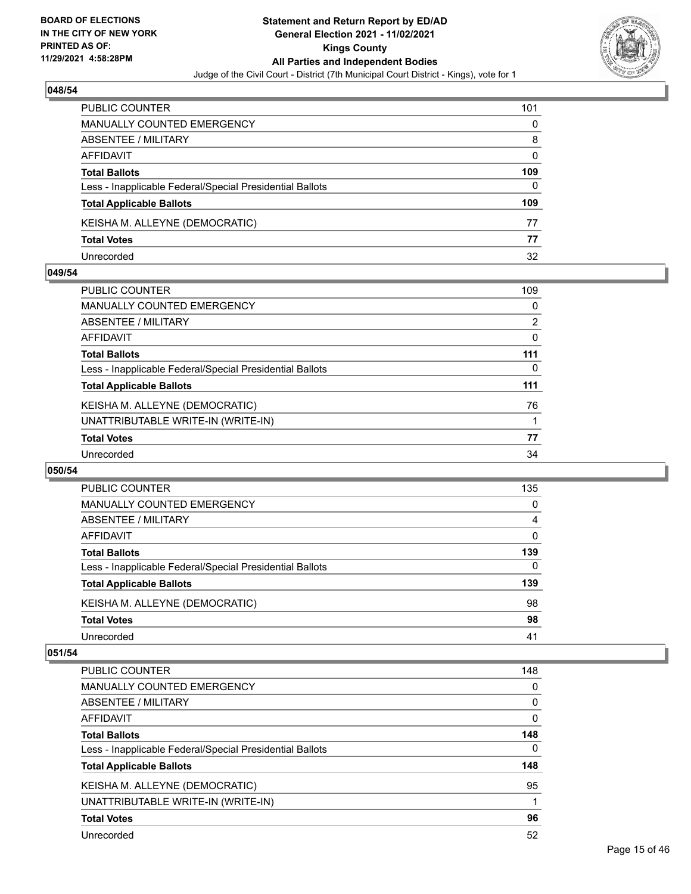## 048/54

| | |
|---|---|
| PUBLIC COUNTER | 101 |
| MANUALLY COUNTED EMERGENCY | 0 |
| ABSENTEE / MILITARY | 8 |
| AFFIDAVIT | 0 |
| **Total Ballots** | **109** |
| Less - Inapplicable Federal/Special Presidential Ballots | 0 |
| **Total Applicable Ballots** | **109** |
| KEISHA M. ALLEYNE (DEMOCRATIC) | 77 |
| **Total Votes** | **77** |
| Unrecorded | 32 |

## 049/54

| | |
|---|---|
| PUBLIC COUNTER | 109 |
| MANUALLY COUNTED EMERGENCY | 0 |
| ABSENTEE / MILITARY | 2 |
| AFFIDAVIT | 0 |
| **Total Ballots** | **111** |
| Less - Inapplicable Federal/Special Presidential Ballots | 0 |
| **Total Applicable Ballots** | **111** |
| KEISHA M. ALLEYNE (DEMOCRATIC) | 76 |
| UNATTRIBUTABLE WRITE-IN (WRITE-IN) | 1 |
| **Total Votes** | **77** |
| Unrecorded | 34 |

## 050/54

| | |
|---|---|
| PUBLIC COUNTER | 135 |
| MANUALLY COUNTED EMERGENCY | 0 |
| ABSENTEE / MILITARY | 4 |
| AFFIDAVIT | 0 |
| **Total Ballots** | **139** |
| Less - Inapplicable Federal/Special Presidential Ballots | 0 |
| **Total Applicable Ballots** | **139** |
| KEISHA M. ALLEYNE (DEMOCRATIC) | 98 |
| **Total Votes** | **98** |
| Unrecorded | 41 |

## 051/54

| | |
|---|---|
| PUBLIC COUNTER | 148 |
| MANUALLY COUNTED EMERGENCY | 0 |
| ABSENTEE / MILITARY | 0 |
| AFFIDAVIT | 0 |
| **Total Ballots** | **148** |
| Less - Inapplicable Federal/Special Presidential Ballots | 0 |
| **Total Applicable Ballots** | **148** |
| KEISHA M. ALLEYNE (DEMOCRATIC) | 95 |
| UNATTRIBUTABLE WRITE-IN (WRITE-IN) | 1 |
| **Total Votes** | **96** |
| Unrecorded | 52 |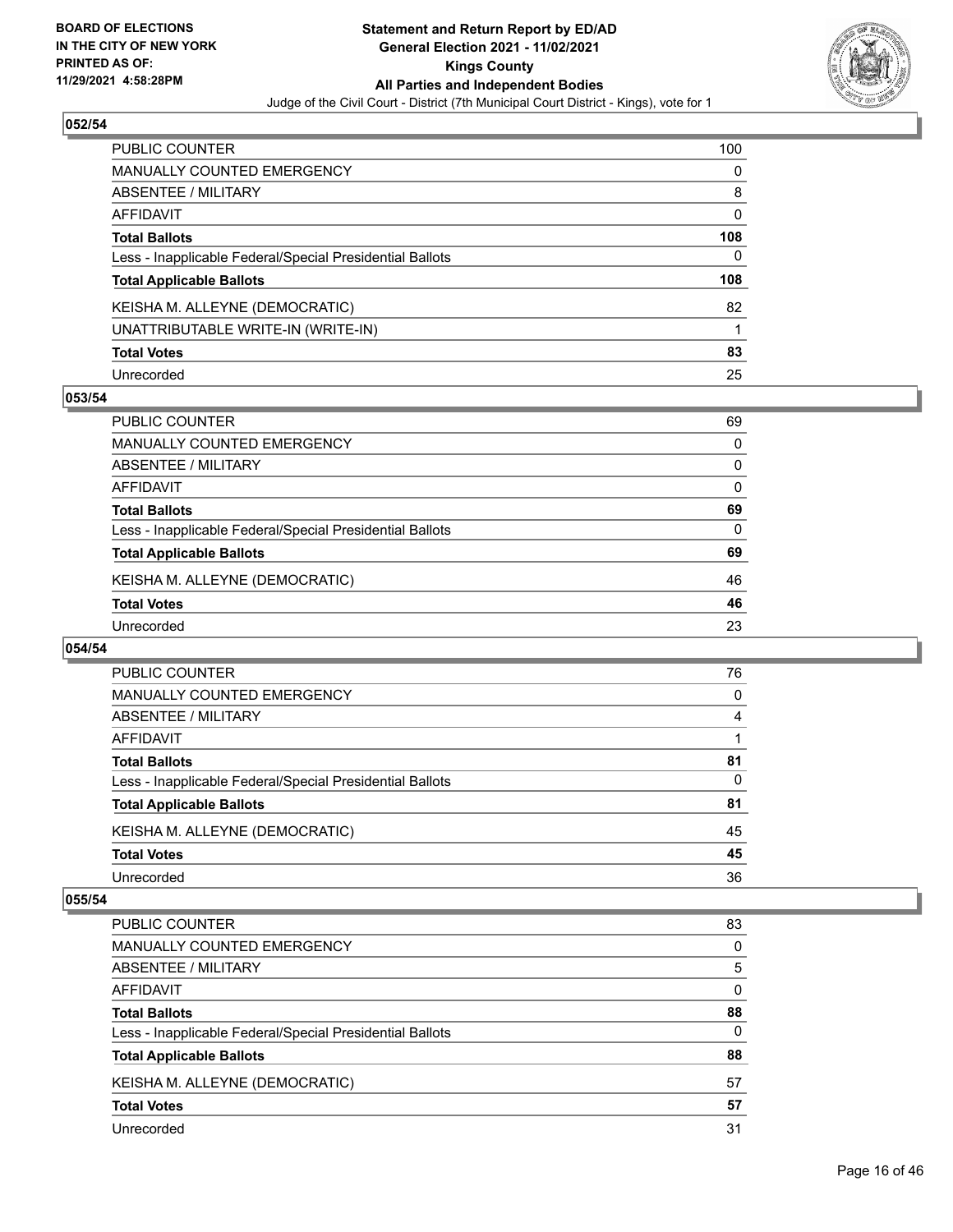## 052/54

| | |
|---|---|
| PUBLIC COUNTER | 100 |
| MANUALLY COUNTED EMERGENCY | 0 |
| ABSENTEE / MILITARY | 8 |
| AFFIDAVIT | 0 |
| **Total Ballots** | **108** |
| Less - Inapplicable Federal/Special Presidential Ballots | 0 |
| **Total Applicable Ballots** | **108** |
| KEISHA M. ALLEYNE (DEMOCRATIC) | 82 |
| UNATTRIBUTABLE WRITE-IN (WRITE-IN) | 1 |
| **Total Votes** | **83** |
| Unrecorded | 25 |

## 053/54

| | |
|---|---|
| PUBLIC COUNTER | 69 |
| MANUALLY COUNTED EMERGENCY | 0 |
| ABSENTEE / MILITARY | 0 |
| AFFIDAVIT | 0 |
| **Total Ballots** | **69** |
| Less - Inapplicable Federal/Special Presidential Ballots | 0 |
| **Total Applicable Ballots** | **69** |
| KEISHA M. ALLEYNE (DEMOCRATIC) | 46 |
| **Total Votes** | **46** |
| Unrecorded | 23 |

## 054/54

| | |
|---|---|
| PUBLIC COUNTER | 76 |
| MANUALLY COUNTED EMERGENCY | 0 |
| ABSENTEE / MILITARY | 4 |
| AFFIDAVIT | 1 |
| **Total Ballots** | **81** |
| Less - Inapplicable Federal/Special Presidential Ballots | 0 |
| **Total Applicable Ballots** | **81** |
| KEISHA M. ALLEYNE (DEMOCRATIC) | 45 |
| **Total Votes** | **45** |
| Unrecorded | 36 |

## 055/54

| | |
|---|---|
| PUBLIC COUNTER | 83 |
| MANUALLY COUNTED EMERGENCY | 0 |
| ABSENTEE / MILITARY | 5 |
| AFFIDAVIT | 0 |
| **Total Ballots** | **88** |
| Less - Inapplicable Federal/Special Presidential Ballots | 0 |
| **Total Applicable Ballots** | **88** |
| KEISHA M. ALLEYNE (DEMOCRATIC) | 57 |
| **Total Votes** | **57** |
| Unrecorded | 31 |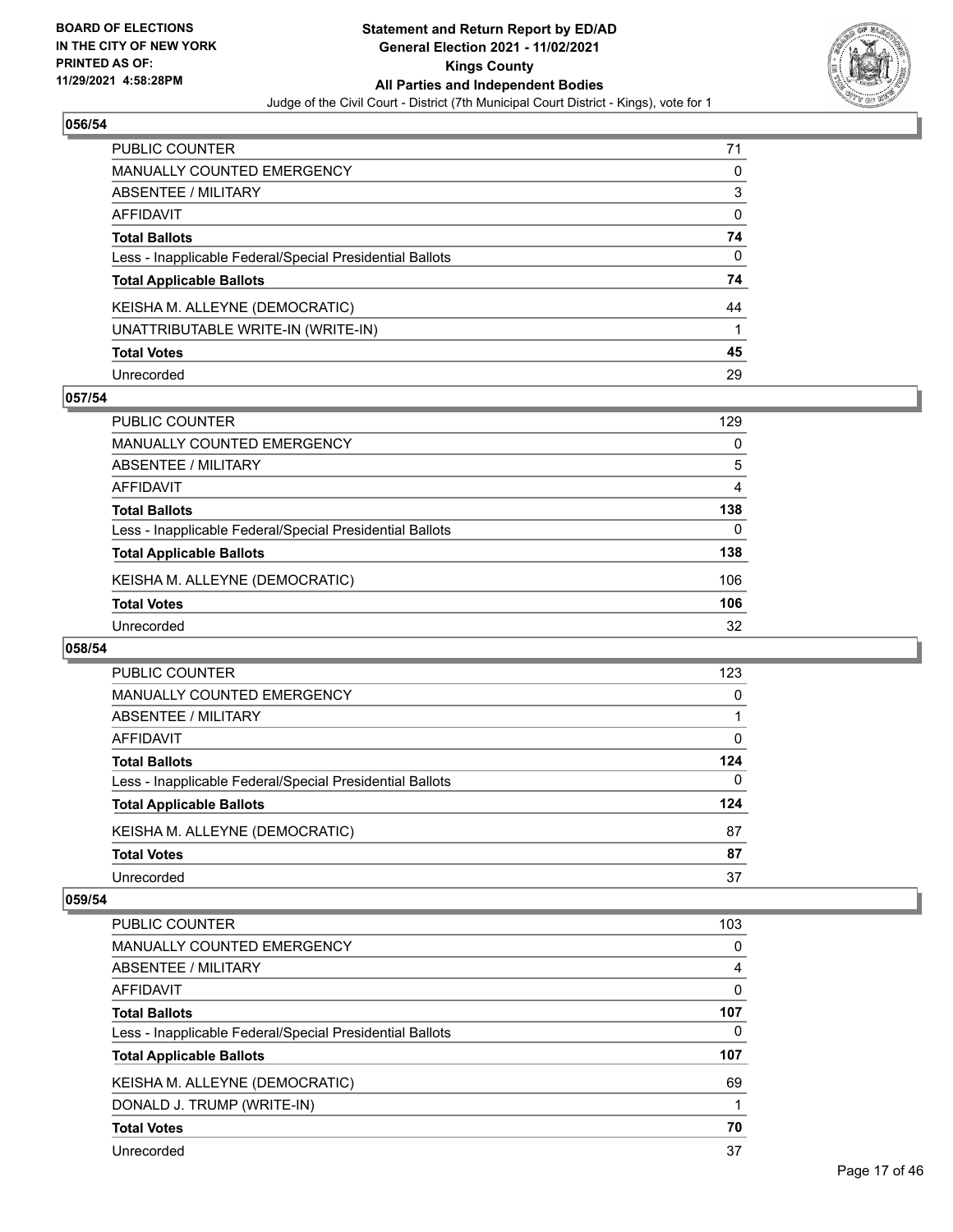## 056/54

| | |
|---|---|
| PUBLIC COUNTER | 71 |
| MANUALLY COUNTED EMERGENCY | 0 |
| ABSENTEE / MILITARY | 3 |
| AFFIDAVIT | 0 |
| **Total Ballots** | **74** |
| Less - Inapplicable Federal/Special Presidential Ballots | 0 |
| **Total Applicable Ballots** | **74** |
| KEISHA M. ALLEYNE (DEMOCRATIC) | 44 |
| UNATTRIBUTABLE WRITE-IN (WRITE-IN) | 1 |
| **Total Votes** | **45** |
| Unrecorded | 29 |

## 057/54

| | |
|---|---|
| PUBLIC COUNTER | 129 |
| MANUALLY COUNTED EMERGENCY | 0 |
| ABSENTEE / MILITARY | 5 |
| AFFIDAVIT | 4 |
| **Total Ballots** | **138** |
| Less - Inapplicable Federal/Special Presidential Ballots | 0 |
| **Total Applicable Ballots** | **138** |
| KEISHA M. ALLEYNE (DEMOCRATIC) | 106 |
| **Total Votes** | **106** |
| Unrecorded | 32 |

## 058/54

| | |
|---|---|
| PUBLIC COUNTER | 123 |
| MANUALLY COUNTED EMERGENCY | 0 |
| ABSENTEE / MILITARY | 1 |
| AFFIDAVIT | 0 |
| **Total Ballots** | **124** |
| Less - Inapplicable Federal/Special Presidential Ballots | 0 |
| **Total Applicable Ballots** | **124** |
| KEISHA M. ALLEYNE (DEMOCRATIC) | 87 |
| **Total Votes** | **87** |
| Unrecorded | 37 |

## 059/54

| | |
|---|---|
| PUBLIC COUNTER | 103 |
| MANUALLY COUNTED EMERGENCY | 0 |
| ABSENTEE / MILITARY | 4 |
| AFFIDAVIT | 0 |
| **Total Ballots** | **107** |
| Less - Inapplicable Federal/Special Presidential Ballots | 0 |
| **Total Applicable Ballots** | **107** |
| KEISHA M. ALLEYNE (DEMOCRATIC) | 69 |
| DONALD J. TRUMP (WRITE-IN) | 1 |
| **Total Votes** | **70** |
| Unrecorded | 37 |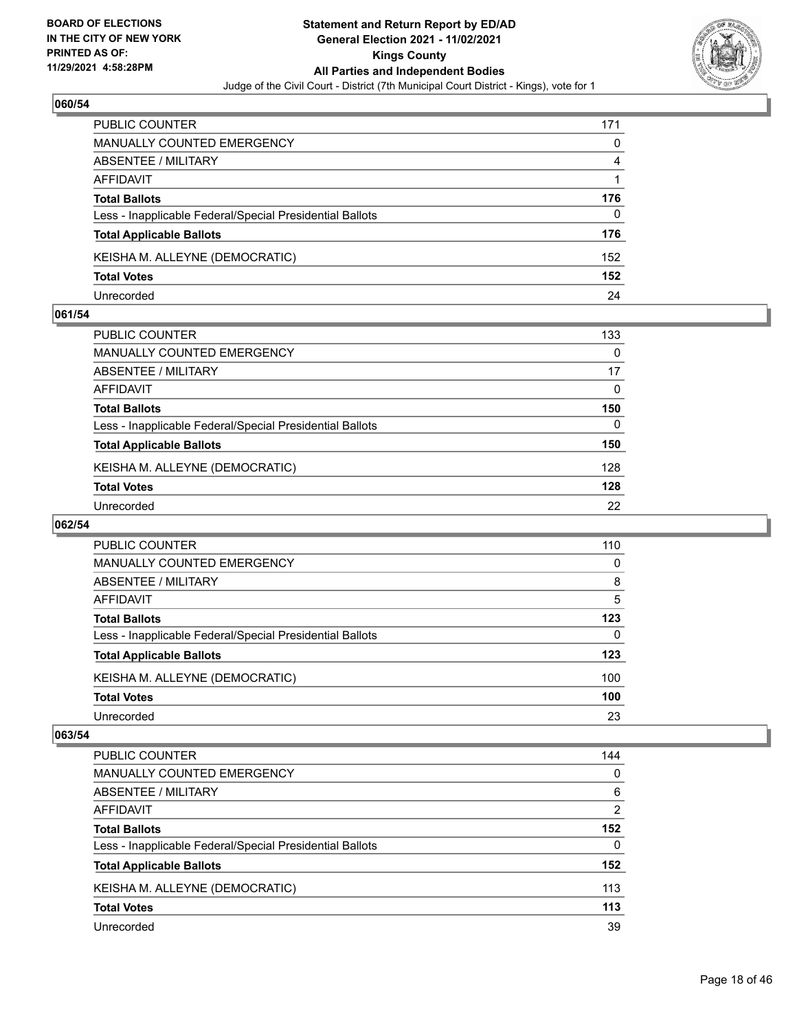## 060/54

| | |
|---|---|
| PUBLIC COUNTER | 171 |
| MANUALLY COUNTED EMERGENCY | 0 |
| ABSENTEE / MILITARY | 4 |
| AFFIDAVIT | 1 |
| **Total Ballots** | **176** |
| Less - Inapplicable Federal/Special Presidential Ballots | 0 |
| **Total Applicable Ballots** | **176** |
| KEISHA M. ALLEYNE (DEMOCRATIC) | 152 |
| **Total Votes** | **152** |
| Unrecorded | 24 |

## 061/54

| | |
|---|---|
| PUBLIC COUNTER | 133 |
| MANUALLY COUNTED EMERGENCY | 0 |
| ABSENTEE / MILITARY | 17 |
| AFFIDAVIT | 0 |
| **Total Ballots** | **150** |
| Less - Inapplicable Federal/Special Presidential Ballots | 0 |
| **Total Applicable Ballots** | **150** |
| KEISHA M. ALLEYNE (DEMOCRATIC) | 128 |
| **Total Votes** | **128** |
| Unrecorded | 22 |

## 062/54

| | |
|---|---|
| PUBLIC COUNTER | 110 |
| MANUALLY COUNTED EMERGENCY | 0 |
| ABSENTEE / MILITARY | 8 |
| AFFIDAVIT | 5 |
| **Total Ballots** | **123** |
| Less - Inapplicable Federal/Special Presidential Ballots | 0 |
| **Total Applicable Ballots** | **123** |
| KEISHA M. ALLEYNE (DEMOCRATIC) | 100 |
| **Total Votes** | **100** |
| Unrecorded | 23 |

## 063/54

| | |
|---|---|
| PUBLIC COUNTER | 144 |
| MANUALLY COUNTED EMERGENCY | 0 |
| ABSENTEE / MILITARY | 6 |
| AFFIDAVIT | 2 |
| **Total Ballots** | **152** |
| Less - Inapplicable Federal/Special Presidential Ballots | 0 |
| **Total Applicable Ballots** | **152** |
| KEISHA M. ALLEYNE (DEMOCRATIC) | 113 |
| **Total Votes** | **113** |
| Unrecorded | 39 |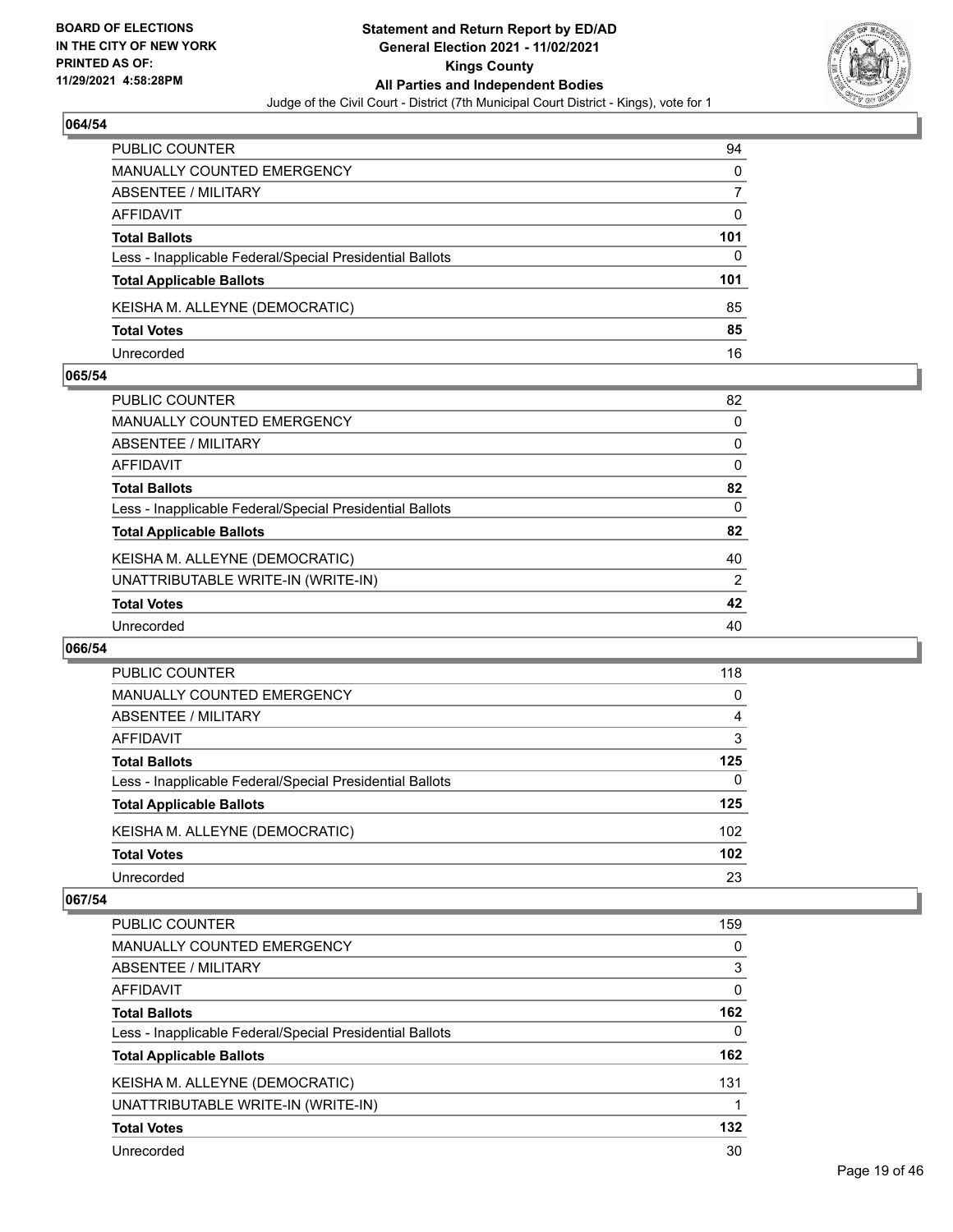## 064/54

| | |
|---|---|
| PUBLIC COUNTER | 94 |
| MANUALLY COUNTED EMERGENCY | 0 |
| ABSENTEE / MILITARY | 7 |
| AFFIDAVIT | 0 |
| **Total Ballots** | **101** |
| Less - Inapplicable Federal/Special Presidential Ballots | 0 |
| **Total Applicable Ballots** | **101** |
| KEISHA M. ALLEYNE (DEMOCRATIC) | 85 |
| **Total Votes** | **85** |
| Unrecorded | 16 |

## 065/54

| | |
|---|---|
| PUBLIC COUNTER | 82 |
| MANUALLY COUNTED EMERGENCY | 0 |
| ABSENTEE / MILITARY | 0 |
| AFFIDAVIT | 0 |
| **Total Ballots** | **82** |
| Less - Inapplicable Federal/Special Presidential Ballots | 0 |
| **Total Applicable Ballots** | **82** |
| KEISHA M. ALLEYNE (DEMOCRATIC) | 40 |
| UNATTRIBUTABLE WRITE-IN (WRITE-IN) | 2 |
| **Total Votes** | **42** |
| Unrecorded | 40 |

## 066/54

| | |
|---|---|
| PUBLIC COUNTER | 118 |
| MANUALLY COUNTED EMERGENCY | 0 |
| ABSENTEE / MILITARY | 4 |
| AFFIDAVIT | 3 |
| **Total Ballots** | **125** |
| Less - Inapplicable Federal/Special Presidential Ballots | 0 |
| **Total Applicable Ballots** | **125** |
| KEISHA M. ALLEYNE (DEMOCRATIC) | 102 |
| **Total Votes** | **102** |
| Unrecorded | 23 |

## 067/54

| | |
|---|---|
| PUBLIC COUNTER | 159 |
| MANUALLY COUNTED EMERGENCY | 0 |
| ABSENTEE / MILITARY | 3 |
| AFFIDAVIT | 0 |
| **Total Ballots** | **162** |
| Less - Inapplicable Federal/Special Presidential Ballots | 0 |
| **Total Applicable Ballots** | **162** |
| KEISHA M. ALLEYNE (DEMOCRATIC) | 131 |
| UNATTRIBUTABLE WRITE-IN (WRITE-IN) | 1 |
| **Total Votes** | **132** |
| Unrecorded | 30 |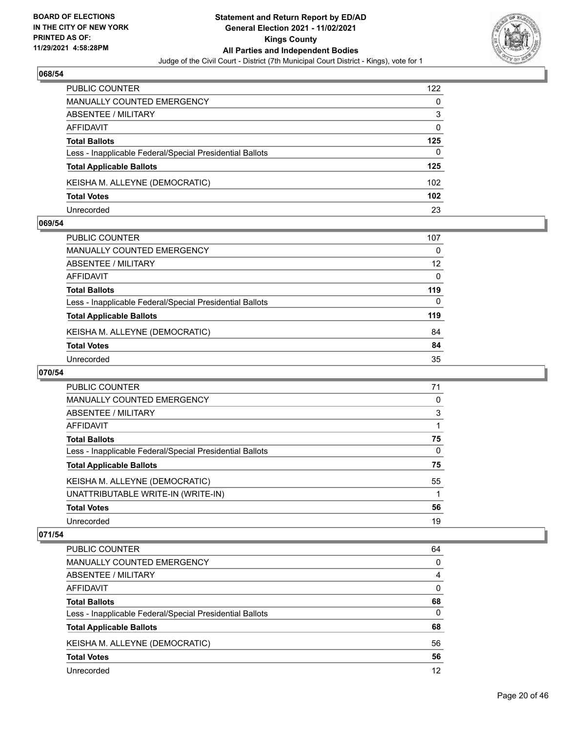### 068/54

| | |
|---|---|
| PUBLIC COUNTER | 122 |
| MANUALLY COUNTED EMERGENCY | 0 |
| ABSENTEE / MILITARY | 3 |
| AFFIDAVIT | 0 |
| **Total Ballots** | **125** |
| Less - Inapplicable Federal/Special Presidential Ballots | 0 |
| **Total Applicable Ballots** | **125** |
| KEISHA M. ALLEYNE (DEMOCRATIC) | 102 |
| **Total Votes** | **102** |
| Unrecorded | 23 |

### 069/54

| | |
|---|---|
| PUBLIC COUNTER | 107 |
| MANUALLY COUNTED EMERGENCY | 0 |
| ABSENTEE / MILITARY | 12 |
| AFFIDAVIT | 0 |
| **Total Ballots** | **119** |
| Less - Inapplicable Federal/Special Presidential Ballots | 0 |
| **Total Applicable Ballots** | **119** |
| KEISHA M. ALLEYNE (DEMOCRATIC) | 84 |
| **Total Votes** | **84** |
| Unrecorded | 35 |

### 070/54

| | |
|---|---|
| PUBLIC COUNTER | 71 |
| MANUALLY COUNTED EMERGENCY | 0 |
| ABSENTEE / MILITARY | 3 |
| AFFIDAVIT | 1 |
| **Total Ballots** | **75** |
| Less - Inapplicable Federal/Special Presidential Ballots | 0 |
| **Total Applicable Ballots** | **75** |
| KEISHA M. ALLEYNE (DEMOCRATIC) | 55 |
| UNATTRIBUTABLE WRITE-IN (WRITE-IN) | 1 |
| **Total Votes** | **56** |
| Unrecorded | 19 |

### 071/54

| | |
|---|---|
| PUBLIC COUNTER | 64 |
| MANUALLY COUNTED EMERGENCY | 0 |
| ABSENTEE / MILITARY | 4 |
| AFFIDAVIT | 0 |
| **Total Ballots** | **68** |
| Less - Inapplicable Federal/Special Presidential Ballots | 0 |
| **Total Applicable Ballots** | **68** |
| KEISHA M. ALLEYNE (DEMOCRATIC) | 56 |
| **Total Votes** | **56** |
| Unrecorded | 12 |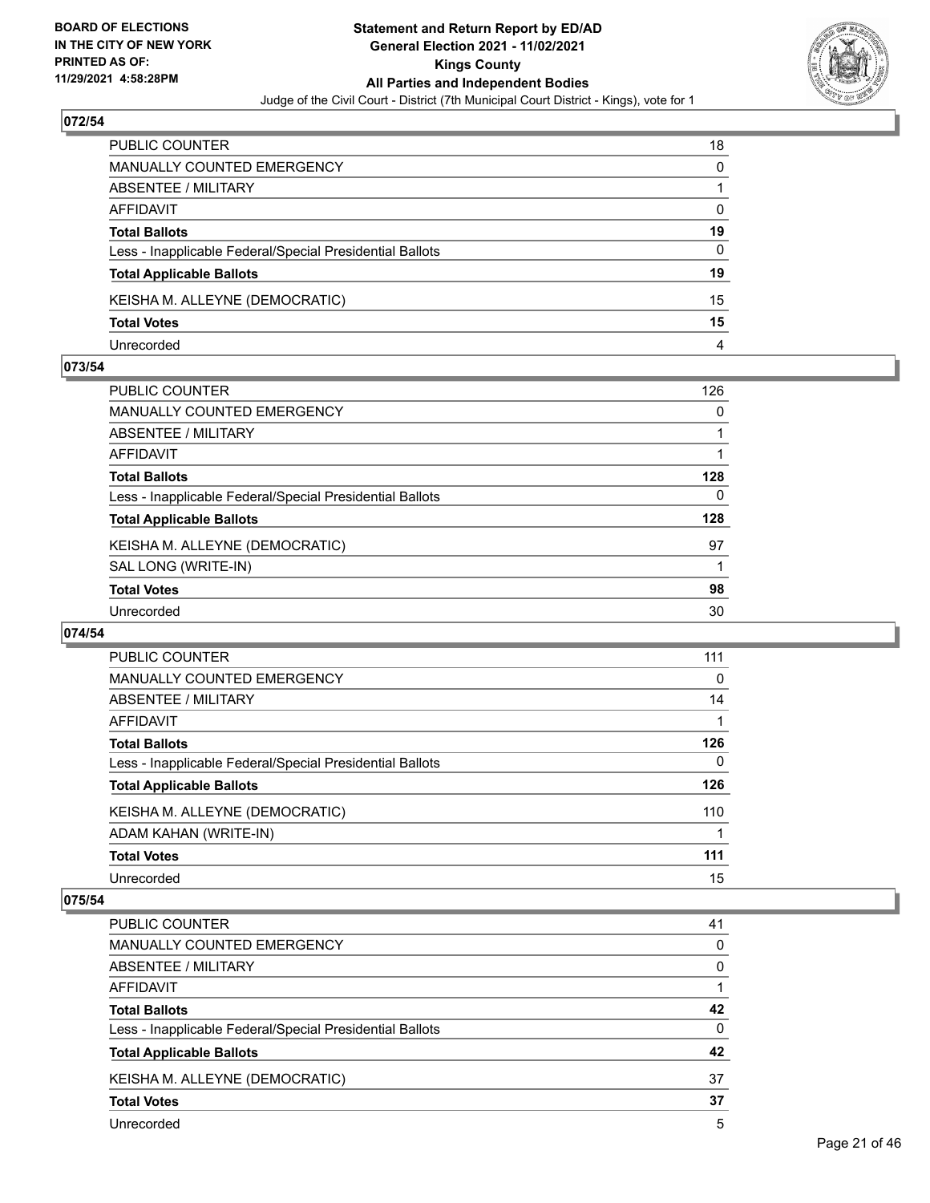## 072/54

| | |
|---|---|
| PUBLIC COUNTER | 18 |
| MANUALLY COUNTED EMERGENCY | 0 |
| ABSENTEE / MILITARY | 1 |
| AFFIDAVIT | 0 |
| **Total Ballots** | **19** |
| Less - Inapplicable Federal/Special Presidential Ballots | 0 |
| **Total Applicable Ballots** | **19** |
| KEISHA M. ALLEYNE (DEMOCRATIC) | 15 |
| **Total Votes** | **15** |
| Unrecorded | 4 |

## 073/54

| | |
|---|---|
| PUBLIC COUNTER | 126 |
| MANUALLY COUNTED EMERGENCY | 0 |
| ABSENTEE / MILITARY | 1 |
| AFFIDAVIT | 1 |
| **Total Ballots** | **128** |
| Less - Inapplicable Federal/Special Presidential Ballots | 0 |
| **Total Applicable Ballots** | **128** |
| KEISHA M. ALLEYNE (DEMOCRATIC) | 97 |
| SAL LONG (WRITE-IN) | 1 |
| **Total Votes** | **98** |
| Unrecorded | 30 |

## 074/54

| | |
|---|---|
| PUBLIC COUNTER | 111 |
| MANUALLY COUNTED EMERGENCY | 0 |
| ABSENTEE / MILITARY | 14 |
| AFFIDAVIT | 1 |
| **Total Ballots** | **126** |
| Less - Inapplicable Federal/Special Presidential Ballots | 0 |
| **Total Applicable Ballots** | **126** |
| KEISHA M. ALLEYNE (DEMOCRATIC) | 110 |
| ADAM KAHAN (WRITE-IN) | 1 |
| **Total Votes** | **111** |
| Unrecorded | 15 |

## 075/54

| | |
|---|---|
| PUBLIC COUNTER | 41 |
| MANUALLY COUNTED EMERGENCY | 0 |
| ABSENTEE / MILITARY | 0 |
| AFFIDAVIT | 1 |
| **Total Ballots** | **42** |
| Less - Inapplicable Federal/Special Presidential Ballots | 0 |
| **Total Applicable Ballots** | **42** |
| KEISHA M. ALLEYNE (DEMOCRATIC) | 37 |
| **Total Votes** | **37** |
| Unrecorded | 5 |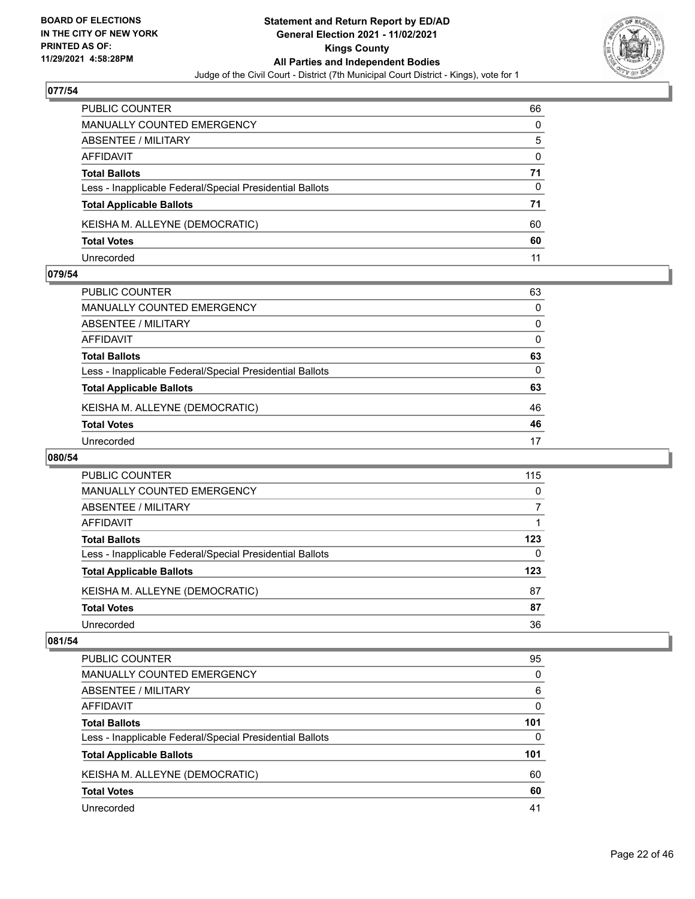**BOARD OF ELECTIONS IN THE CITY OF NEW YORK PRINTED AS OF: 11/29/2021 4:58:28PM**

# Statement and Return Report by ED/AD
## General Election 2021 - 11/02/2021
## Kings County
## All Parties and Independent Bodies
Judge of the Civil Court - District (7th Municipal Court District - Kings), vote for 1

### 077/54

| | |
|---|---|
| PUBLIC COUNTER | 66 |
| MANUALLY COUNTED EMERGENCY | 0 |
| ABSENTEE / MILITARY | 5 |
| AFFIDAVIT | 0 |
| **Total Ballots** | **71** |
| Less - Inapplicable Federal/Special Presidential Ballots | 0 |
| **Total Applicable Ballots** | **71** |
| KEISHA M. ALLEYNE (DEMOCRATIC) | 60 |
| **Total Votes** | **60** |
| Unrecorded | 11 |

### 079/54

| | |
|---|---|
| PUBLIC COUNTER | 63 |
| MANUALLY COUNTED EMERGENCY | 0 |
| ABSENTEE / MILITARY | 0 |
| AFFIDAVIT | 0 |
| **Total Ballots** | **63** |
| Less - Inapplicable Federal/Special Presidential Ballots | 0 |
| **Total Applicable Ballots** | **63** |
| KEISHA M. ALLEYNE (DEMOCRATIC) | 46 |
| **Total Votes** | **46** |
| Unrecorded | 17 |

### 080/54

| | |
|---|---|
| PUBLIC COUNTER | 115 |
| MANUALLY COUNTED EMERGENCY | 0 |
| ABSENTEE / MILITARY | 7 |
| AFFIDAVIT | 1 |
| **Total Ballots** | **123** |
| Less - Inapplicable Federal/Special Presidential Ballots | 0 |
| **Total Applicable Ballots** | **123** |
| KEISHA M. ALLEYNE (DEMOCRATIC) | 87 |
| **Total Votes** | **87** |
| Unrecorded | 36 |

### 081/54

| | |
|---|---|
| PUBLIC COUNTER | 95 |
| MANUALLY COUNTED EMERGENCY | 0 |
| ABSENTEE / MILITARY | 6 |
| AFFIDAVIT | 0 |
| **Total Ballots** | **101** |
| Less - Inapplicable Federal/Special Presidential Ballots | 0 |
| **Total Applicable Ballots** | **101** |
| KEISHA M. ALLEYNE (DEMOCRATIC) | 60 |
| **Total Votes** | **60** |
| Unrecorded | 41 |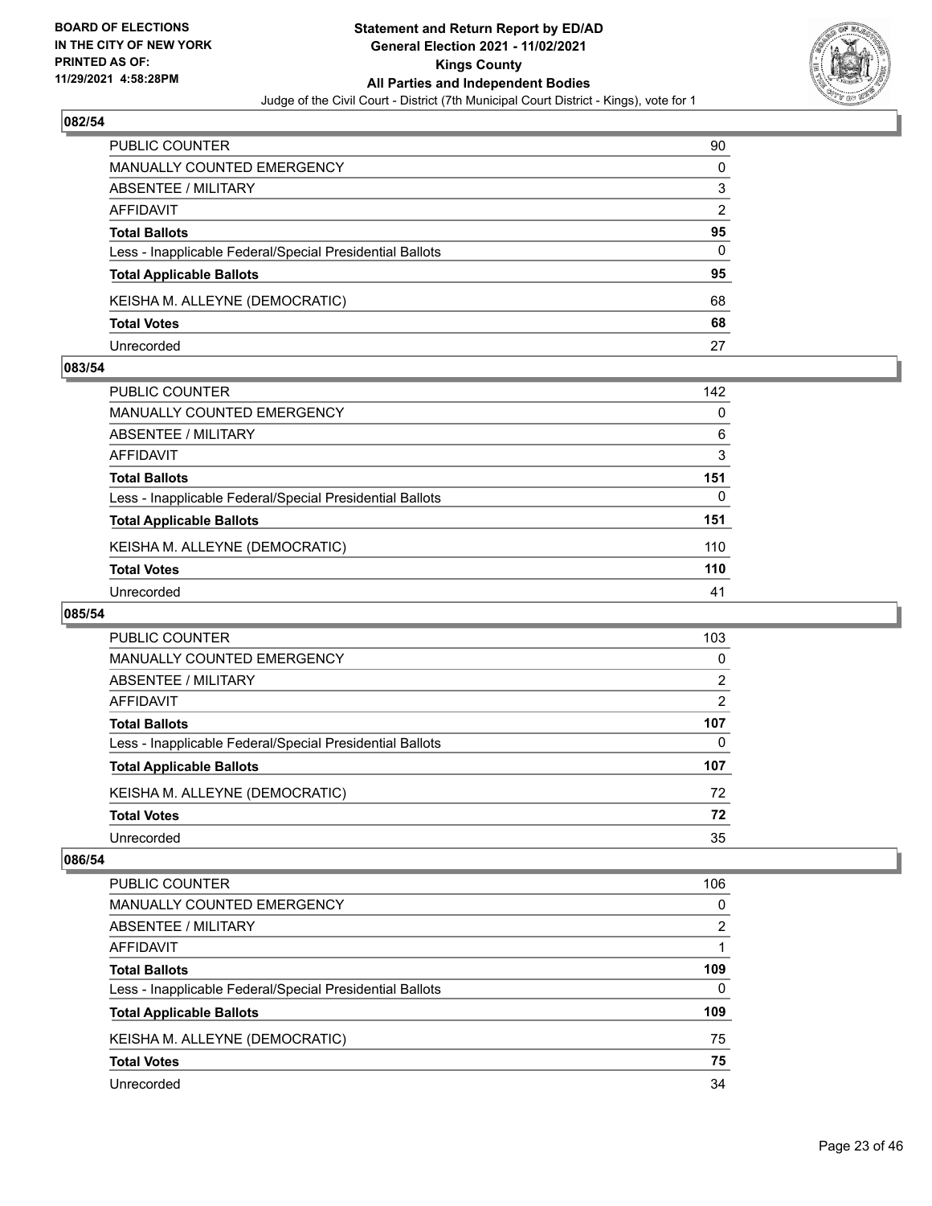### 082/54

| | |
|---|---|
| PUBLIC COUNTER | 90 |
| MANUALLY COUNTED EMERGENCY | 0 |
| ABSENTEE / MILITARY | 3 |
| AFFIDAVIT | 2 |
| **Total Ballots** | **95** |
| Less - Inapplicable Federal/Special Presidential Ballots | 0 |
| **Total Applicable Ballots** | **95** |
| KEISHA M. ALLEYNE (DEMOCRATIC) | 68 |
| **Total Votes** | **68** |
| Unrecorded | 27 |

### 083/54

| | |
|---|---|
| PUBLIC COUNTER | 142 |
| MANUALLY COUNTED EMERGENCY | 0 |
| ABSENTEE / MILITARY | 6 |
| AFFIDAVIT | 3 |
| **Total Ballots** | **151** |
| Less - Inapplicable Federal/Special Presidential Ballots | 0 |
| **Total Applicable Ballots** | **151** |
| KEISHA M. ALLEYNE (DEMOCRATIC) | 110 |
| **Total Votes** | **110** |
| Unrecorded | 41 |

### 085/54

| | |
|---|---|
| PUBLIC COUNTER | 103 |
| MANUALLY COUNTED EMERGENCY | 0 |
| ABSENTEE / MILITARY | 2 |
| AFFIDAVIT | 2 |
| **Total Ballots** | **107** |
| Less - Inapplicable Federal/Special Presidential Ballots | 0 |
| **Total Applicable Ballots** | **107** |
| KEISHA M. ALLEYNE (DEMOCRATIC) | 72 |
| **Total Votes** | **72** |
| Unrecorded | 35 |

### 086/54

| | |
|---|---|
| PUBLIC COUNTER | 106 |
| MANUALLY COUNTED EMERGENCY | 0 |
| ABSENTEE / MILITARY | 2 |
| AFFIDAVIT | 1 |
| **Total Ballots** | **109** |
| Less - Inapplicable Federal/Special Presidential Ballots | 0 |
| **Total Applicable Ballots** | **109** |
| KEISHA M. ALLEYNE (DEMOCRATIC) | 75 |
| **Total Votes** | **75** |
| Unrecorded | 34 |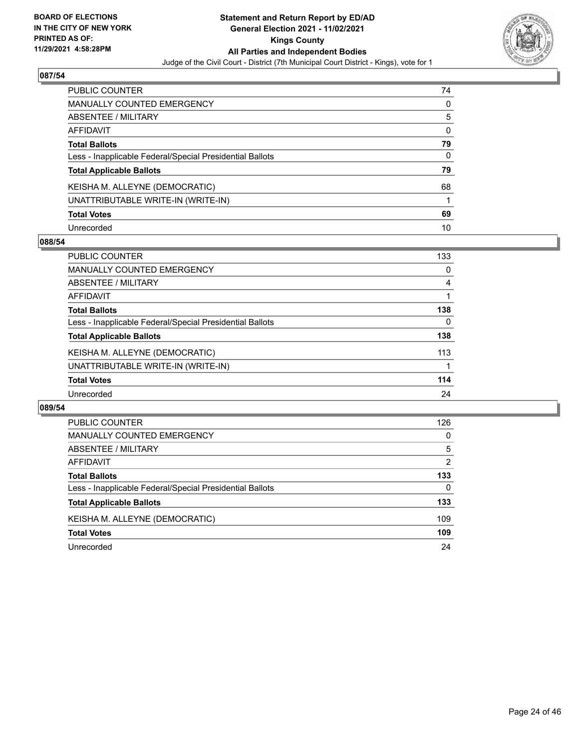BOARD OF ELECTIONS
IN THE CITY OF NEW YORK
PRINTED AS OF:
11/29/2021 4:58:28PM

**Statement and Return Report by ED/AD**
**General Election 2021 - 11/02/2021**
**Kings County**
**All Parties and Independent Bodies**
Judge of the Civil Court - District (7th Municipal Court District - Kings), vote for 1

## 087/54

| | |
|---|---|
| PUBLIC COUNTER | 74 |
| MANUALLY COUNTED EMERGENCY | 0 |
| ABSENTEE / MILITARY | 5 |
| AFFIDAVIT | 0 |
| **Total Ballots** | **79** |
| Less - Inapplicable Federal/Special Presidential Ballots | 0 |
| **Total Applicable Ballots** | **79** |
| KEISHA M. ALLEYNE (DEMOCRATIC) | 68 |
| UNATTRIBUTABLE WRITE-IN (WRITE-IN) | 1 |
| **Total Votes** | **69** |
| Unrecorded | 10 |

## 088/54

| | |
|---|---|
| PUBLIC COUNTER | 133 |
| MANUALLY COUNTED EMERGENCY | 0 |
| ABSENTEE / MILITARY | 4 |
| AFFIDAVIT | 1 |
| **Total Ballots** | **138** |
| Less - Inapplicable Federal/Special Presidential Ballots | 0 |
| **Total Applicable Ballots** | **138** |
| KEISHA M. ALLEYNE (DEMOCRATIC) | 113 |
| UNATTRIBUTABLE WRITE-IN (WRITE-IN) | 1 |
| **Total Votes** | **114** |
| Unrecorded | 24 |

## 089/54

| | |
|---|---|
| PUBLIC COUNTER | 126 |
| MANUALLY COUNTED EMERGENCY | 0 |
| ABSENTEE / MILITARY | 5 |
| AFFIDAVIT | 2 |
| **Total Ballots** | **133** |
| Less - Inapplicable Federal/Special Presidential Ballots | 0 |
| **Total Applicable Ballots** | **133** |
| KEISHA M. ALLEYNE (DEMOCRATIC) | 109 |
| **Total Votes** | **109** |
| Unrecorded | 24 |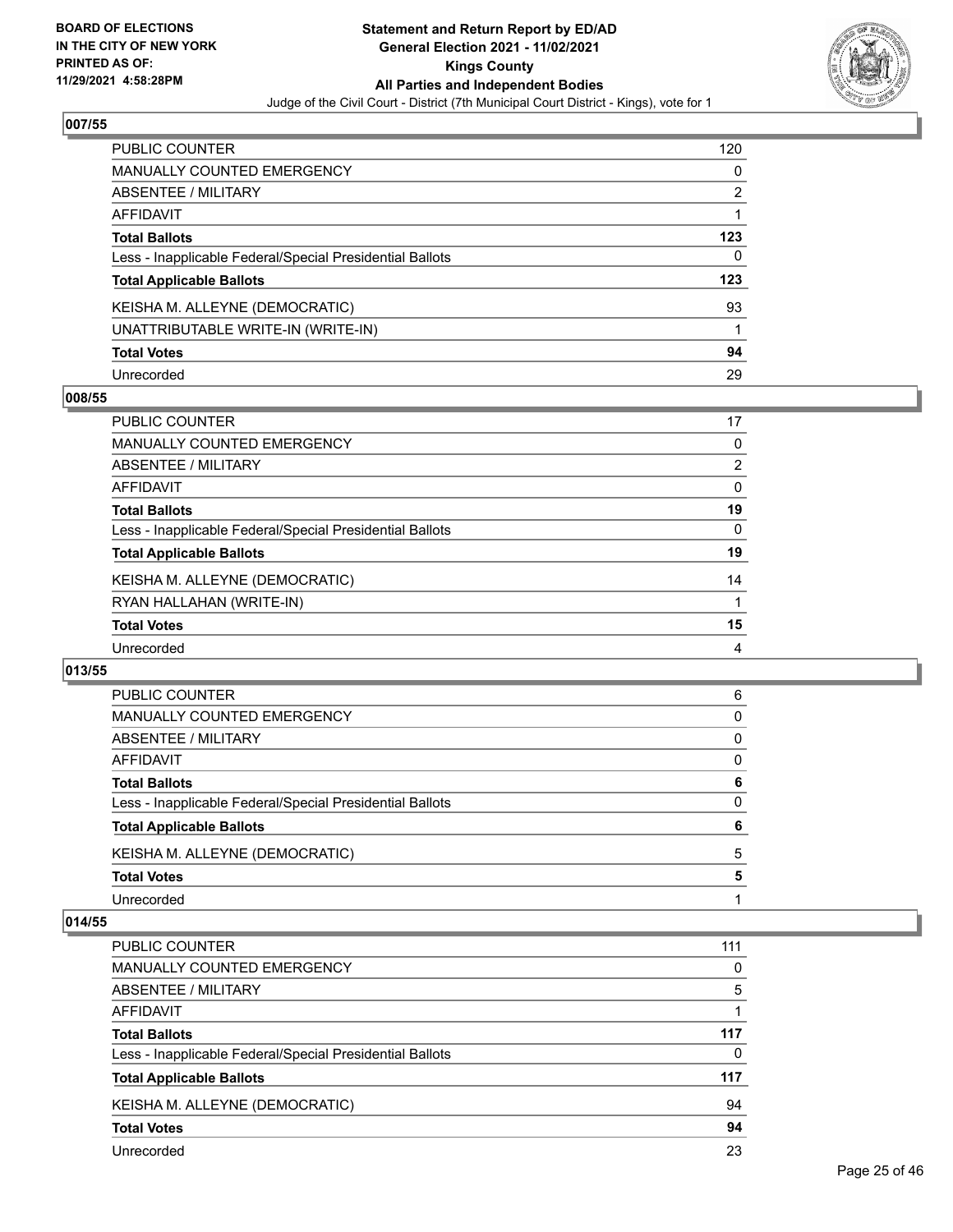## 007/55

| | |
|---|---|
| PUBLIC COUNTER | 120 |
| MANUALLY COUNTED EMERGENCY | 0 |
| ABSENTEE / MILITARY | 2 |
| AFFIDAVIT | 1 |
| **Total Ballots** | **123** |
| Less - Inapplicable Federal/Special Presidential Ballots | 0 |
| **Total Applicable Ballots** | **123** |
| KEISHA M. ALLEYNE (DEMOCRATIC) | 93 |
| UNATTRIBUTABLE WRITE-IN (WRITE-IN) | 1 |
| **Total Votes** | **94** |
| Unrecorded | 29 |

## 008/55

| | |
|---|---|
| PUBLIC COUNTER | 17 |
| MANUALLY COUNTED EMERGENCY | 0 |
| ABSENTEE / MILITARY | 2 |
| AFFIDAVIT | 0 |
| **Total Ballots** | **19** |
| Less - Inapplicable Federal/Special Presidential Ballots | 0 |
| **Total Applicable Ballots** | **19** |
| KEISHA M. ALLEYNE (DEMOCRATIC) | 14 |
| RYAN HALLAHAN (WRITE-IN) | 1 |
| **Total Votes** | **15** |
| Unrecorded | 4 |

## 013/55

| | |
|---|---|
| PUBLIC COUNTER | 6 |
| MANUALLY COUNTED EMERGENCY | 0 |
| ABSENTEE / MILITARY | 0 |
| AFFIDAVIT | 0 |
| **Total Ballots** | **6** |
| Less - Inapplicable Federal/Special Presidential Ballots | 0 |
| **Total Applicable Ballots** | **6** |
| KEISHA M. ALLEYNE (DEMOCRATIC) | 5 |
| **Total Votes** | **5** |
| Unrecorded | 1 |

## 014/55

| | |
|---|---|
| PUBLIC COUNTER | 111 |
| MANUALLY COUNTED EMERGENCY | 0 |
| ABSENTEE / MILITARY | 5 |
| AFFIDAVIT | 1 |
| **Total Ballots** | **117** |
| Less - Inapplicable Federal/Special Presidential Ballots | 0 |
| **Total Applicable Ballots** | **117** |
| KEISHA M. ALLEYNE (DEMOCRATIC) | 94 |
| **Total Votes** | **94** |
| Unrecorded | 23 |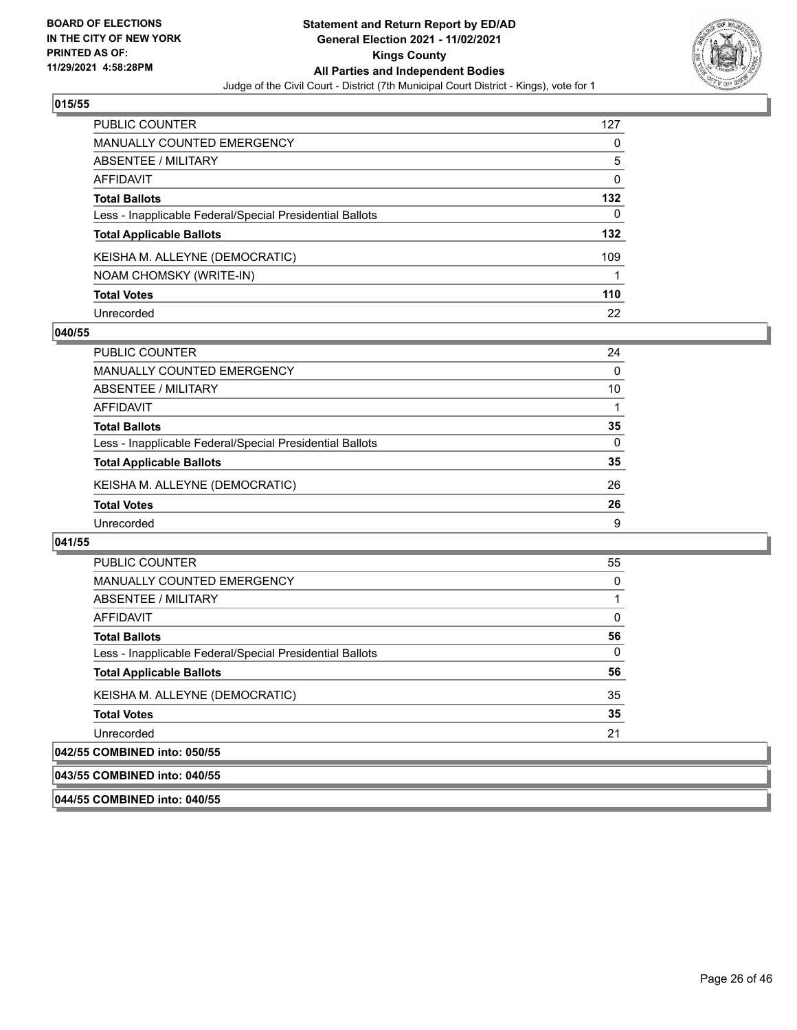**BOARD OF ELECTIONS IN THE CITY OF NEW YORK PRINTED AS OF: 11/29/2021 4:58:28PM**

**Statement and Return Report by ED/AD General Election 2021 - 11/02/2021 Kings County All Parties and Independent Bodies**

Judge of the Civil Court - District (7th Municipal Court District - Kings), vote for 1

## 015/55

| | |
|---|---|
| PUBLIC COUNTER | 127 |
| MANUALLY COUNTED EMERGENCY | 0 |
| ABSENTEE / MILITARY | 5 |
| AFFIDAVIT | 0 |
| **Total Ballots** | **132** |
| Less - Inapplicable Federal/Special Presidential Ballots | 0 |
| **Total Applicable Ballots** | **132** |
| KEISHA M. ALLEYNE (DEMOCRATIC) | 109 |
| NOAM CHOMSKY (WRITE-IN) | 1 |
| **Total Votes** | **110** |
| Unrecorded | 22 |

## 040/55

| | |
|---|---|
| PUBLIC COUNTER | 24 |
| MANUALLY COUNTED EMERGENCY | 0 |
| ABSENTEE / MILITARY | 10 |
| AFFIDAVIT | 1 |
| **Total Ballots** | **35** |
| Less - Inapplicable Federal/Special Presidential Ballots | 0 |
| **Total Applicable Ballots** | **35** |
| KEISHA M. ALLEYNE (DEMOCRATIC) | 26 |
| **Total Votes** | **26** |
| Unrecorded | 9 |

## 041/55

| | |
|---|---|
| PUBLIC COUNTER | 55 |
| MANUALLY COUNTED EMERGENCY | 0 |
| ABSENTEE / MILITARY | 1 |
| AFFIDAVIT | 0 |
| **Total Ballots** | **56** |
| Less - Inapplicable Federal/Special Presidential Ballots | 0 |
| **Total Applicable Ballots** | **56** |
| KEISHA M. ALLEYNE (DEMOCRATIC) | 35 |
| **Total Votes** | **35** |
| Unrecorded | 21 |

## 042/55 COMBINED into: 050/55

## 043/55 COMBINED into: 040/55

## 044/55 COMBINED into: 040/55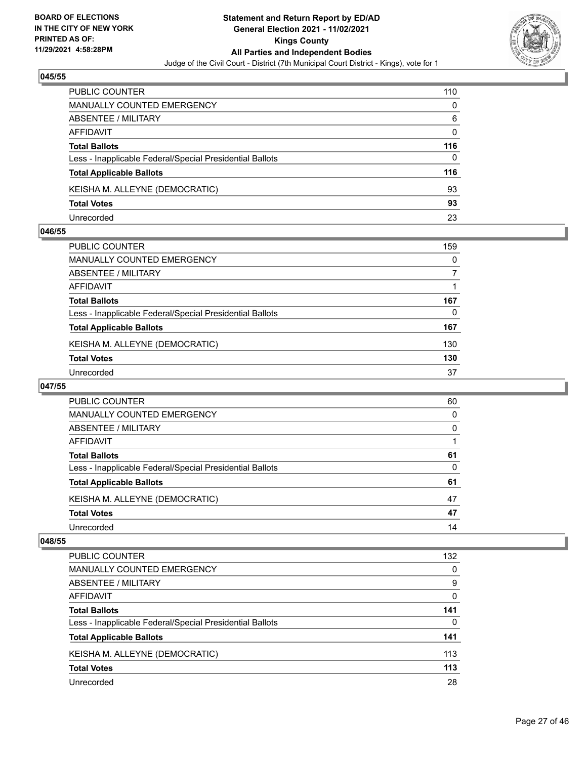**BOARD OF ELECTIONS IN THE CITY OF NEW YORK PRINTED AS OF: 11/29/2021 4:58:28PM**

**Statement and Return Report by ED/AD General Election 2021 - 11/02/2021 Kings County All Parties and Independent Bodies**

Judge of the Civil Court - District (7th Municipal Court District - Kings), vote for 1

### 045/55

| | |
|---|---|
| PUBLIC COUNTER | 110 |
| MANUALLY COUNTED EMERGENCY | 0 |
| ABSENTEE / MILITARY | 6 |
| AFFIDAVIT | 0 |
| **Total Ballots** | **116** |
| Less - Inapplicable Federal/Special Presidential Ballots | 0 |
| **Total Applicable Ballots** | **116** |
| KEISHA M. ALLEYNE (DEMOCRATIC) | 93 |
| **Total Votes** | **93** |
| Unrecorded | 23 |

### 046/55

| | |
|---|---|
| PUBLIC COUNTER | 159 |
| MANUALLY COUNTED EMERGENCY | 0 |
| ABSENTEE / MILITARY | 7 |
| AFFIDAVIT | 1 |
| **Total Ballots** | **167** |
| Less - Inapplicable Federal/Special Presidential Ballots | 0 |
| **Total Applicable Ballots** | **167** |
| KEISHA M. ALLEYNE (DEMOCRATIC) | 130 |
| **Total Votes** | **130** |
| Unrecorded | 37 |

### 047/55

| | |
|---|---|
| PUBLIC COUNTER | 60 |
| MANUALLY COUNTED EMERGENCY | 0 |
| ABSENTEE / MILITARY | 0 |
| AFFIDAVIT | 1 |
| **Total Ballots** | **61** |
| Less - Inapplicable Federal/Special Presidential Ballots | 0 |
| **Total Applicable Ballots** | **61** |
| KEISHA M. ALLEYNE (DEMOCRATIC) | 47 |
| **Total Votes** | **47** |
| Unrecorded | 14 |

### 048/55

| | |
|---|---|
| PUBLIC COUNTER | 132 |
| MANUALLY COUNTED EMERGENCY | 0 |
| ABSENTEE / MILITARY | 9 |
| AFFIDAVIT | 0 |
| **Total Ballots** | **141** |
| Less - Inapplicable Federal/Special Presidential Ballots | 0 |
| **Total Applicable Ballots** | **141** |
| KEISHA M. ALLEYNE (DEMOCRATIC) | 113 |
| **Total Votes** | **113** |
| Unrecorded | 28 |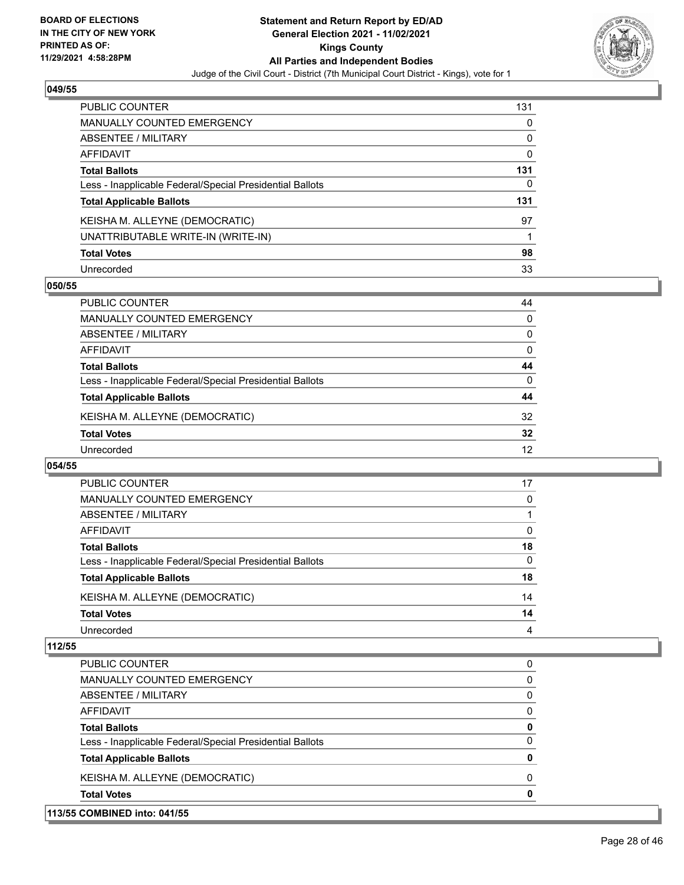**BOARD OF ELECTIONS IN THE CITY OF NEW YORK PRINTED AS OF: 11/29/2021 4:58:28PM**

# Statement and Return Report by ED/AD
## General Election 2021 - 11/02/2021
## Kings County
## All Parties and Independent Bodies
### Judge of the Civil Court - District (7th Municipal Court District - Kings), vote for 1

### 049/55

| | |
|---|---|
| PUBLIC COUNTER | 131 |
| MANUALLY COUNTED EMERGENCY | 0 |
| ABSENTEE / MILITARY | 0 |
| AFFIDAVIT | 0 |
| **Total Ballots** | **131** |
| Less - Inapplicable Federal/Special Presidential Ballots | 0 |
| **Total Applicable Ballots** | **131** |
| KEISHA M. ALLEYNE (DEMOCRATIC) | 97 |
| UNATTRIBUTABLE WRITE-IN (WRITE-IN) | 1 |
| **Total Votes** | **98** |
| Unrecorded | 33 |

### 050/55

| | |
|---|---|
| PUBLIC COUNTER | 44 |
| MANUALLY COUNTED EMERGENCY | 0 |
| ABSENTEE / MILITARY | 0 |
| AFFIDAVIT | 0 |
| **Total Ballots** | **44** |
| Less - Inapplicable Federal/Special Presidential Ballots | 0 |
| **Total Applicable Ballots** | **44** |
| KEISHA M. ALLEYNE (DEMOCRATIC) | 32 |
| **Total Votes** | **32** |
| Unrecorded | 12 |

### 054/55

| | |
|---|---|
| PUBLIC COUNTER | 17 |
| MANUALLY COUNTED EMERGENCY | 0 |
| ABSENTEE / MILITARY | 1 |
| AFFIDAVIT | 0 |
| **Total Ballots** | **18** |
| Less - Inapplicable Federal/Special Presidential Ballots | 0 |
| **Total Applicable Ballots** | **18** |
| KEISHA M. ALLEYNE (DEMOCRATIC) | 14 |
| **Total Votes** | **14** |
| Unrecorded | 4 |

### 112/55

| | |
|---|---|
| PUBLIC COUNTER | 0 |
| MANUALLY COUNTED EMERGENCY | 0 |
| ABSENTEE / MILITARY | 0 |
| AFFIDAVIT | 0 |
| **Total Ballots** | **0** |
| Less - Inapplicable Federal/Special Presidential Ballots | 0 |
| **Total Applicable Ballots** | **0** |
| KEISHA M. ALLEYNE (DEMOCRATIC) | 0 |
| **Total Votes** | **0** |

### 113/55 COMBINED into: 041/55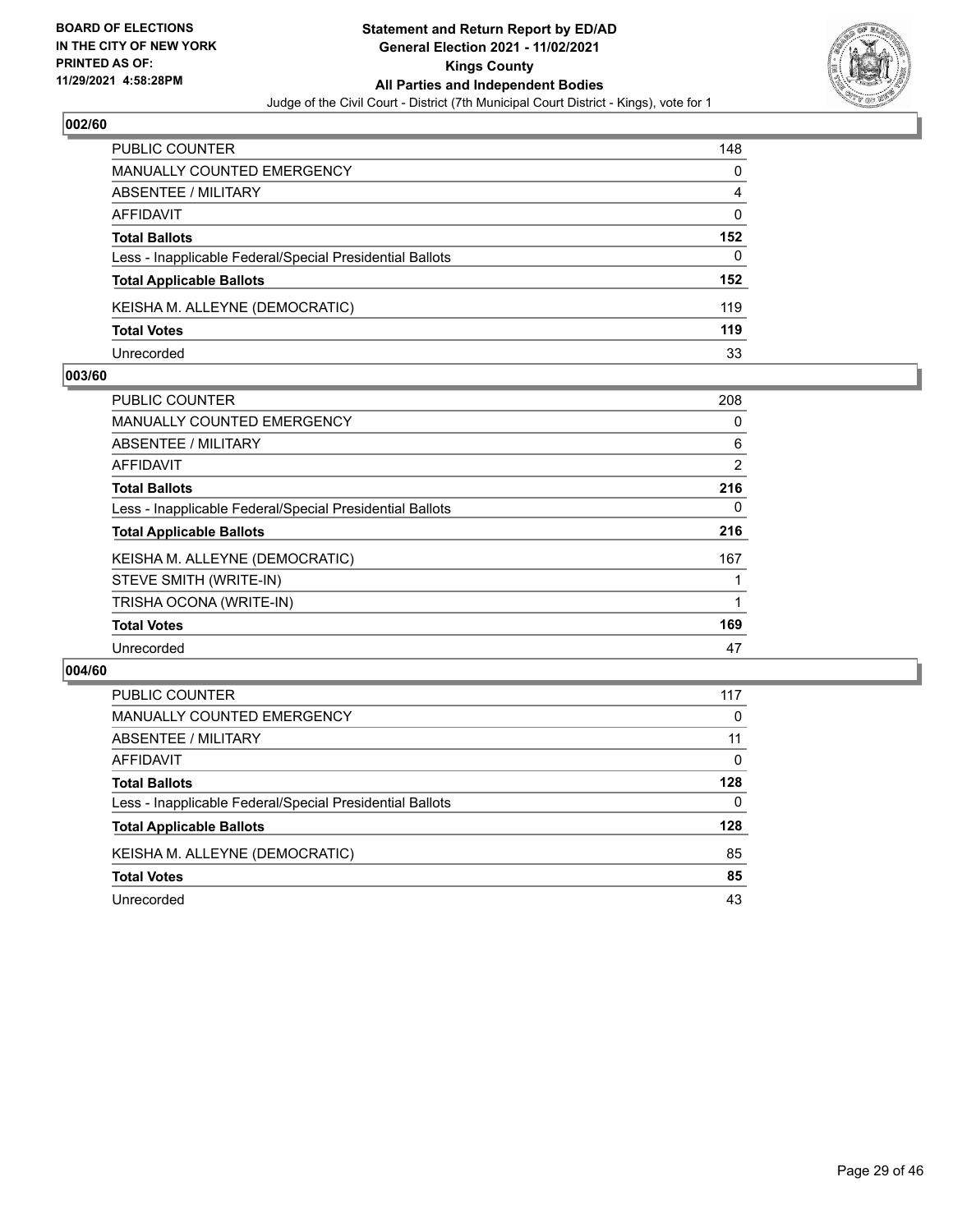**BOARD OF ELECTIONS IN THE CITY OF NEW YORK PRINTED AS OF: 11/29/2021 4:58:28PM**

**Statement and Return Report by ED/AD General Election 2021 - 11/02/2021 Kings County All Parties and Independent Bodies**

Judge of the Civil Court - District (7th Municipal Court District - Kings), vote for 1

## 002/60

| | |
|---|---|
| PUBLIC COUNTER | 148 |
| MANUALLY COUNTED EMERGENCY | 0 |
| ABSENTEE / MILITARY | 4 |
| AFFIDAVIT | 0 |
| **Total Ballots** | **152** |
| Less - Inapplicable Federal/Special Presidential Ballots | 0 |
| **Total Applicable Ballots** | **152** |
| KEISHA M. ALLEYNE (DEMOCRATIC) | 119 |
| **Total Votes** | **119** |
| Unrecorded | 33 |

## 003/60

| | |
|---|---|
| PUBLIC COUNTER | 208 |
| MANUALLY COUNTED EMERGENCY | 0 |
| ABSENTEE / MILITARY | 6 |
| AFFIDAVIT | 2 |
| **Total Ballots** | **216** |
| Less - Inapplicable Federal/Special Presidential Ballots | 0 |
| **Total Applicable Ballots** | **216** |
| KEISHA M. ALLEYNE (DEMOCRATIC) | 167 |
| STEVE SMITH (WRITE-IN) | 1 |
| TRISHA OCONA (WRITE-IN) | 1 |
| **Total Votes** | **169** |
| Unrecorded | 47 |

## 004/60

| | |
|---|---|
| PUBLIC COUNTER | 117 |
| MANUALLY COUNTED EMERGENCY | 0 |
| ABSENTEE / MILITARY | 11 |
| AFFIDAVIT | 0 |
| **Total Ballots** | **128** |
| Less - Inapplicable Federal/Special Presidential Ballots | 0 |
| **Total Applicable Ballots** | **128** |
| KEISHA M. ALLEYNE (DEMOCRATIC) | 85 |
| **Total Votes** | **85** |
| Unrecorded | 43 |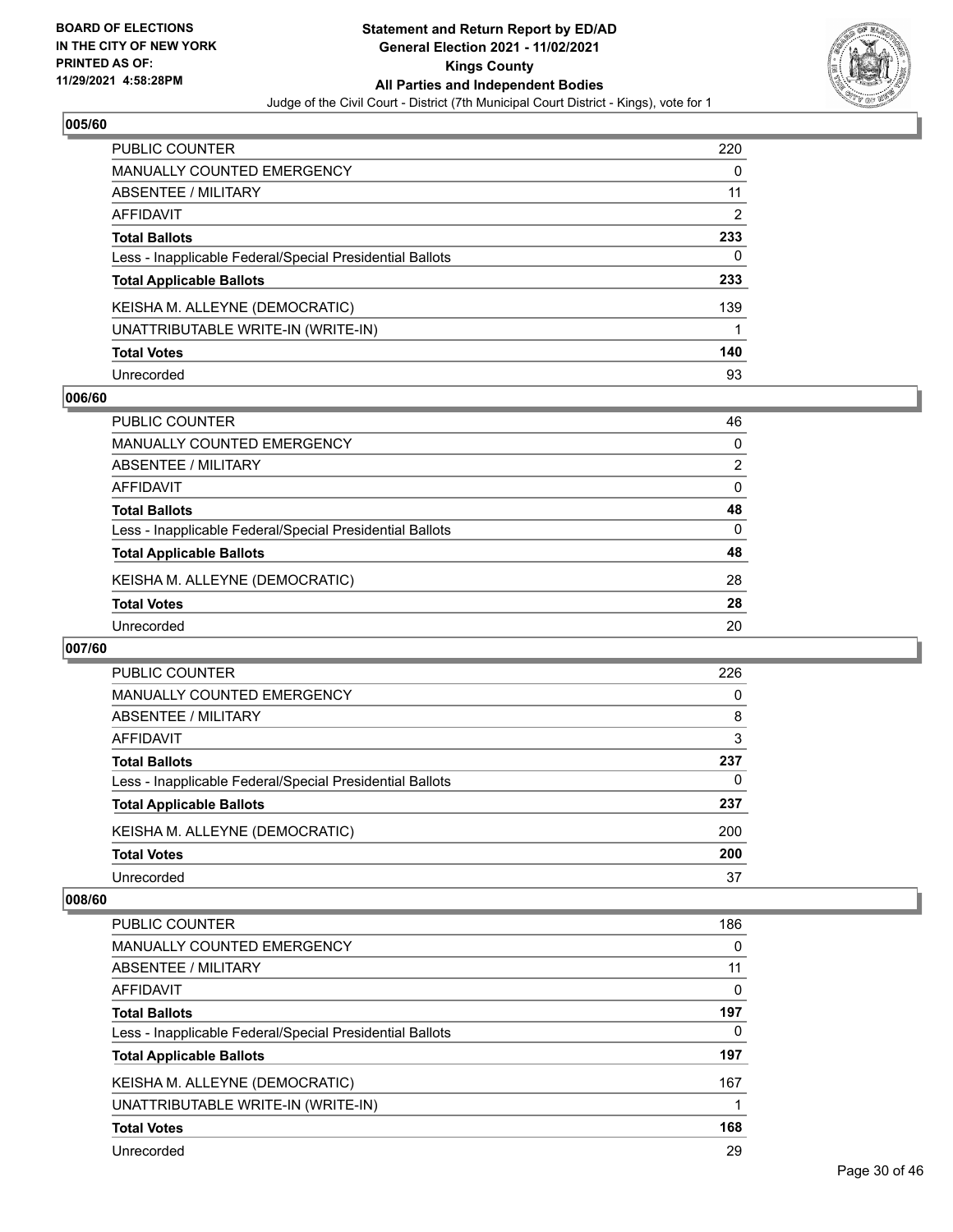## 005/60

| | |
|---|---|
| PUBLIC COUNTER | 220 |
| MANUALLY COUNTED EMERGENCY | 0 |
| ABSENTEE / MILITARY | 11 |
| AFFIDAVIT | 2 |
| **Total Ballots** | **233** |
| Less - Inapplicable Federal/Special Presidential Ballots | 0 |
| **Total Applicable Ballots** | **233** |
| KEISHA M. ALLEYNE (DEMOCRATIC) | 139 |
| UNATTRIBUTABLE WRITE-IN (WRITE-IN) | 1 |
| **Total Votes** | **140** |
| Unrecorded | 93 |

## 006/60

| | |
|---|---|
| PUBLIC COUNTER | 46 |
| MANUALLY COUNTED EMERGENCY | 0 |
| ABSENTEE / MILITARY | 2 |
| AFFIDAVIT | 0 |
| **Total Ballots** | **48** |
| Less - Inapplicable Federal/Special Presidential Ballots | 0 |
| **Total Applicable Ballots** | **48** |
| KEISHA M. ALLEYNE (DEMOCRATIC) | 28 |
| **Total Votes** | **28** |
| Unrecorded | 20 |

## 007/60

| | |
|---|---|
| PUBLIC COUNTER | 226 |
| MANUALLY COUNTED EMERGENCY | 0 |
| ABSENTEE / MILITARY | 8 |
| AFFIDAVIT | 3 |
| **Total Ballots** | **237** |
| Less - Inapplicable Federal/Special Presidential Ballots | 0 |
| **Total Applicable Ballots** | **237** |
| KEISHA M. ALLEYNE (DEMOCRATIC) | 200 |
| **Total Votes** | **200** |
| Unrecorded | 37 |

## 008/60

| | |
|---|---|
| PUBLIC COUNTER | 186 |
| MANUALLY COUNTED EMERGENCY | 0 |
| ABSENTEE / MILITARY | 11 |
| AFFIDAVIT | 0 |
| **Total Ballots** | **197** |
| Less - Inapplicable Federal/Special Presidential Ballots | 0 |
| **Total Applicable Ballots** | **197** |
| KEISHA M. ALLEYNE (DEMOCRATIC) | 167 |
| UNATTRIBUTABLE WRITE-IN (WRITE-IN) | 1 |
| **Total Votes** | **168** |
| Unrecorded | 29 |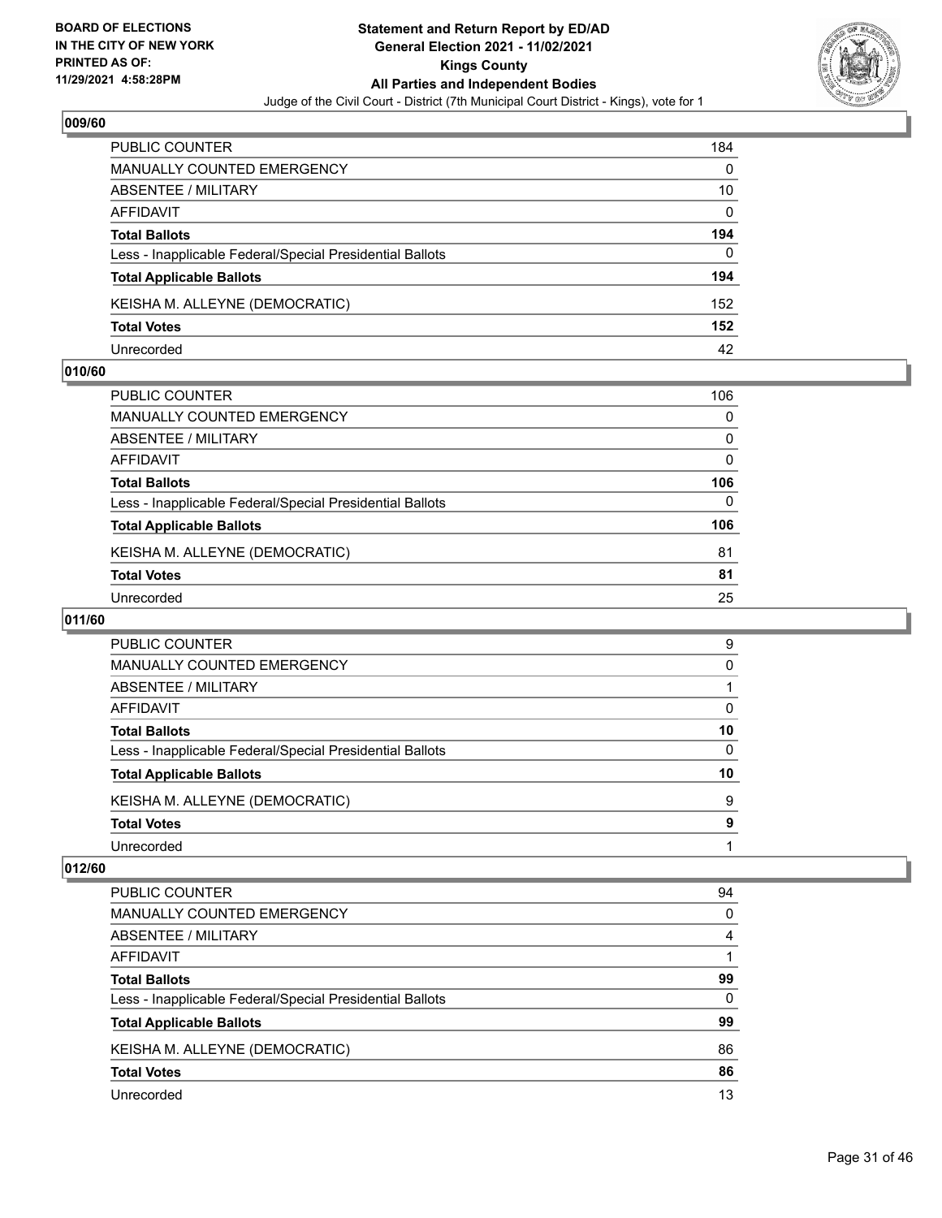**Statement and Return Report by ED/AD**
**General Election 2021 - 11/02/2021**
**Kings County**
**All Parties and Independent Bodies**
Judge of the Civil Court - District (7th Municipal Court District - Kings), vote for 1

BOARD OF ELECTIONS IN THE CITY OF NEW YORK
PRINTED AS OF: 11/29/2021 4:58:28PM

### 009/60

| | |
|---|---|
| PUBLIC COUNTER | 184 |
| MANUALLY COUNTED EMERGENCY | 0 |
| ABSENTEE / MILITARY | 10 |
| AFFIDAVIT | 0 |
| **Total Ballots** | **194** |
| Less - Inapplicable Federal/Special Presidential Ballots | 0 |
| **Total Applicable Ballots** | **194** |
| KEISHA M. ALLEYNE (DEMOCRATIC) | 152 |
| **Total Votes** | **152** |
| Unrecorded | 42 |

### 010/60

| | |
|---|---|
| PUBLIC COUNTER | 106 |
| MANUALLY COUNTED EMERGENCY | 0 |
| ABSENTEE / MILITARY | 0 |
| AFFIDAVIT | 0 |
| **Total Ballots** | **106** |
| Less - Inapplicable Federal/Special Presidential Ballots | 0 |
| **Total Applicable Ballots** | **106** |
| KEISHA M. ALLEYNE (DEMOCRATIC) | 81 |
| **Total Votes** | **81** |
| Unrecorded | 25 |

### 011/60

| | |
|---|---|
| PUBLIC COUNTER | 9 |
| MANUALLY COUNTED EMERGENCY | 0 |
| ABSENTEE / MILITARY | 1 |
| AFFIDAVIT | 0 |
| **Total Ballots** | **10** |
| Less - Inapplicable Federal/Special Presidential Ballots | 0 |
| **Total Applicable Ballots** | **10** |
| KEISHA M. ALLEYNE (DEMOCRATIC) | 9 |
| **Total Votes** | **9** |
| Unrecorded | 1 |

### 012/60

| | |
|---|---|
| PUBLIC COUNTER | 94 |
| MANUALLY COUNTED EMERGENCY | 0 |
| ABSENTEE / MILITARY | 4 |
| AFFIDAVIT | 1 |
| **Total Ballots** | **99** |
| Less - Inapplicable Federal/Special Presidential Ballots | 0 |
| **Total Applicable Ballots** | **99** |
| KEISHA M. ALLEYNE (DEMOCRATIC) | 86 |
| **Total Votes** | **86** |
| Unrecorded | 13 |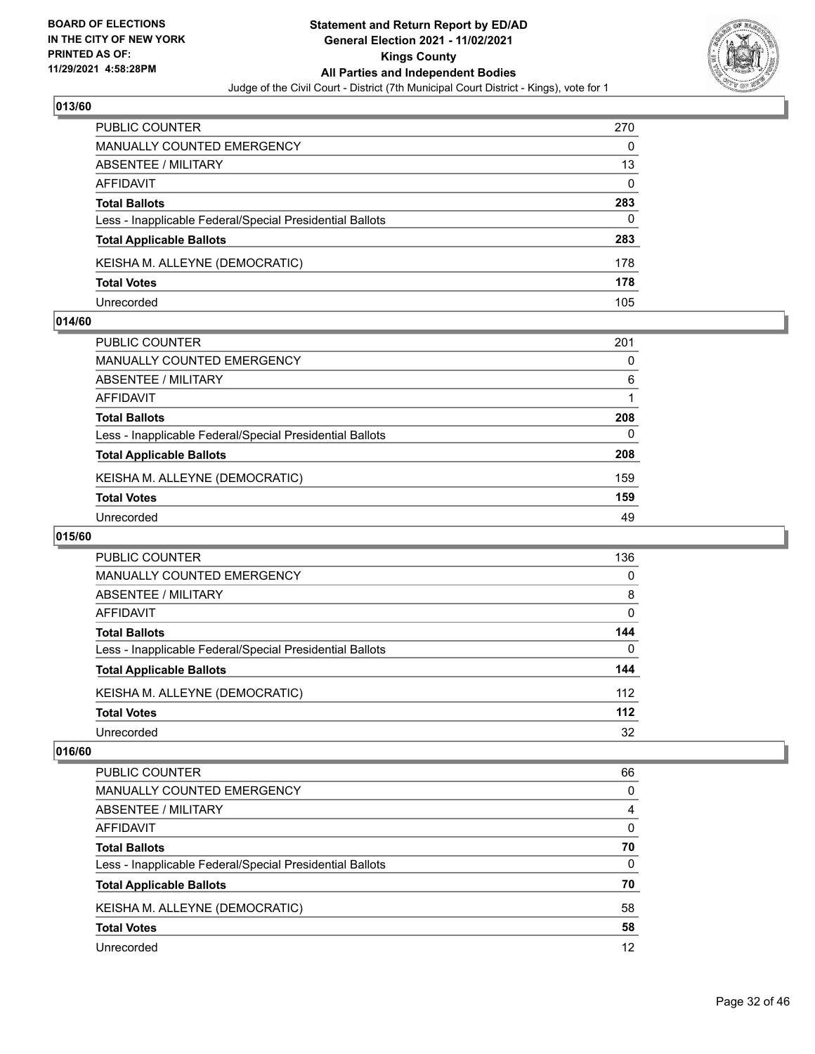## 013/60

| | |
|---|---|
| PUBLIC COUNTER | 270 |
| MANUALLY COUNTED EMERGENCY | 0 |
| ABSENTEE / MILITARY | 13 |
| AFFIDAVIT | 0 |
| **Total Ballots** | **283** |
| Less - Inapplicable Federal/Special Presidential Ballots | 0 |
| **Total Applicable Ballots** | **283** |
| KEISHA M. ALLEYNE (DEMOCRATIC) | 178 |
| **Total Votes** | **178** |
| Unrecorded | 105 |

## 014/60

| | |
|---|---|
| PUBLIC COUNTER | 201 |
| MANUALLY COUNTED EMERGENCY | 0 |
| ABSENTEE / MILITARY | 6 |
| AFFIDAVIT | 1 |
| **Total Ballots** | **208** |
| Less - Inapplicable Federal/Special Presidential Ballots | 0 |
| **Total Applicable Ballots** | **208** |
| KEISHA M. ALLEYNE (DEMOCRATIC) | 159 |
| **Total Votes** | **159** |
| Unrecorded | 49 |

## 015/60

| | |
|---|---|
| PUBLIC COUNTER | 136 |
| MANUALLY COUNTED EMERGENCY | 0 |
| ABSENTEE / MILITARY | 8 |
| AFFIDAVIT | 0 |
| **Total Ballots** | **144** |
| Less - Inapplicable Federal/Special Presidential Ballots | 0 |
| **Total Applicable Ballots** | **144** |
| KEISHA M. ALLEYNE (DEMOCRATIC) | 112 |
| **Total Votes** | **112** |
| Unrecorded | 32 |

## 016/60

| | |
|---|---|
| PUBLIC COUNTER | 66 |
| MANUALLY COUNTED EMERGENCY | 0 |
| ABSENTEE / MILITARY | 4 |
| AFFIDAVIT | 0 |
| **Total Ballots** | **70** |
| Less - Inapplicable Federal/Special Presidential Ballots | 0 |
| **Total Applicable Ballots** | **70** |
| KEISHA M. ALLEYNE (DEMOCRATIC) | 58 |
| **Total Votes** | **58** |
| Unrecorded | 12 |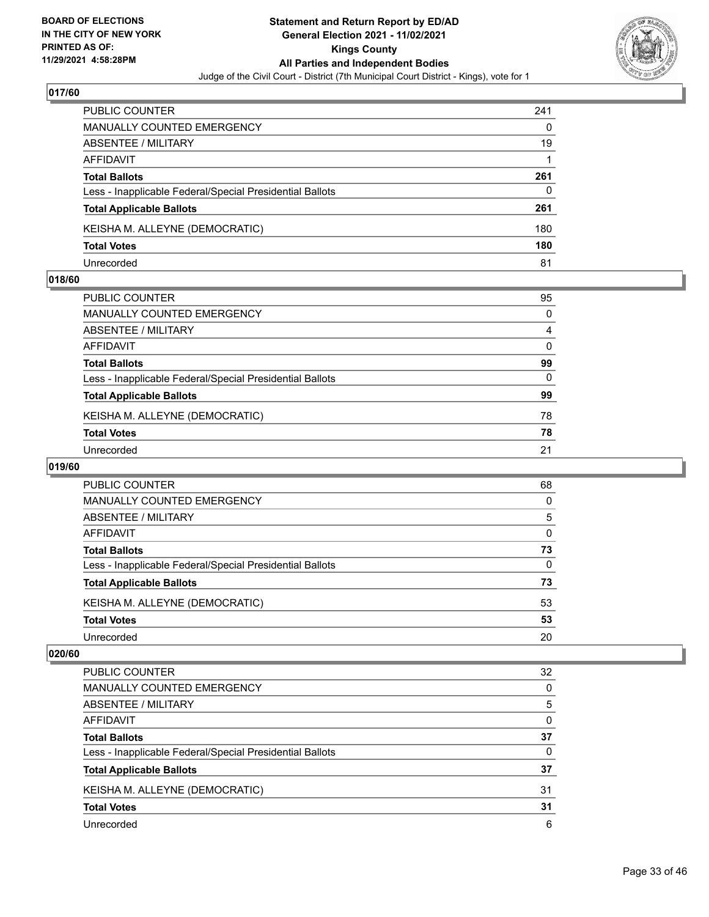## 017/60

| | |
|---|---|
| PUBLIC COUNTER | 241 |
| MANUALLY COUNTED EMERGENCY | 0 |
| ABSENTEE / MILITARY | 19 |
| AFFIDAVIT | 1 |
| **Total Ballots** | **261** |
| Less - Inapplicable Federal/Special Presidential Ballots | 0 |
| **Total Applicable Ballots** | **261** |
| KEISHA M. ALLEYNE (DEMOCRATIC) | 180 |
| **Total Votes** | **180** |
| Unrecorded | 81 |

## 018/60

| | |
|---|---|
| PUBLIC COUNTER | 95 |
| MANUALLY COUNTED EMERGENCY | 0 |
| ABSENTEE / MILITARY | 4 |
| AFFIDAVIT | 0 |
| **Total Ballots** | **99** |
| Less - Inapplicable Federal/Special Presidential Ballots | 0 |
| **Total Applicable Ballots** | **99** |
| KEISHA M. ALLEYNE (DEMOCRATIC) | 78 |
| **Total Votes** | **78** |
| Unrecorded | 21 |

## 019/60

| | |
|---|---|
| PUBLIC COUNTER | 68 |
| MANUALLY COUNTED EMERGENCY | 0 |
| ABSENTEE / MILITARY | 5 |
| AFFIDAVIT | 0 |
| **Total Ballots** | **73** |
| Less - Inapplicable Federal/Special Presidential Ballots | 0 |
| **Total Applicable Ballots** | **73** |
| KEISHA M. ALLEYNE (DEMOCRATIC) | 53 |
| **Total Votes** | **53** |
| Unrecorded | 20 |

## 020/60

| | |
|---|---|
| PUBLIC COUNTER | 32 |
| MANUALLY COUNTED EMERGENCY | 0 |
| ABSENTEE / MILITARY | 5 |
| AFFIDAVIT | 0 |
| **Total Ballots** | **37** |
| Less - Inapplicable Federal/Special Presidential Ballots | 0 |
| **Total Applicable Ballots** | **37** |
| KEISHA M. ALLEYNE (DEMOCRATIC) | 31 |
| **Total Votes** | **31** |
| Unrecorded | 6 |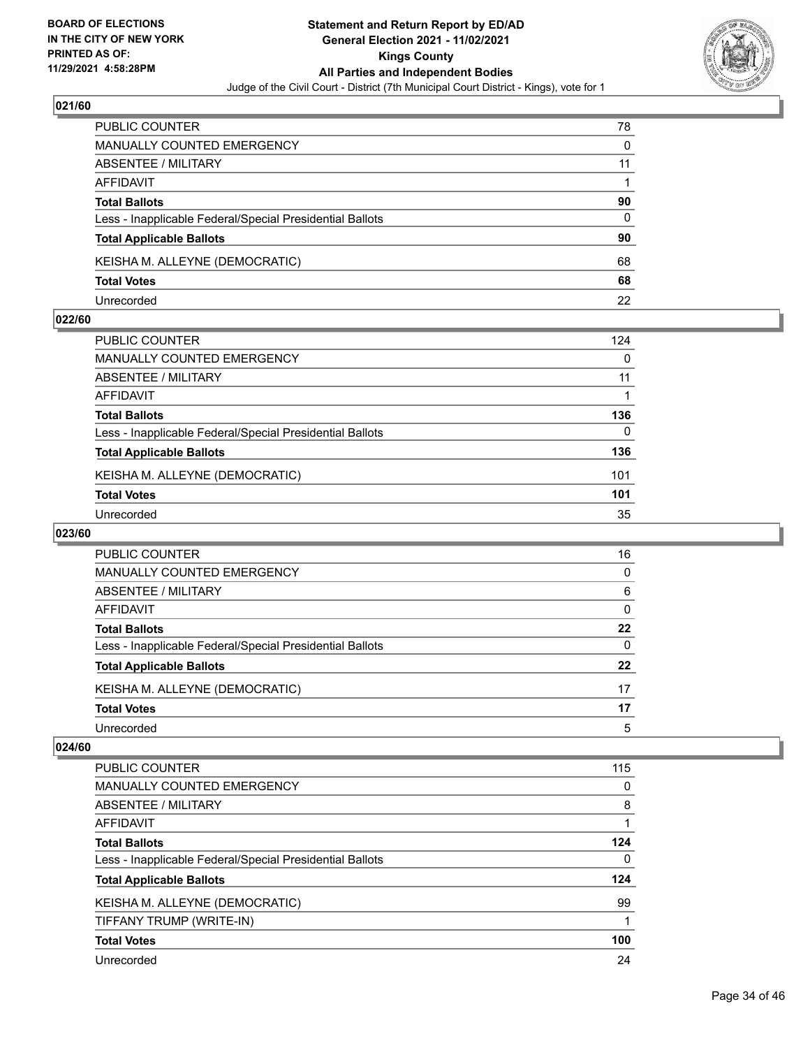## 021/60

| | |
|---|---|
| PUBLIC COUNTER | 78 |
| MANUALLY COUNTED EMERGENCY | 0 |
| ABSENTEE / MILITARY | 11 |
| AFFIDAVIT | 1 |
| **Total Ballots** | **90** |
| Less - Inapplicable Federal/Special Presidential Ballots | 0 |
| **Total Applicable Ballots** | **90** |
| KEISHA M. ALLEYNE (DEMOCRATIC) | 68 |
| **Total Votes** | **68** |
| Unrecorded | 22 |

## 022/60

| | |
|---|---|
| PUBLIC COUNTER | 124 |
| MANUALLY COUNTED EMERGENCY | 0 |
| ABSENTEE / MILITARY | 11 |
| AFFIDAVIT | 1 |
| **Total Ballots** | **136** |
| Less - Inapplicable Federal/Special Presidential Ballots | 0 |
| **Total Applicable Ballots** | **136** |
| KEISHA M. ALLEYNE (DEMOCRATIC) | 101 |
| **Total Votes** | **101** |
| Unrecorded | 35 |

## 023/60

| | |
|---|---|
| PUBLIC COUNTER | 16 |
| MANUALLY COUNTED EMERGENCY | 0 |
| ABSENTEE / MILITARY | 6 |
| AFFIDAVIT | 0 |
| **Total Ballots** | **22** |
| Less - Inapplicable Federal/Special Presidential Ballots | 0 |
| **Total Applicable Ballots** | **22** |
| KEISHA M. ALLEYNE (DEMOCRATIC) | 17 |
| **Total Votes** | **17** |
| Unrecorded | 5 |

## 024/60

| | |
|---|---|
| PUBLIC COUNTER | 115 |
| MANUALLY COUNTED EMERGENCY | 0 |
| ABSENTEE / MILITARY | 8 |
| AFFIDAVIT | 1 |
| **Total Ballots** | **124** |
| Less - Inapplicable Federal/Special Presidential Ballots | 0 |
| **Total Applicable Ballots** | **124** |
| KEISHA M. ALLEYNE (DEMOCRATIC) | 99 |
| TIFFANY TRUMP (WRITE-IN) | 1 |
| **Total Votes** | **100** |
| Unrecorded | 24 |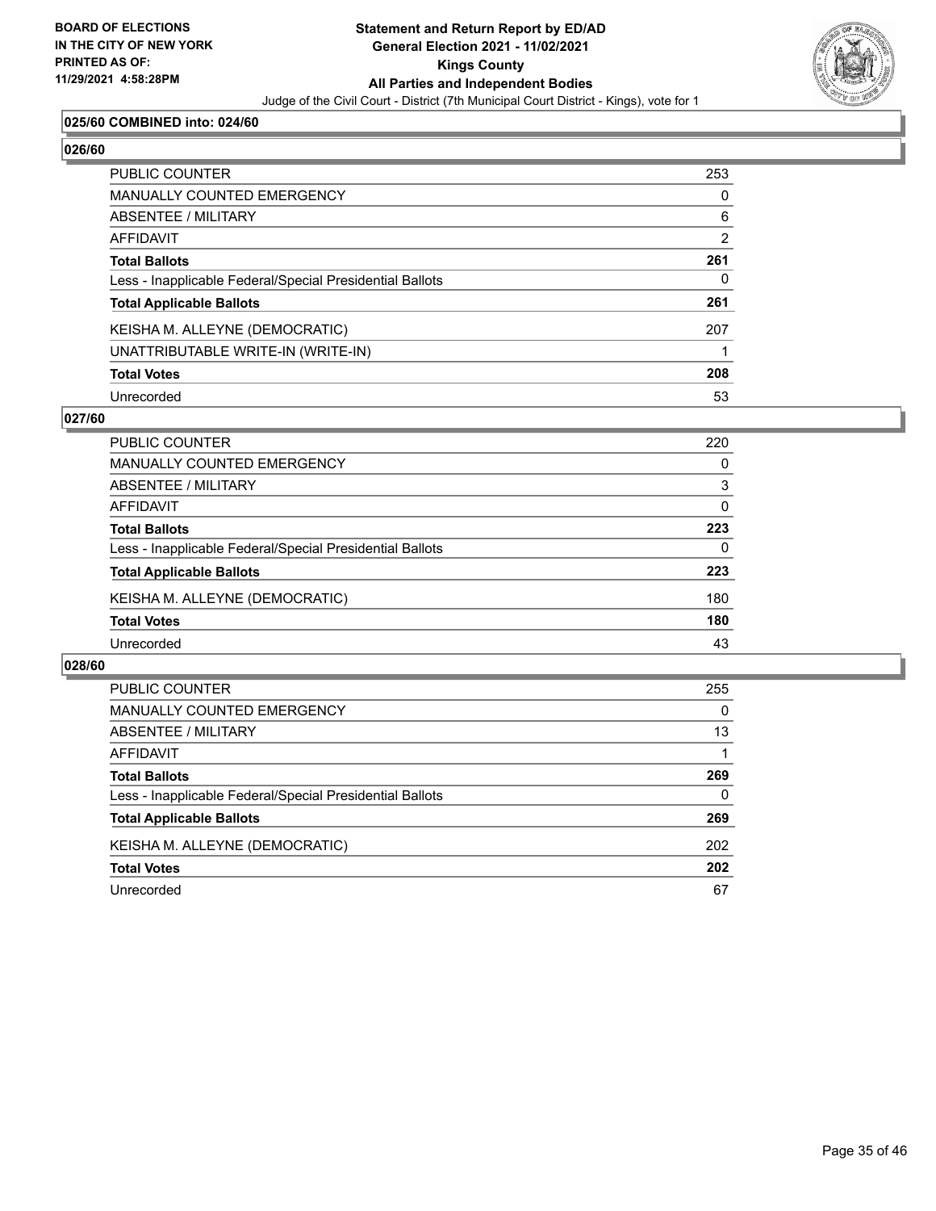**BOARD OF ELECTIONS IN THE CITY OF NEW YORK PRINTED AS OF: 11/29/2021 4:58:28PM**

**Statement and Return Report by ED/AD General Election 2021 - 11/02/2021 Kings County All Parties and Independent Bodies**

Judge of the Civil Court - District (7th Municipal Court District - Kings), vote for 1

### 025/60 COMBINED into: 024/60

### 026/60

| | |
|---|---|
| PUBLIC COUNTER | 253 |
| MANUALLY COUNTED EMERGENCY | 0 |
| ABSENTEE / MILITARY | 6 |
| AFFIDAVIT | 2 |
| **Total Ballots** | **261** |
| Less - Inapplicable Federal/Special Presidential Ballots | 0 |
| **Total Applicable Ballots** | **261** |
| KEISHA M. ALLEYNE (DEMOCRATIC) | 207 |
| UNATTRIBUTABLE WRITE-IN (WRITE-IN) | 1 |
| **Total Votes** | **208** |
| Unrecorded | 53 |

### 027/60

| | |
|---|---|
| PUBLIC COUNTER | 220 |
| MANUALLY COUNTED EMERGENCY | 0 |
| ABSENTEE / MILITARY | 3 |
| AFFIDAVIT | 0 |
| **Total Ballots** | **223** |
| Less - Inapplicable Federal/Special Presidential Ballots | 0 |
| **Total Applicable Ballots** | **223** |
| KEISHA M. ALLEYNE (DEMOCRATIC) | 180 |
| **Total Votes** | **180** |
| Unrecorded | 43 |

### 028/60

| | |
|---|---|
| PUBLIC COUNTER | 255 |
| MANUALLY COUNTED EMERGENCY | 0 |
| ABSENTEE / MILITARY | 13 |
| AFFIDAVIT | 1 |
| **Total Ballots** | **269** |
| Less - Inapplicable Federal/Special Presidential Ballots | 0 |
| **Total Applicable Ballots** | **269** |
| KEISHA M. ALLEYNE (DEMOCRATIC) | 202 |
| **Total Votes** | **202** |
| Unrecorded | 67 |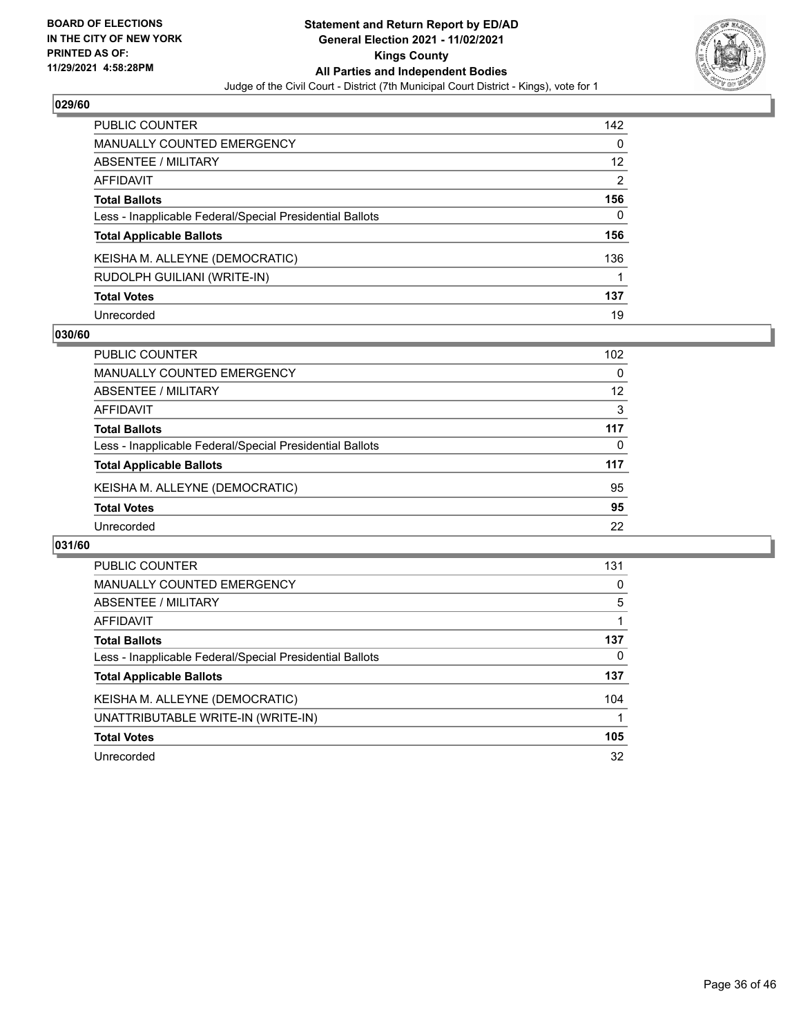## 029/60

| | |
|---|---|
| PUBLIC COUNTER | 142 |
| MANUALLY COUNTED EMERGENCY | 0 |
| ABSENTEE / MILITARY | 12 |
| AFFIDAVIT | 2 |
| **Total Ballots** | **156** |
| Less - Inapplicable Federal/Special Presidential Ballots | 0 |
| **Total Applicable Ballots** | **156** |
| KEISHA M. ALLEYNE (DEMOCRATIC) | 136 |
| RUDOLPH GUILIANI (WRITE-IN) | 1 |
| **Total Votes** | **137** |
| Unrecorded | 19 |

## 030/60

| | |
|---|---|
| PUBLIC COUNTER | 102 |
| MANUALLY COUNTED EMERGENCY | 0 |
| ABSENTEE / MILITARY | 12 |
| AFFIDAVIT | 3 |
| **Total Ballots** | **117** |
| Less - Inapplicable Federal/Special Presidential Ballots | 0 |
| **Total Applicable Ballots** | **117** |
| KEISHA M. ALLEYNE (DEMOCRATIC) | 95 |
| **Total Votes** | **95** |
| Unrecorded | 22 |

## 031/60

| | |
|---|---|
| PUBLIC COUNTER | 131 |
| MANUALLY COUNTED EMERGENCY | 0 |
| ABSENTEE / MILITARY | 5 |
| AFFIDAVIT | 1 |
| **Total Ballots** | **137** |
| Less - Inapplicable Federal/Special Presidential Ballots | 0 |
| **Total Applicable Ballots** | **137** |
| KEISHA M. ALLEYNE (DEMOCRATIC) | 104 |
| UNATTRIBUTABLE WRITE-IN (WRITE-IN) | 1 |
| **Total Votes** | **105** |
| Unrecorded | 32 |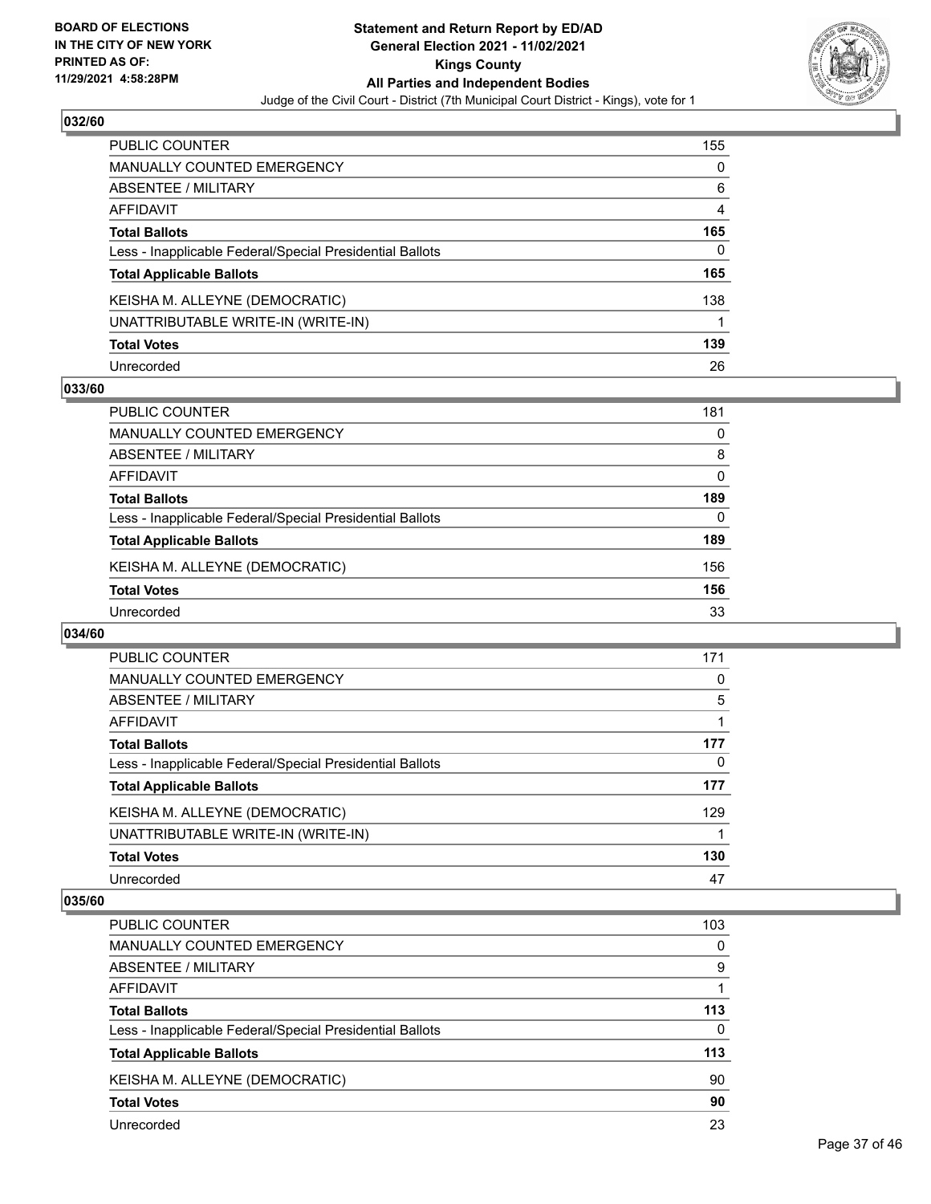**Statement and Return Report by ED/AD**
**General Election 2021 - 11/02/2021**
**Kings County**
**All Parties and Independent Bodies**
Judge of the Civil Court - District (7th Municipal Court District - Kings), vote for 1

BOARD OF ELECTIONS IN THE CITY OF NEW YORK
PRINTED AS OF: 11/29/2021 4:58:28PM

### 032/60

| | |
|---|---|
| PUBLIC COUNTER | 155 |
| MANUALLY COUNTED EMERGENCY | 0 |
| ABSENTEE / MILITARY | 6 |
| AFFIDAVIT | 4 |
| **Total Ballots** | **165** |
| Less - Inapplicable Federal/Special Presidential Ballots | 0 |
| **Total Applicable Ballots** | **165** |
| KEISHA M. ALLEYNE (DEMOCRATIC) | 138 |
| UNATTRIBUTABLE WRITE-IN (WRITE-IN) | 1 |
| **Total Votes** | **139** |
| Unrecorded | 26 |

### 033/60

| | |
|---|---|
| PUBLIC COUNTER | 181 |
| MANUALLY COUNTED EMERGENCY | 0 |
| ABSENTEE / MILITARY | 8 |
| AFFIDAVIT | 0 |
| **Total Ballots** | **189** |
| Less - Inapplicable Federal/Special Presidential Ballots | 0 |
| **Total Applicable Ballots** | **189** |
| KEISHA M. ALLEYNE (DEMOCRATIC) | 156 |
| **Total Votes** | **156** |
| Unrecorded | 33 |

### 034/60

| | |
|---|---|
| PUBLIC COUNTER | 171 |
| MANUALLY COUNTED EMERGENCY | 0 |
| ABSENTEE / MILITARY | 5 |
| AFFIDAVIT | 1 |
| **Total Ballots** | **177** |
| Less - Inapplicable Federal/Special Presidential Ballots | 0 |
| **Total Applicable Ballots** | **177** |
| KEISHA M. ALLEYNE (DEMOCRATIC) | 129 |
| UNATTRIBUTABLE WRITE-IN (WRITE-IN) | 1 |
| **Total Votes** | **130** |
| Unrecorded | 47 |

### 035/60

| | |
|---|---|
| PUBLIC COUNTER | 103 |
| MANUALLY COUNTED EMERGENCY | 0 |
| ABSENTEE / MILITARY | 9 |
| AFFIDAVIT | 1 |
| **Total Ballots** | **113** |
| Less - Inapplicable Federal/Special Presidential Ballots | 0 |
| **Total Applicable Ballots** | **113** |
| KEISHA M. ALLEYNE (DEMOCRATIC) | 90 |
| **Total Votes** | **90** |
| Unrecorded | 23 |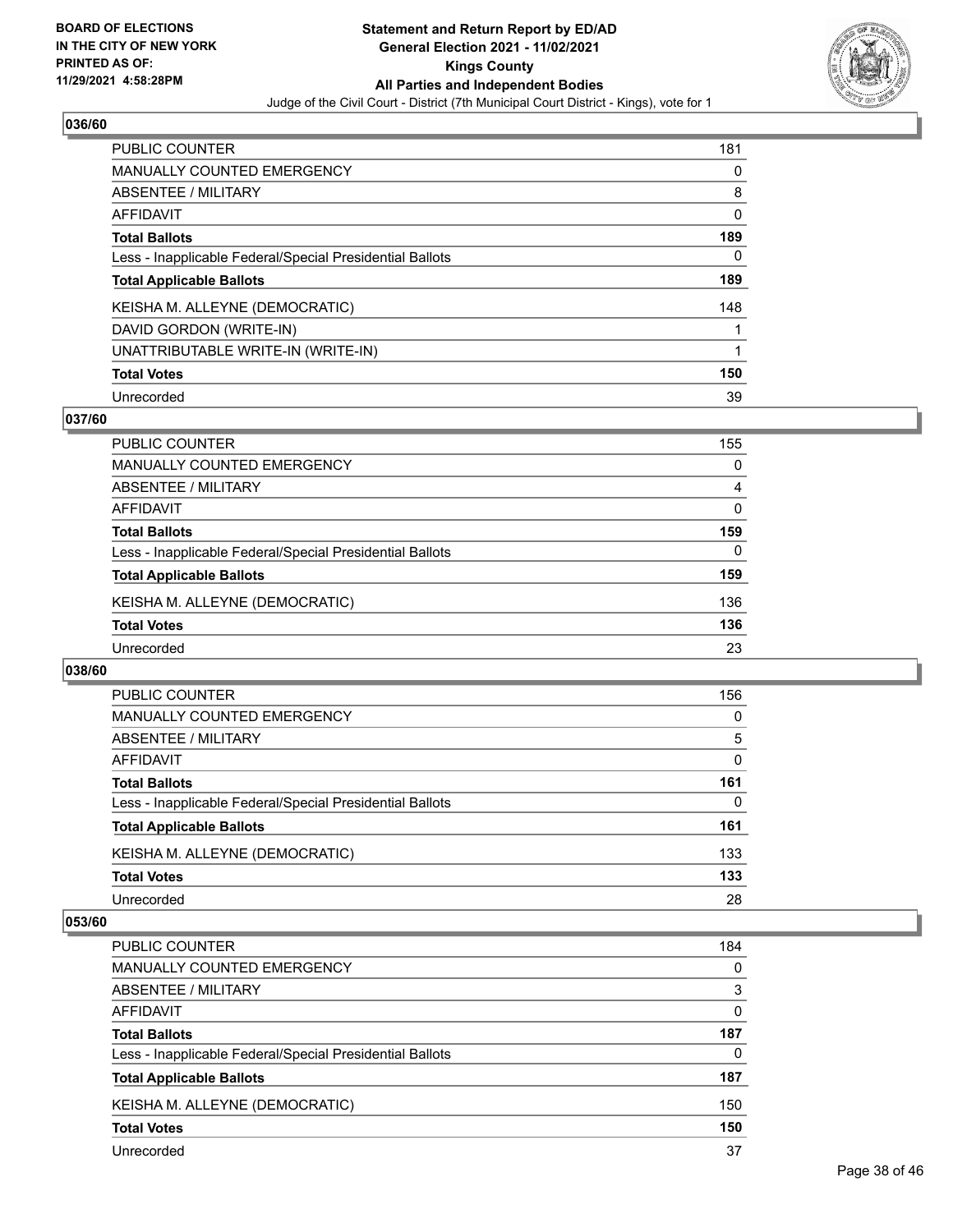## 036/60

| | |
|---|---|
| PUBLIC COUNTER | 181 |
| MANUALLY COUNTED EMERGENCY | 0 |
| ABSENTEE / MILITARY | 8 |
| AFFIDAVIT | 0 |
| **Total Ballots** | **189** |
| Less - Inapplicable Federal/Special Presidential Ballots | 0 |
| **Total Applicable Ballots** | **189** |
| KEISHA M. ALLEYNE (DEMOCRATIC) | 148 |
| DAVID GORDON (WRITE-IN) | 1 |
| UNATTRIBUTABLE WRITE-IN (WRITE-IN) | 1 |
| **Total Votes** | **150** |
| Unrecorded | 39 |

## 037/60

| | |
|---|---|
| PUBLIC COUNTER | 155 |
| MANUALLY COUNTED EMERGENCY | 0 |
| ABSENTEE / MILITARY | 4 |
| AFFIDAVIT | 0 |
| **Total Ballots** | **159** |
| Less - Inapplicable Federal/Special Presidential Ballots | 0 |
| **Total Applicable Ballots** | **159** |
| KEISHA M. ALLEYNE (DEMOCRATIC) | 136 |
| **Total Votes** | **136** |
| Unrecorded | 23 |

## 038/60

| | |
|---|---|
| PUBLIC COUNTER | 156 |
| MANUALLY COUNTED EMERGENCY | 0 |
| ABSENTEE / MILITARY | 5 |
| AFFIDAVIT | 0 |
| **Total Ballots** | **161** |
| Less - Inapplicable Federal/Special Presidential Ballots | 0 |
| **Total Applicable Ballots** | **161** |
| KEISHA M. ALLEYNE (DEMOCRATIC) | 133 |
| **Total Votes** | **133** |
| Unrecorded | 28 |

## 053/60

| | |
|---|---|
| PUBLIC COUNTER | 184 |
| MANUALLY COUNTED EMERGENCY | 0 |
| ABSENTEE / MILITARY | 3 |
| AFFIDAVIT | 0 |
| **Total Ballots** | **187** |
| Less - Inapplicable Federal/Special Presidential Ballots | 0 |
| **Total Applicable Ballots** | **187** |
| KEISHA M. ALLEYNE (DEMOCRATIC) | 150 |
| **Total Votes** | **150** |
| Unrecorded | 37 |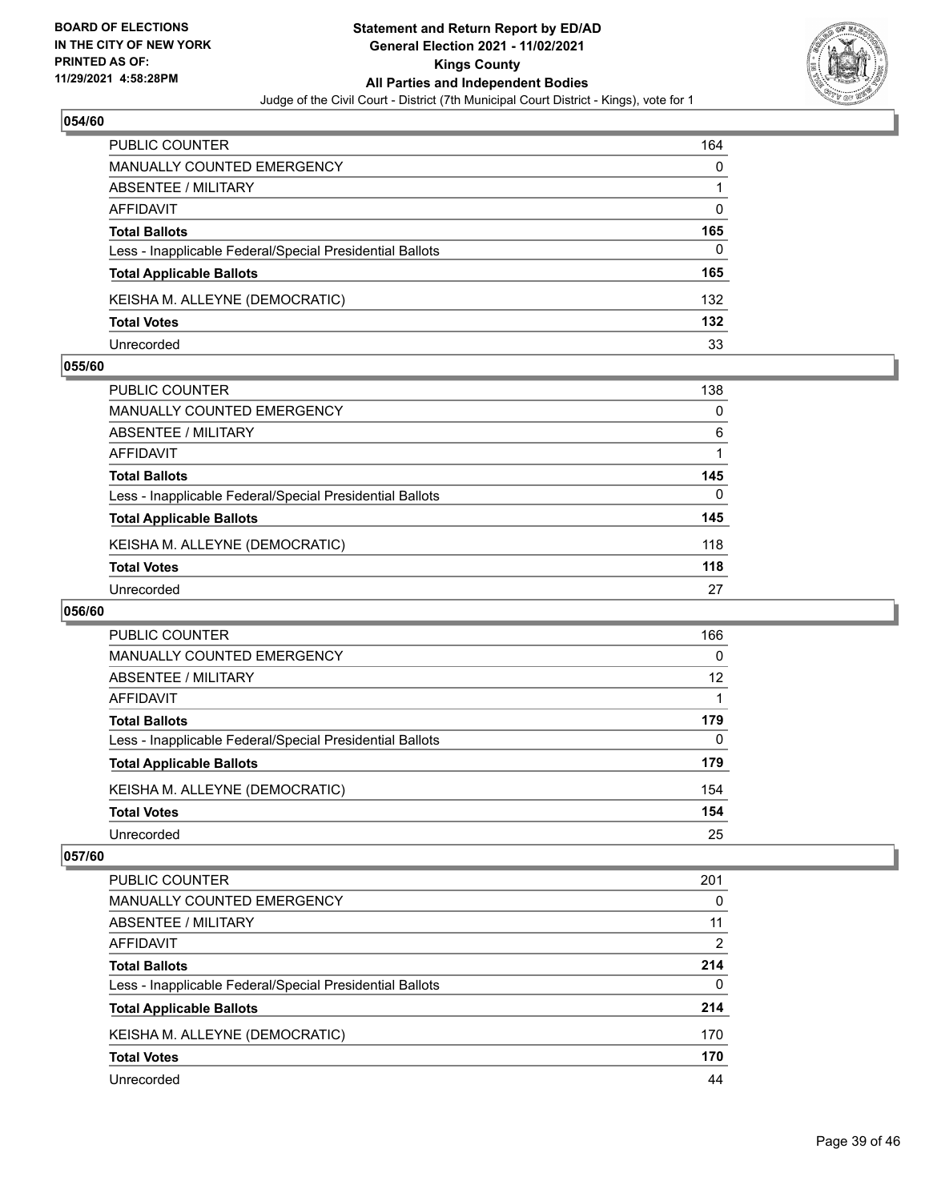**Statement and Return Report by ED/AD**
**General Election 2021 - 11/02/2021**
**Kings County**
**All Parties and Independent Bodies**
Judge of the Civil Court - District (7th Municipal Court District - Kings), vote for 1

BOARD OF ELECTIONS IN THE CITY OF NEW YORK PRINTED AS OF: 11/29/2021 4:58:28PM

## 054/60

| | |
|---|---|
| PUBLIC COUNTER | 164 |
| MANUALLY COUNTED EMERGENCY | 0 |
| ABSENTEE / MILITARY | 1 |
| AFFIDAVIT | 0 |
| **Total Ballots** | **165** |
| Less - Inapplicable Federal/Special Presidential Ballots | 0 |
| **Total Applicable Ballots** | **165** |
| KEISHA M. ALLEYNE (DEMOCRATIC) | 132 |
| **Total Votes** | **132** |
| Unrecorded | 33 |

## 055/60

| | |
|---|---|
| PUBLIC COUNTER | 138 |
| MANUALLY COUNTED EMERGENCY | 0 |
| ABSENTEE / MILITARY | 6 |
| AFFIDAVIT | 1 |
| **Total Ballots** | **145** |
| Less - Inapplicable Federal/Special Presidential Ballots | 0 |
| **Total Applicable Ballots** | **145** |
| KEISHA M. ALLEYNE (DEMOCRATIC) | 118 |
| **Total Votes** | **118** |
| Unrecorded | 27 |

## 056/60

| | |
|---|---|
| PUBLIC COUNTER | 166 |
| MANUALLY COUNTED EMERGENCY | 0 |
| ABSENTEE / MILITARY | 12 |
| AFFIDAVIT | 1 |
| **Total Ballots** | **179** |
| Less - Inapplicable Federal/Special Presidential Ballots | 0 |
| **Total Applicable Ballots** | **179** |
| KEISHA M. ALLEYNE (DEMOCRATIC) | 154 |
| **Total Votes** | **154** |
| Unrecorded | 25 |

## 057/60

| | |
|---|---|
| PUBLIC COUNTER | 201 |
| MANUALLY COUNTED EMERGENCY | 0 |
| ABSENTEE / MILITARY | 11 |
| AFFIDAVIT | 2 |
| **Total Ballots** | **214** |
| Less - Inapplicable Federal/Special Presidential Ballots | 0 |
| **Total Applicable Ballots** | **214** |
| KEISHA M. ALLEYNE (DEMOCRATIC) | 170 |
| **Total Votes** | **170** |
| Unrecorded | 44 |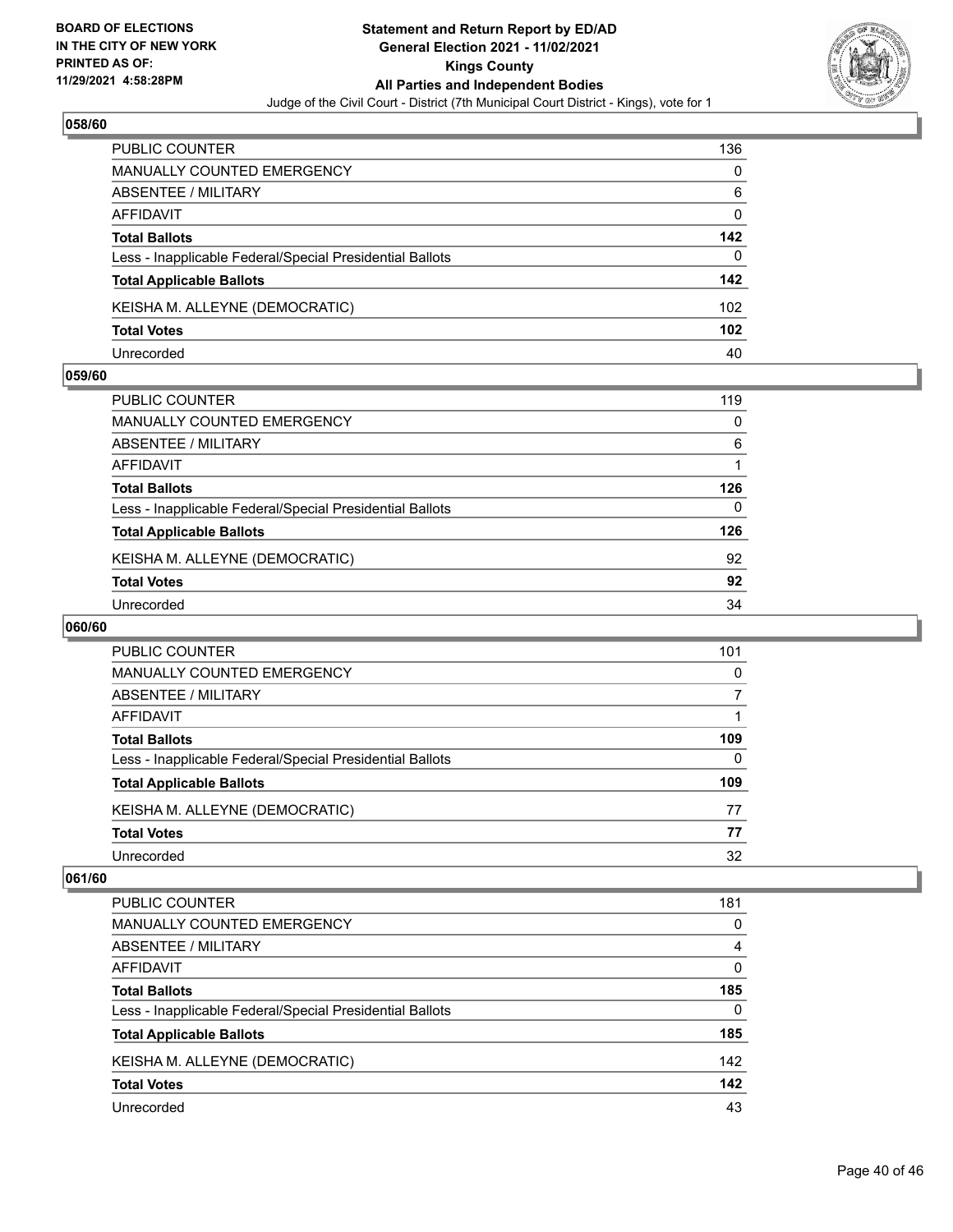# Statement and Return Report by ED/AD
## General Election 2021 - 11/02/2021
## Kings County
## All Parties and Independent Bodies
### Judge of the Civil Court - District (7th Municipal Court District - Kings), vote for 1

BOARD OF ELECTIONS IN THE CITY OF NEW YORK PRINTED AS OF: 11/29/2021 4:58:28PM

**058/60**

| | |
|---|---|
| PUBLIC COUNTER | 136 |
| MANUALLY COUNTED EMERGENCY | 0 |
| ABSENTEE / MILITARY | 6 |
| AFFIDAVIT | 0 |
| **Total Ballots** | **142** |
| Less - Inapplicable Federal/Special Presidential Ballots | 0 |
| **Total Applicable Ballots** | **142** |
| KEISHA M. ALLEYNE (DEMOCRATIC) | 102 |
| **Total Votes** | **102** |
| Unrecorded | 40 |

**059/60**

| | |
|---|---|
| PUBLIC COUNTER | 119 |
| MANUALLY COUNTED EMERGENCY | 0 |
| ABSENTEE / MILITARY | 6 |
| AFFIDAVIT | 1 |
| **Total Ballots** | **126** |
| Less - Inapplicable Federal/Special Presidential Ballots | 0 |
| **Total Applicable Ballots** | **126** |
| KEISHA M. ALLEYNE (DEMOCRATIC) | 92 |
| **Total Votes** | **92** |
| Unrecorded | 34 |

**060/60**

| | |
|---|---|
| PUBLIC COUNTER | 101 |
| MANUALLY COUNTED EMERGENCY | 0 |
| ABSENTEE / MILITARY | 7 |
| AFFIDAVIT | 1 |
| **Total Ballots** | **109** |
| Less - Inapplicable Federal/Special Presidential Ballots | 0 |
| **Total Applicable Ballots** | **109** |
| KEISHA M. ALLEYNE (DEMOCRATIC) | 77 |
| **Total Votes** | **77** |
| Unrecorded | 32 |

**061/60**

| | |
|---|---|
| PUBLIC COUNTER | 181 |
| MANUALLY COUNTED EMERGENCY | 0 |
| ABSENTEE / MILITARY | 4 |
| AFFIDAVIT | 0 |
| **Total Ballots** | **185** |
| Less - Inapplicable Federal/Special Presidential Ballots | 0 |
| **Total Applicable Ballots** | **185** |
| KEISHA M. ALLEYNE (DEMOCRATIC) | 142 |
| **Total Votes** | **142** |
| Unrecorded | 43 |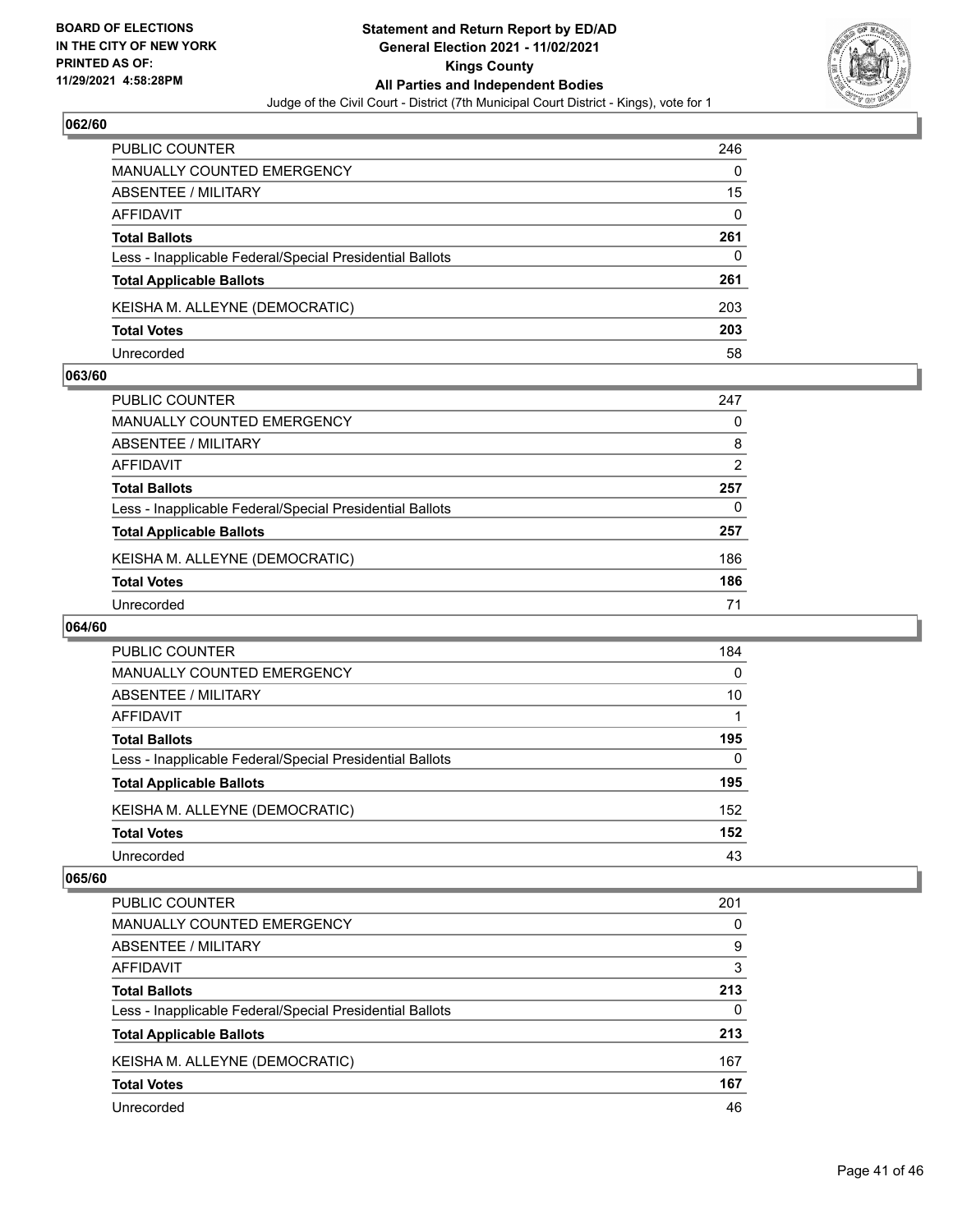## 062/60

| | |
|---|---|
| PUBLIC COUNTER | 246 |
| MANUALLY COUNTED EMERGENCY | 0 |
| ABSENTEE / MILITARY | 15 |
| AFFIDAVIT | 0 |
| **Total Ballots** | **261** |
| Less - Inapplicable Federal/Special Presidential Ballots | 0 |
| **Total Applicable Ballots** | **261** |
| KEISHA M. ALLEYNE (DEMOCRATIC) | 203 |
| **Total Votes** | **203** |
| Unrecorded | 58 |

## 063/60

| | |
|---|---|
| PUBLIC COUNTER | 247 |
| MANUALLY COUNTED EMERGENCY | 0 |
| ABSENTEE / MILITARY | 8 |
| AFFIDAVIT | 2 |
| **Total Ballots** | **257** |
| Less - Inapplicable Federal/Special Presidential Ballots | 0 |
| **Total Applicable Ballots** | **257** |
| KEISHA M. ALLEYNE (DEMOCRATIC) | 186 |
| **Total Votes** | **186** |
| Unrecorded | 71 |

## 064/60

| | |
|---|---|
| PUBLIC COUNTER | 184 |
| MANUALLY COUNTED EMERGENCY | 0 |
| ABSENTEE / MILITARY | 10 |
| AFFIDAVIT | 1 |
| **Total Ballots** | **195** |
| Less - Inapplicable Federal/Special Presidential Ballots | 0 |
| **Total Applicable Ballots** | **195** |
| KEISHA M. ALLEYNE (DEMOCRATIC) | 152 |
| **Total Votes** | **152** |
| Unrecorded | 43 |

## 065/60

| | |
|---|---|
| PUBLIC COUNTER | 201 |
| MANUALLY COUNTED EMERGENCY | 0 |
| ABSENTEE / MILITARY | 9 |
| AFFIDAVIT | 3 |
| **Total Ballots** | **213** |
| Less - Inapplicable Federal/Special Presidential Ballots | 0 |
| **Total Applicable Ballots** | **213** |
| KEISHA M. ALLEYNE (DEMOCRATIC) | 167 |
| **Total Votes** | **167** |
| Unrecorded | 46 |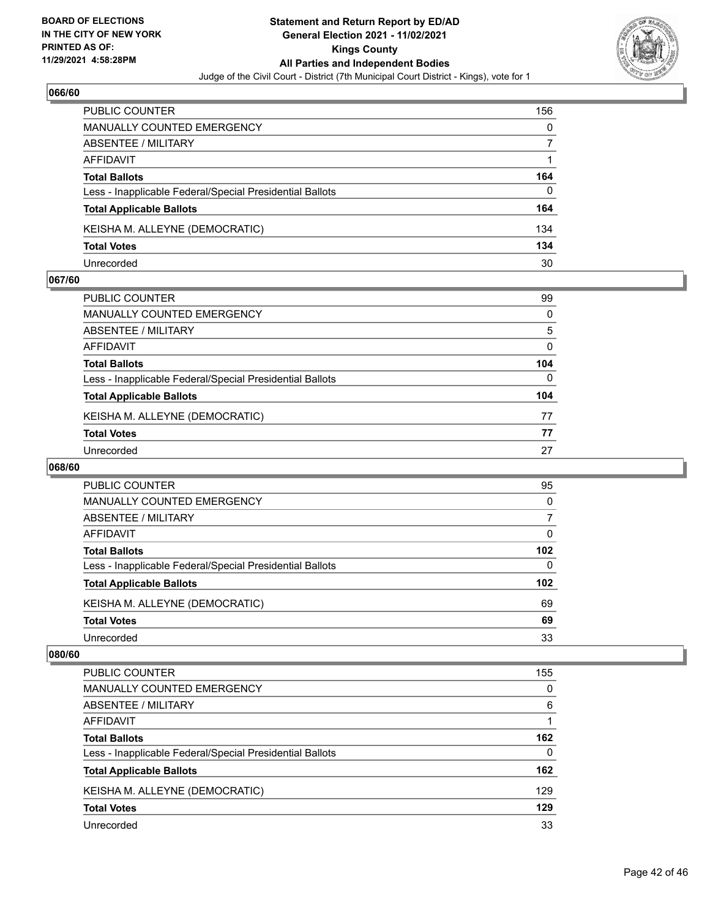## 066/60

| | |
|---|---|
| PUBLIC COUNTER | 156 |
| MANUALLY COUNTED EMERGENCY | 0 |
| ABSENTEE / MILITARY | 7 |
| AFFIDAVIT | 1 |
| **Total Ballots** | **164** |
| Less - Inapplicable Federal/Special Presidential Ballots | 0 |
| **Total Applicable Ballots** | **164** |
| KEISHA M. ALLEYNE (DEMOCRATIC) | 134 |
| **Total Votes** | **134** |
| Unrecorded | 30 |

## 067/60

| | |
|---|---|
| PUBLIC COUNTER | 99 |
| MANUALLY COUNTED EMERGENCY | 0 |
| ABSENTEE / MILITARY | 5 |
| AFFIDAVIT | 0 |
| **Total Ballots** | **104** |
| Less - Inapplicable Federal/Special Presidential Ballots | 0 |
| **Total Applicable Ballots** | **104** |
| KEISHA M. ALLEYNE (DEMOCRATIC) | 77 |
| **Total Votes** | **77** |
| Unrecorded | 27 |

## 068/60

| | |
|---|---|
| PUBLIC COUNTER | 95 |
| MANUALLY COUNTED EMERGENCY | 0 |
| ABSENTEE / MILITARY | 7 |
| AFFIDAVIT | 0 |
| **Total Ballots** | **102** |
| Less - Inapplicable Federal/Special Presidential Ballots | 0 |
| **Total Applicable Ballots** | **102** |
| KEISHA M. ALLEYNE (DEMOCRATIC) | 69 |
| **Total Votes** | **69** |
| Unrecorded | 33 |

## 080/60

| | |
|---|---|
| PUBLIC COUNTER | 155 |
| MANUALLY COUNTED EMERGENCY | 0 |
| ABSENTEE / MILITARY | 6 |
| AFFIDAVIT | 1 |
| **Total Ballots** | **162** |
| Less - Inapplicable Federal/Special Presidential Ballots | 0 |
| **Total Applicable Ballots** | **162** |
| KEISHA M. ALLEYNE (DEMOCRATIC) | 129 |
| **Total Votes** | **129** |
| Unrecorded | 33 |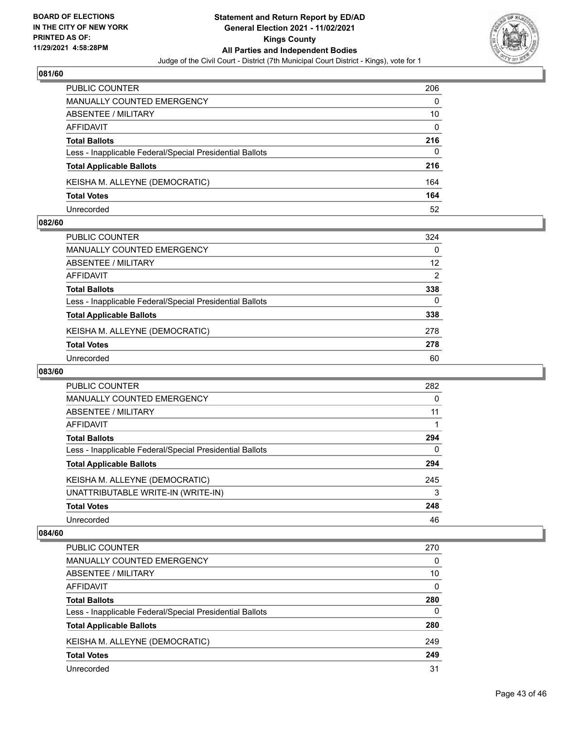BOARD OF ELECTIONS
IN THE CITY OF NEW YORK
PRINTED AS OF:
11/29/2021 4:58:28PM

**Statement and Return Report by ED/AD**
**General Election 2021 - 11/02/2021**
**Kings County**
**All Parties and Independent Bodies**
Judge of the Civil Court - District (7th Municipal Court District - Kings), vote for 1

### 081/60

| | |
|---|---|
| PUBLIC COUNTER | 206 |
| MANUALLY COUNTED EMERGENCY | 0 |
| ABSENTEE / MILITARY | 10 |
| AFFIDAVIT | 0 |
| **Total Ballots** | **216** |
| Less - Inapplicable Federal/Special Presidential Ballots | 0 |
| **Total Applicable Ballots** | **216** |
| KEISHA M. ALLEYNE (DEMOCRATIC) | 164 |
| **Total Votes** | **164** |
| Unrecorded | 52 |

### 082/60

| | |
|---|---|
| PUBLIC COUNTER | 324 |
| MANUALLY COUNTED EMERGENCY | 0 |
| ABSENTEE / MILITARY | 12 |
| AFFIDAVIT | 2 |
| **Total Ballots** | **338** |
| Less - Inapplicable Federal/Special Presidential Ballots | 0 |
| **Total Applicable Ballots** | **338** |
| KEISHA M. ALLEYNE (DEMOCRATIC) | 278 |
| **Total Votes** | **278** |
| Unrecorded | 60 |

### 083/60

| | |
|---|---|
| PUBLIC COUNTER | 282 |
| MANUALLY COUNTED EMERGENCY | 0 |
| ABSENTEE / MILITARY | 11 |
| AFFIDAVIT | 1 |
| **Total Ballots** | **294** |
| Less - Inapplicable Federal/Special Presidential Ballots | 0 |
| **Total Applicable Ballots** | **294** |
| KEISHA M. ALLEYNE (DEMOCRATIC) | 245 |
| UNATTRIBUTABLE WRITE-IN (WRITE-IN) | 3 |
| **Total Votes** | **248** |
| Unrecorded | 46 |

### 084/60

| | |
|---|---|
| PUBLIC COUNTER | 270 |
| MANUALLY COUNTED EMERGENCY | 0 |
| ABSENTEE / MILITARY | 10 |
| AFFIDAVIT | 0 |
| **Total Ballots** | **280** |
| Less - Inapplicable Federal/Special Presidential Ballots | 0 |
| **Total Applicable Ballots** | **280** |
| KEISHA M. ALLEYNE (DEMOCRATIC) | 249 |
| **Total Votes** | **249** |
| Unrecorded | 31 |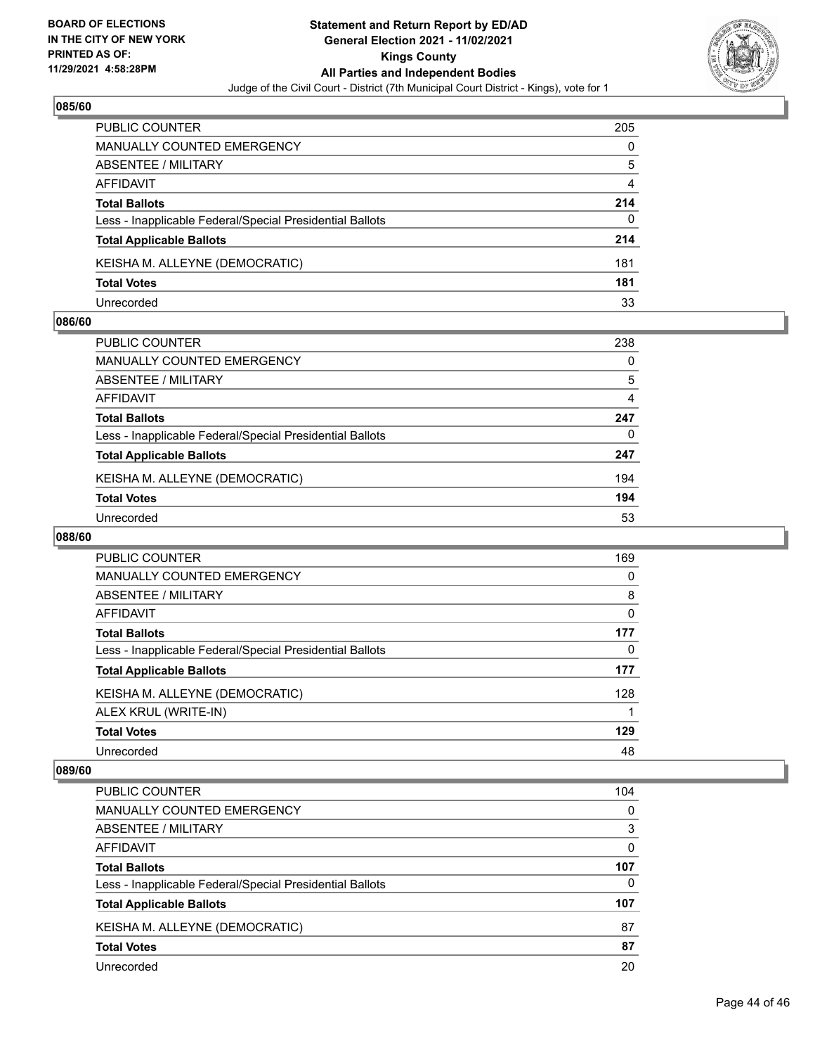## 085/60

| | |
|---|---|
| PUBLIC COUNTER | 205 |
| MANUALLY COUNTED EMERGENCY | 0 |
| ABSENTEE / MILITARY | 5 |
| AFFIDAVIT | 4 |
| **Total Ballots** | **214** |
| Less - Inapplicable Federal/Special Presidential Ballots | 0 |
| **Total Applicable Ballots** | **214** |
| KEISHA M. ALLEYNE (DEMOCRATIC) | 181 |
| **Total Votes** | **181** |
| Unrecorded | 33 |

## 086/60

| | |
|---|---|
| PUBLIC COUNTER | 238 |
| MANUALLY COUNTED EMERGENCY | 0 |
| ABSENTEE / MILITARY | 5 |
| AFFIDAVIT | 4 |
| **Total Ballots** | **247** |
| Less - Inapplicable Federal/Special Presidential Ballots | 0 |
| **Total Applicable Ballots** | **247** |
| KEISHA M. ALLEYNE (DEMOCRATIC) | 194 |
| **Total Votes** | **194** |
| Unrecorded | 53 |

## 088/60

| | |
|---|---|
| PUBLIC COUNTER | 169 |
| MANUALLY COUNTED EMERGENCY | 0 |
| ABSENTEE / MILITARY | 8 |
| AFFIDAVIT | 0 |
| **Total Ballots** | **177** |
| Less - Inapplicable Federal/Special Presidential Ballots | 0 |
| **Total Applicable Ballots** | **177** |
| KEISHA M. ALLEYNE (DEMOCRATIC) | 128 |
| ALEX KRUL (WRITE-IN) | 1 |
| **Total Votes** | **129** |
| Unrecorded | 48 |

## 089/60

| | |
|---|---|
| PUBLIC COUNTER | 104 |
| MANUALLY COUNTED EMERGENCY | 0 |
| ABSENTEE / MILITARY | 3 |
| AFFIDAVIT | 0 |
| **Total Ballots** | **107** |
| Less - Inapplicable Federal/Special Presidential Ballots | 0 |
| **Total Applicable Ballots** | **107** |
| KEISHA M. ALLEYNE (DEMOCRATIC) | 87 |
| **Total Votes** | **87** |
| Unrecorded | 20 |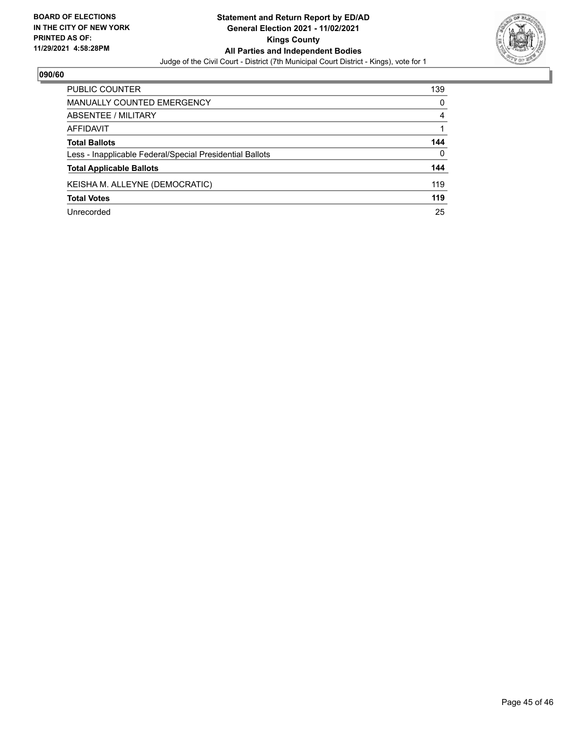**BOARD OF ELECTIONS IN THE CITY OF NEW YORK PRINTED AS OF: 11/29/2021 4:58:28PM**

**Statement and Return Report by ED/AD**
**General Election 2021 - 11/02/2021**
**Kings County**
**All Parties and Independent Bodies**
Judge of the Civil Court - District (7th Municipal Court District - Kings), vote for 1

## 090/60

| | |
|---|---|
| PUBLIC COUNTER | 139 |
| MANUALLY COUNTED EMERGENCY | 0 |
| ABSENTEE / MILITARY | 4 |
| AFFIDAVIT | 1 |
| **Total Ballots** | **144** |
| Less - Inapplicable Federal/Special Presidential Ballots | 0 |
| **Total Applicable Ballots** | **144** |
| KEISHA M. ALLEYNE (DEMOCRATIC) | 119 |
| **Total Votes** | **119** |
| Unrecorded | 25 |